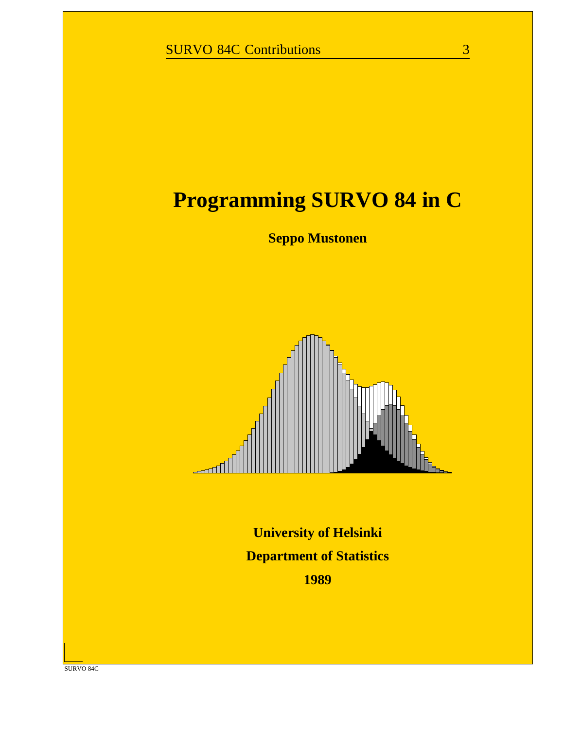SURVO 84C Contributions 3

# Programming SURVO 84 in C

**Seppo Mustonen**

**University of Helsinki**

**Department of Statistics**

**1989**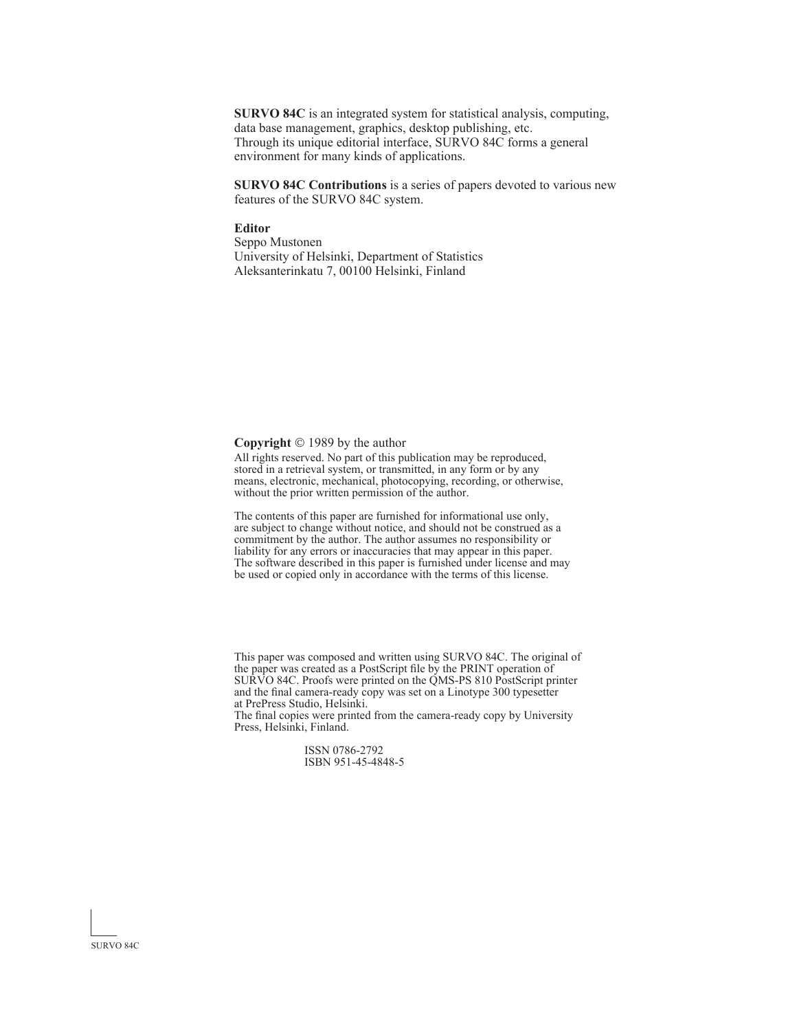**SURVO 84C** is an integrated system for statistical analysis, computing, data base management, graphics, desktop publishing, etc.
Through its unique editorial interface, SURVO 84C forms a general environment for many kinds of applications.

**SURVO 84C Contributions** is a series of papers devoted to various new features of the SURVO 84C system.

**Editor**
Seppo Mustonen
University of Helsinki, Department of Statistics
Aleksanterinkatu 7, 00100 Helsinki, Finland

**Copyright** © 1989 by the author

All rights reserved. No part of this publication may be reproduced, stored in a retrieval system, or transmitted, in any form or by any means, electronic, mechanical, photocopying, recording, or otherwise, without the prior written permission of the author.

The contents of this paper are furnished for informational use only, are subject to change without notice, and should not be construed as a commitment by the author. The author assumes no responsibility or liability for any errors or inaccuracies that may appear in this paper. The software described in this paper is furnished under license and may be used or copied only in accordance with the terms of this license.

This paper was composed and written using SURVO 84C. The original of the paper was created as a PostScript file by the PRINT operation of SURVO 84C. Proofs were printed on the QMS-PS 810 PostScript printer and the final camera-ready copy was set on a Linotype 300 typesetter at PrePress Studio, Helsinki.
The final copies were printed from the camera-ready copy by University Press, Helsinki, Finland.

ISSN 0786-2792
ISBN 951-45-4848-5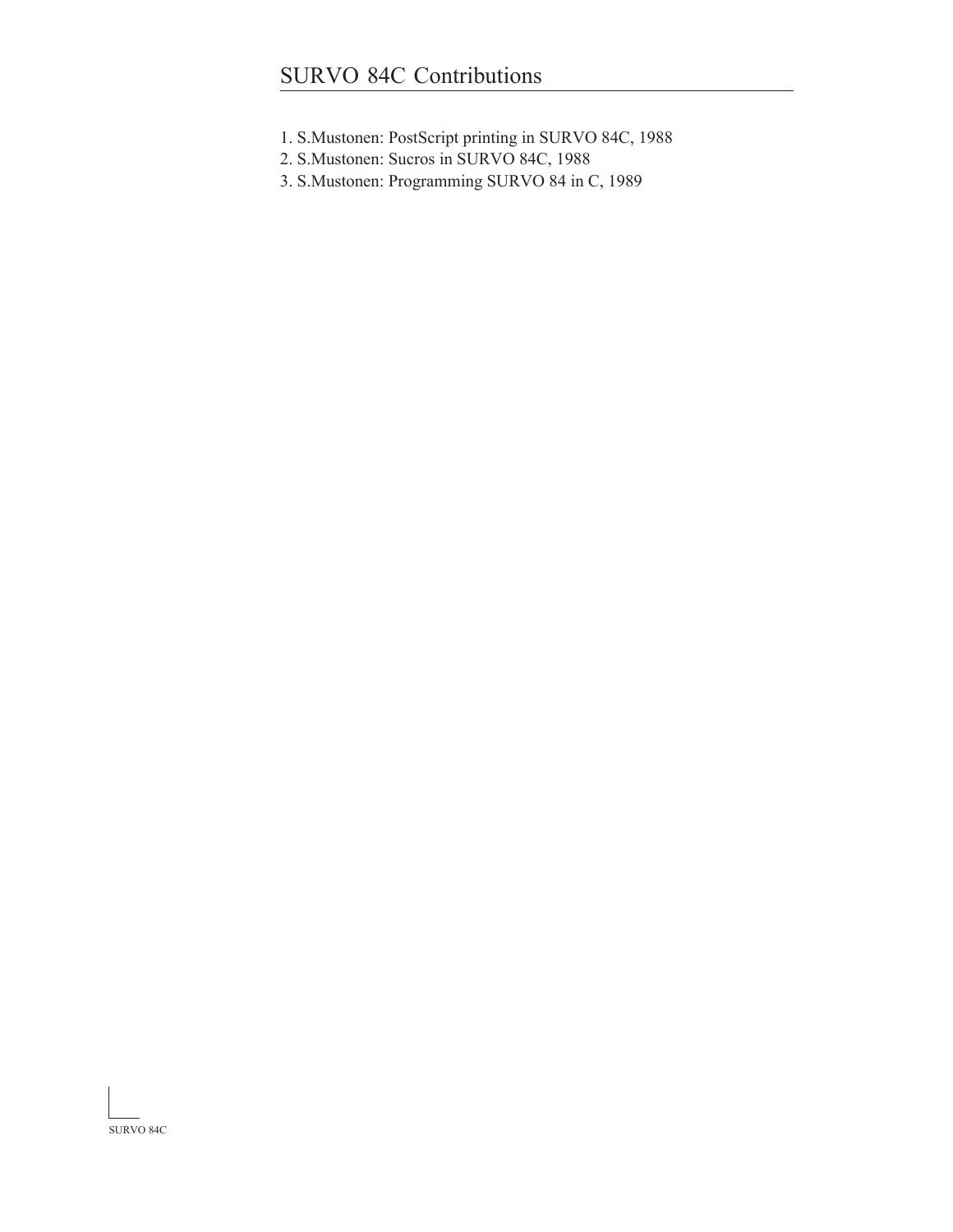# SURVO 84C Contributions

1. S.Mustonen: PostScript printing in SURVO 84C, 1988
2. S.Mustonen: Sucros in SURVO 84C, 1988
3. S.Mustonen: Programming SURVO 84 in C, 1989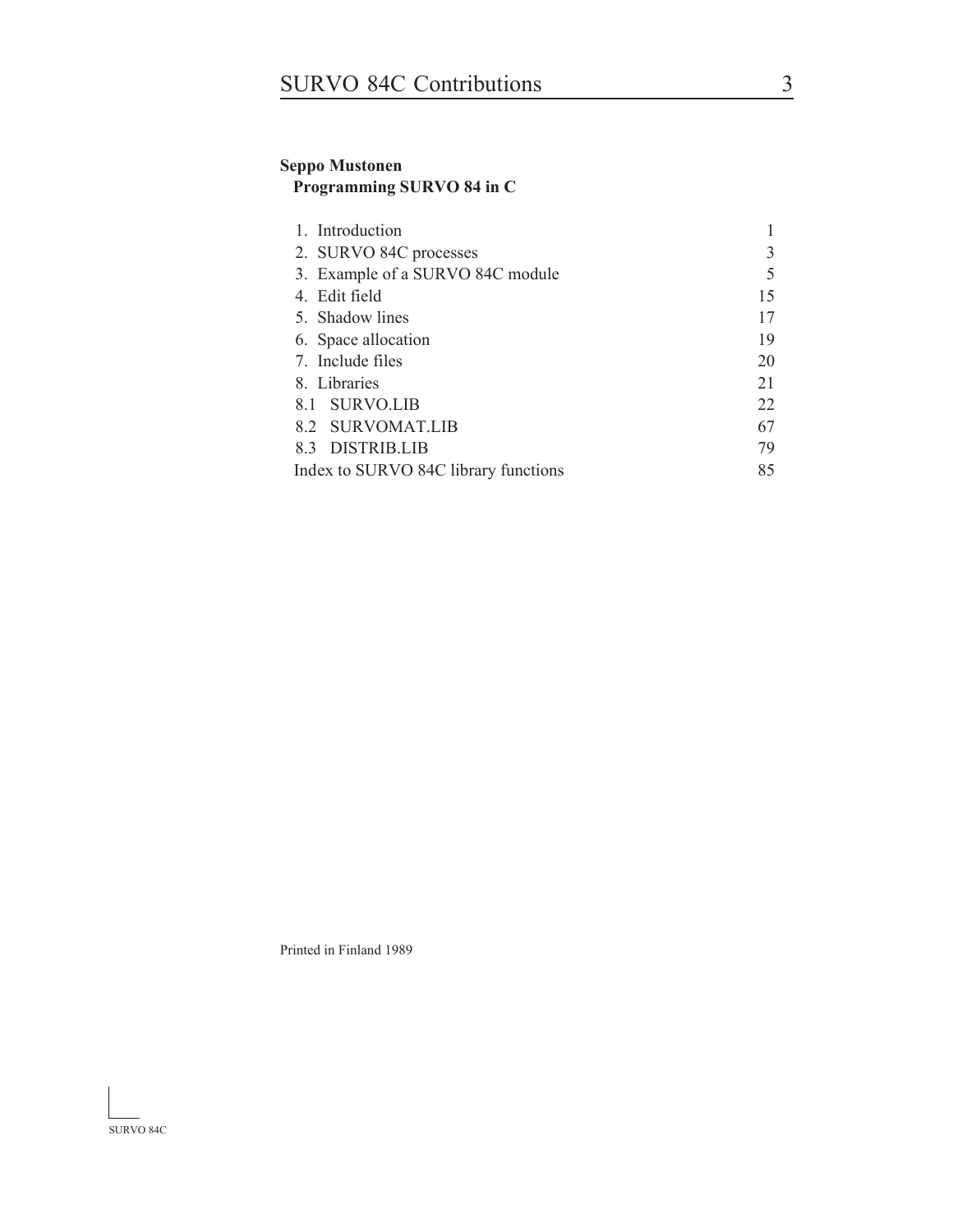**Seppo Mustonen**
**Programming SURVO 84 in C**

| | |
|---|---|
| 1. Introduction | 1 |
| 2. SURVO 84C processes | 3 |
| 3. Example of a SURVO 84C module | 5 |
| 4. Edit field | 15 |
| 5. Shadow lines | 17 |
| 6. Space allocation | 19 |
| 7. Include files | 20 |
| 8. Libraries | 21 |
| 8.1 SURVO.LIB | 22 |
| 8.2 SURVOMAT.LIB | 67 |
| 8.3 DISTRIB.LIB | 79 |
| Index to SURVO 84C library functions | 85 |

Printed in Finland 1989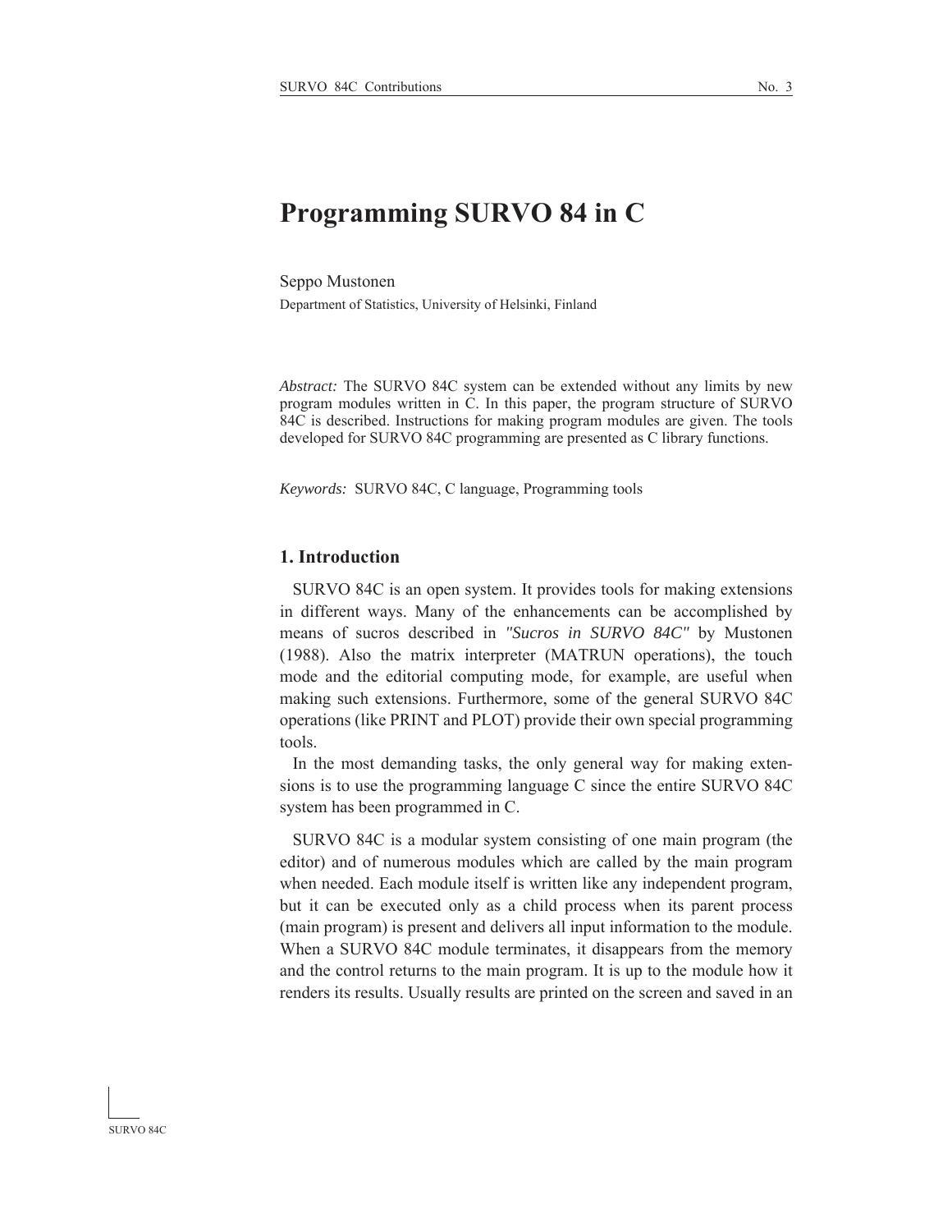# Programming SURVO 84 in C

Seppo Mustonen

Department of Statistics, University of Helsinki, Finland

*Abstract:* The SURVO 84C system can be extended without any limits by new program modules written in C. In this paper, the program structure of SURVO 84C is described. Instructions for making program modules are given. The tools developed for SURVO 84C programming are presented as C library functions.

*Keywords:* SURVO 84C, C language, Programming tools

## 1. Introduction

SURVO 84C is an open system. It provides tools for making extensions in different ways. Many of the enhancements can be accomplished by means of sucros described in *"Sucros in SURVO 84C"* by Mustonen (1988). Also the matrix interpreter (MATRUN operations), the touch mode and the editorial computing mode, for example, are useful when making such extensions. Furthermore, some of the general SURVO 84C operations (like PRINT and PLOT) provide their own special programming tools.

In the most demanding tasks, the only general way for making extensions is to use the programming language C since the entire SURVO 84C system has been programmed in C.

SURVO 84C is a modular system consisting of one main program (the editor) and of numerous modules which are called by the main program when needed. Each module itself is written like any independent program, but it can be executed only as a child process when its parent process (main program) is present and delivers all input information to the module. When a SURVO 84C module terminates, it disappears from the memory and the control returns to the main program. It is up to the module how it renders its results. Usually results are printed on the screen and saved in an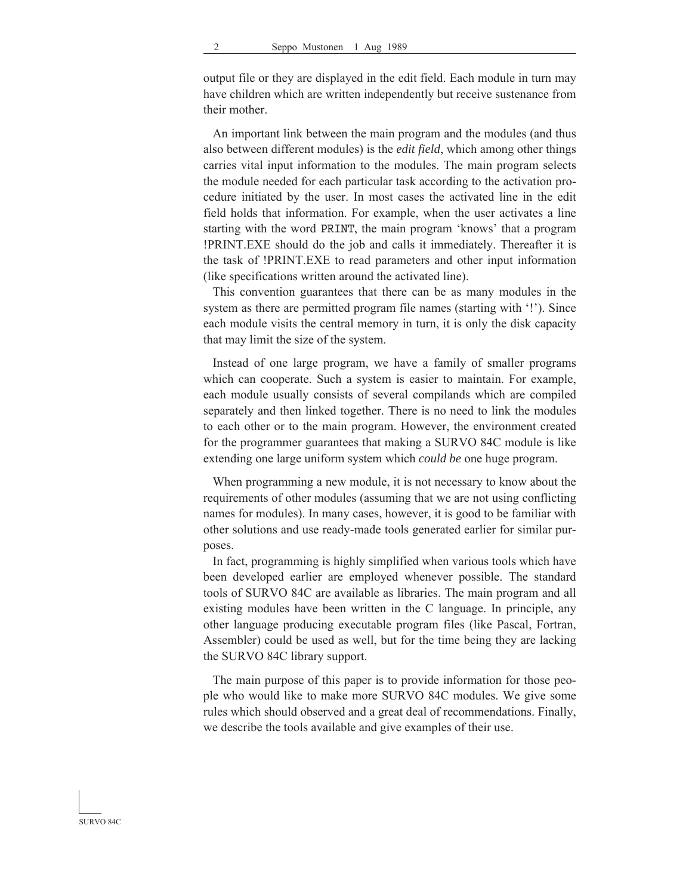output file or they are displayed in the edit field. Each module in turn may have children which are written independently but receive sustenance from their mother.

An important link between the main program and the modules (and thus also between different modules) is the *edit field*, which among other things carries vital input information to the modules. The main program selects the module needed for each particular task according to the activation procedure initiated by the user. In most cases the activated line in the edit field holds that information. For example, when the user activates a line starting with the word `PRINT`, the main program 'knows' that a program !PRINT.EXE should do the job and calls it immediately. Thereafter it is the task of !PRINT.EXE to read parameters and other input information (like specifications written around the activated line).

This convention guarantees that there can be as many modules in the system as there are permitted program file names (starting with '!'). Since each module visits the central memory in turn, it is only the disk capacity that may limit the size of the system.

Instead of one large program, we have a family of smaller programs which can cooperate. Such a system is easier to maintain. For example, each module usually consists of several compilands which are compiled separately and then linked together. There is no need to link the modules to each other or to the main program. However, the environment created for the programmer guarantees that making a SURVO 84C module is like extending one large uniform system which *could be* one huge program.

When programming a new module, it is not necessary to know about the requirements of other modules (assuming that we are not using conflicting names for modules). In many cases, however, it is good to be familiar with other solutions and use ready-made tools generated earlier for similar purposes.

In fact, programming is highly simplified when various tools which have been developed earlier are employed whenever possible. The standard tools of SURVO 84C are available as libraries. The main program and all existing modules have been written in the C language. In principle, any other language producing executable program files (like Pascal, Fortran, Assembler) could be used as well, but for the time being they are lacking the SURVO 84C library support.

The main purpose of this paper is to provide information for those people who would like to make more SURVO 84C modules. We give some rules which should observed and a great deal of recommendations. Finally, we describe the tools available and give examples of their use.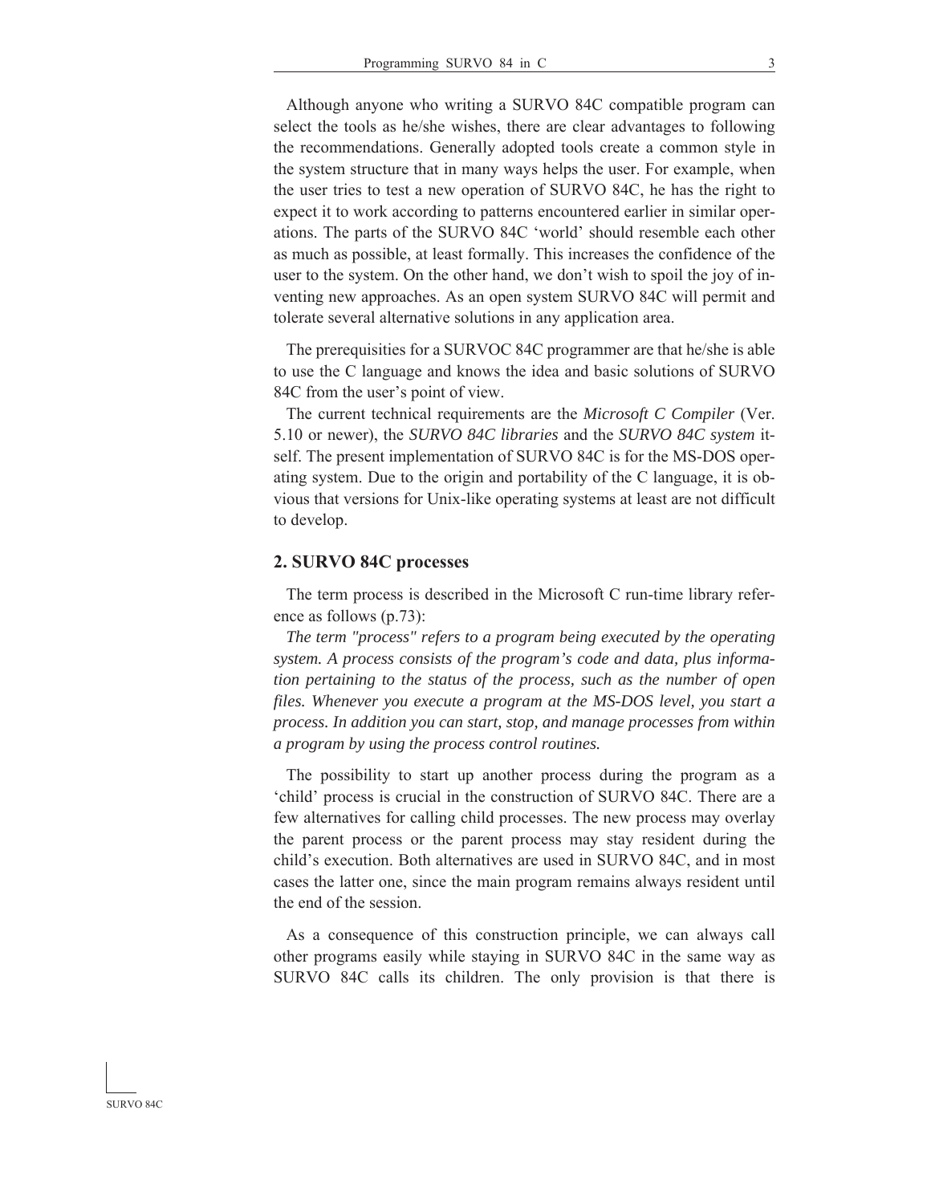Although anyone who writing a SURVO 84C compatible program can select the tools as he/she wishes, there are clear advantages to following the recommendations. Generally adopted tools create a common style in the system structure that in many ways helps the user. For example, when the user tries to test a new operation of SURVO 84C, he has the right to expect it to work according to patterns encountered earlier in similar operations. The parts of the SURVO 84C 'world' should resemble each other as much as possible, at least formally. This increases the confidence of the user to the system. On the other hand, we don't wish to spoil the joy of inventing new approaches. As an open system SURVO 84C will permit and tolerate several alternative solutions in any application area.

The prerequisities for a SURVOC 84C programmer are that he/she is able to use the C language and knows the idea and basic solutions of SURVO 84C from the user's point of view.

The current technical requirements are the *Microsoft C Compiler* (Ver. 5.10 or newer), the *SURVO 84C libraries* and the *SURVO 84C system* itself. The present implementation of SURVO 84C is for the MS-DOS operating system. Due to the origin and portability of the C language, it is obvious that versions for Unix-like operating systems at least are not difficult to develop.

## 2. SURVO 84C processes

The term process is described in the Microsoft C run-time library reference as follows (p.73):

*The term "process" refers to a program being executed by the operating system. A process consists of the program's code and data, plus information pertaining to the status of the process, such as the number of open files. Whenever you execute a program at the MS-DOS level, you start a process. In addition you can start, stop, and manage processes from within a program by using the process control routines.*

The possibility to start up another process during the program as a 'child' process is crucial in the construction of SURVO 84C. There are a few alternatives for calling child processes. The new process may overlay the parent process or the parent process may stay resident during the child's execution. Both alternatives are used in SURVO 84C, and in most cases the latter one, since the main program remains always resident until the end of the session.

As a consequence of this construction principle, we can always call other programs easily while staying in SURVO 84C in the same way as SURVO 84C calls its children. The only provision is that there is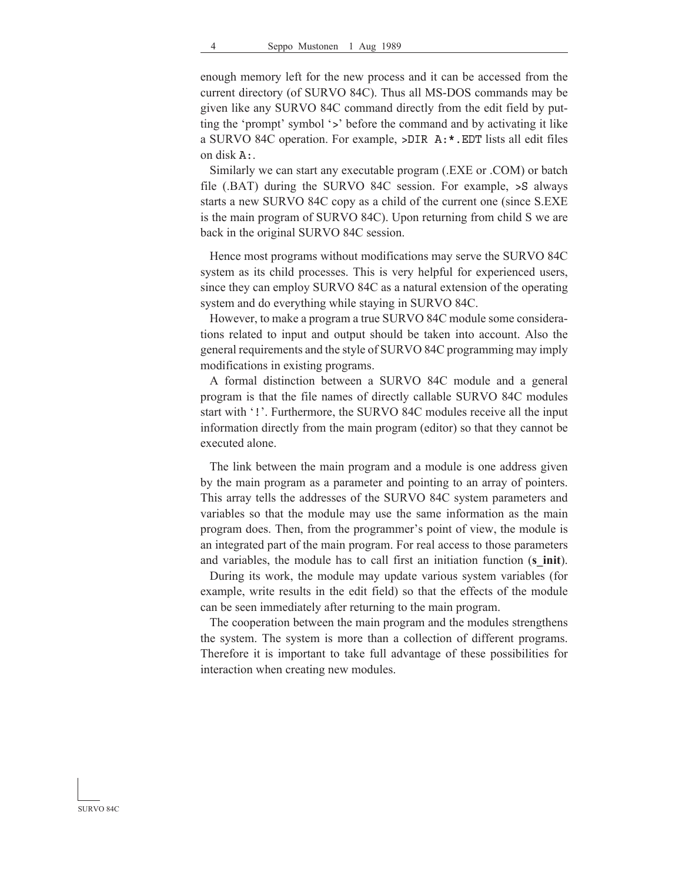enough memory left for the new process and it can be accessed from the current directory (of SURVO 84C). Thus all MS-DOS commands may be given like any SURVO 84C command directly from the edit field by putting the 'prompt' symbol '`>`' before the command and by activating it like a SURVO 84C operation. For example, `>DIR A:*.EDT` lists all edit files on disk `A:`.

Similarly we can start any executable program (.EXE or .COM) or batch file (.BAT) during the SURVO 84C session. For example, `>S` always starts a new SURVO 84C copy as a child of the current one (since S.EXE is the main program of SURVO 84C). Upon returning from child S we are back in the original SURVO 84C session.

Hence most programs without modifications may serve the SURVO 84C system as its child processes. This is very helpful for experienced users, since they can employ SURVO 84C as a natural extension of the operating system and do everything while staying in SURVO 84C.

However, to make a program a true SURVO 84C module some considerations related to input and output should be taken into account. Also the general requirements and the style of SURVO 84C programming may imply modifications in existing programs.

A formal distinction between a SURVO 84C module and a general program is that the file names of directly callable SURVO 84C modules start with '`!`'. Furthermore, the SURVO 84C modules receive all the input information directly from the main program (editor) so that they cannot be executed alone.

The link between the main program and a module is one address given by the main program as a parameter and pointing to an array of pointers. This array tells the addresses of the SURVO 84C system parameters and variables so that the module may use the same information as the main program does. Then, from the programmer's point of view, the module is an integrated part of the main program. For real access to those parameters and variables, the module has to call first an initiation function (**s_init**).

During its work, the module may update various system variables (for example, write results in the edit field) so that the effects of the module can be seen immediately after returning to the main program.

The cooperation between the main program and the modules strengthens the system. The system is more than a collection of different programs. Therefore it is important to take full advantage of these possibilities for interaction when creating new modules.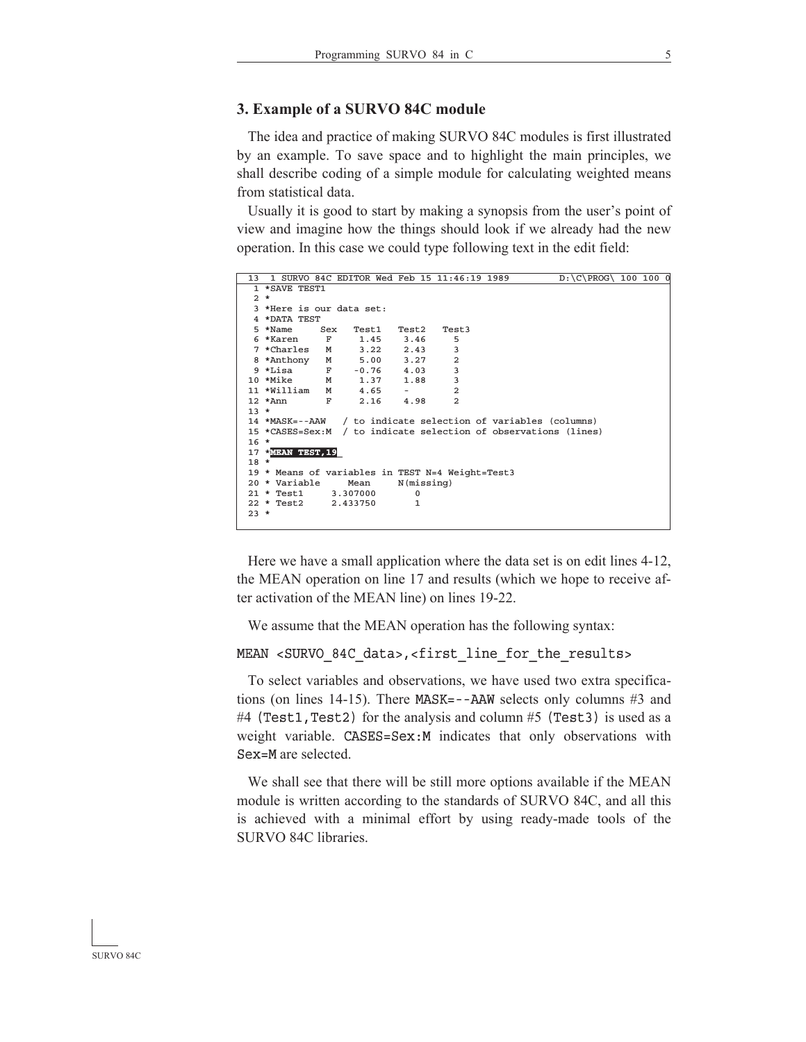## 3. Example of a SURVO 84C module

The idea and practice of making SURVO 84C modules is first illustrated by an example. To save space and to highlight the main principles, we shall describe coding of a simple module for calculating weighted means from statistical data.

Usually it is good to start by making a synopsis from the user's point of view and imagine how the things should look if we already had the new operation. In this case we could type following text in the edit field:

```
 13  1 SURVO 84C EDITOR Wed Feb 15 11:46:19 1989         D:\C\PROG\ 100 100 0
  1 *SAVE TEST1
  2 *
  3 *Here is our data set:
  4 *DATA TEST
  5 *Name     Sex   Test1   Test2   Test3
  6 *Karen     F     1.45    3.46     5
  7 *Charles   M     3.22    2.43     3
  8 *Anthony   M     5.00    3.27     2
  9 *Lisa      F    -0.76    4.03     3
 10 *Mike      M     1.37    1.88     3
 11 *William   M     4.65    -        2
 12 *Ann       F     2.16    4.98     2
 13 *
 14 *MASK=--AAW   / to indicate selection of variables (columns)
 15 *CASES=Sex:M  / to indicate selection of observations (lines)
 16 *
 17 *MEAN TEST,19_
 18 *
 19 * Means of variables in TEST N=4 Weight=Test3
 20 * Variable     Mean     N(missing)
 21 * Test1     3.307000       0
 22 * Test2     2.433750       1
 23 *
```

Here we have a small application where the data set is on edit lines 4-12, the MEAN operation on line 17 and results (which we hope to receive after activation of the MEAN line) on lines 19-22.

We assume that the MEAN operation has the following syntax:

```
MEAN <SURVO_84C_data>,<first_line_for_the_results>
```

To select variables and observations, we have used two extra specifications (on lines 14-15). There `MASK=--AAW` selects only columns #3 and #4 (`Test1,Test2`) for the analysis and column #5 (`Test3`) is used as a weight variable. `CASES=Sex:M` indicates that only observations with `Sex=M` are selected.

We shall see that there will be still more options available if the MEAN module is written according to the standards of SURVO 84C, and all this is achieved with a minimal effort by using ready-made tools of the SURVO 84C libraries.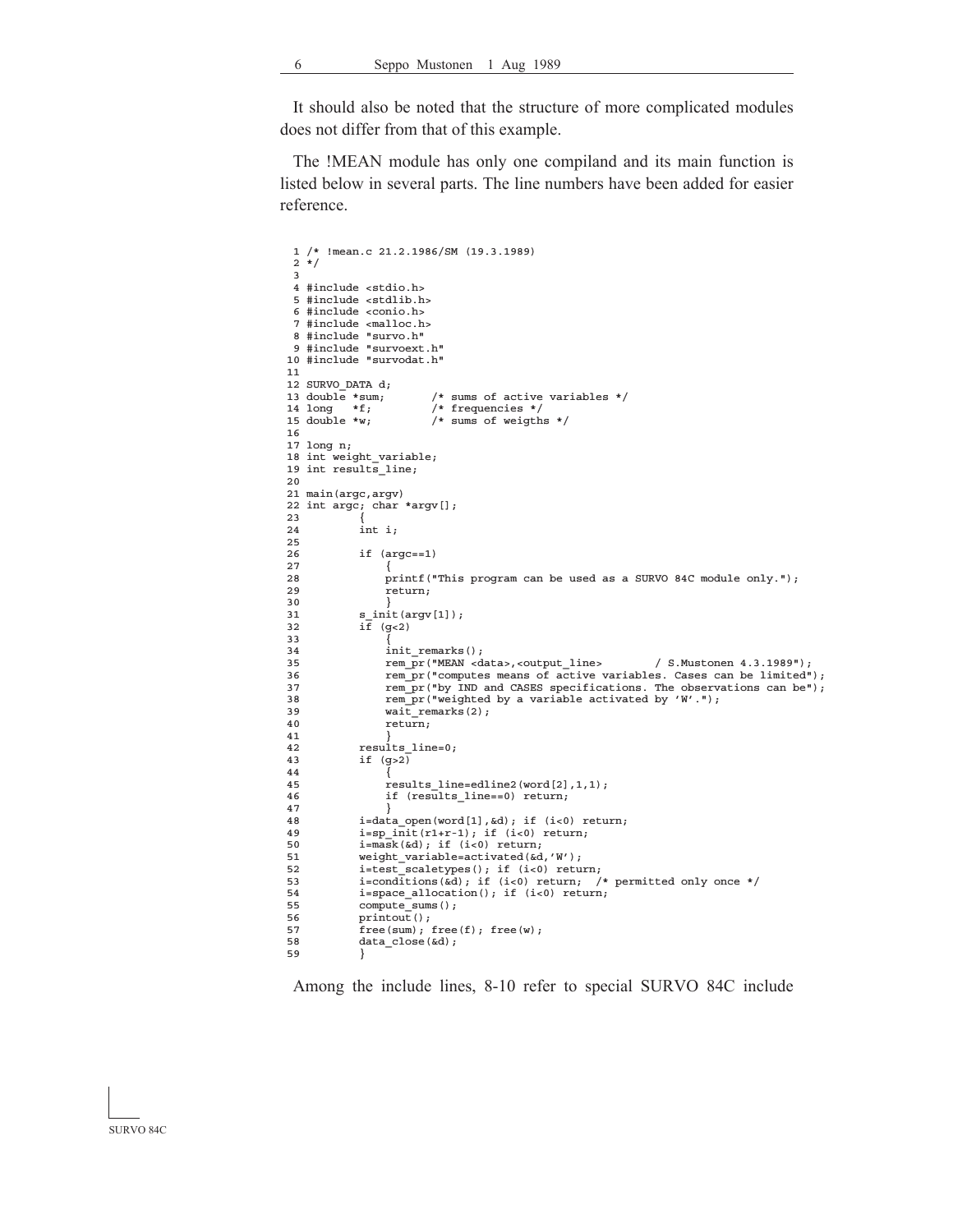It should also be noted that the structure of more complicated modules does not differ from that of this example.

The !MEAN module has only one compiland and its main function is listed below in several parts. The line numbers have been added for easier reference.

```
 1 /* !mean.c 21.2.1986/SM (19.3.1989)
 2 */
 3
 4 #include <stdio.h>
 5 #include <stdlib.h>
 6 #include <conio.h>
 7 #include <malloc.h>
 8 #include "survo.h"
 9 #include "survoext.h"
10 #include "survodat.h"
11
12 SURVO_DATA d;
13 double *sum;        /* sums of active variables */
14 long   *f;          /* frequencies */
15 double *w;          /* sums of weigths */
16
17 long n;
18 int weight_variable;
19 int results_line;
20
21 main(argc,argv)
22 int argc; char *argv[];
23         {
24         int i;
25
26         if (argc==1)
27             {
28             printf("This program can be used as a SURVO 84C module only.");
29             return;
30             }
31         s_init(argv[1]);
32         if (g<2)
33             {
34             init_remarks();
35             rem_pr("MEAN <data>,<output_line>        / S.Mustonen 4.3.1989");
36             rem_pr("computes means of active variables. Cases can be limited");
37             rem_pr("by IND and CASES specifications. The observations can be");
38             rem_pr("weighted by a variable activated by 'W'.");
39             wait_remarks(2);
40             return;
41             }
42         results_line=0;
43         if (g>2)
44             {
45             results_line=edline2(word[2],1,1);
46             if (results_line==0) return;
47             }
48         i=data_open(word[1],&d); if (i<0) return;
49         i=sp_init(r1+r-1); if (i<0) return;
50         i=mask(&d); if (i<0) return;
51         weight_variable=activated(&d,'W');
52         i=test_scaletypes(); if (i<0) return;
53         i=conditions(&d); if (i<0) return;  /* permitted only once */
54         i=space_allocation(); if (i<0) return;
55         compute_sums();
56         printout();
57         free(sum); free(f); free(w);
58         data_close(&d);
59         }
```

Among the include lines, 8-10 refer to special SURVO 84C include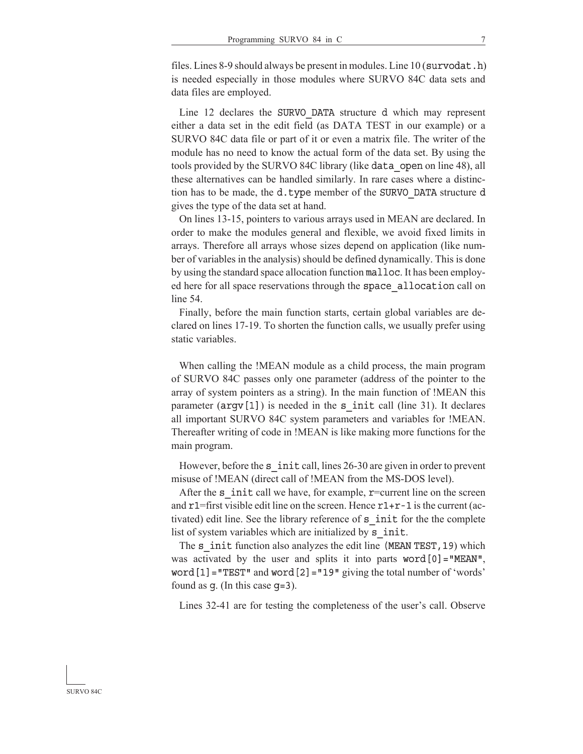files. Lines 8-9 should always be present in modules. Line 10 (`survodat.h`) is needed especially in those modules where SURVO 84C data sets and data files are employed.

Line 12 declares the `SURVO_DATA` structure `d` which may represent either a data set in the edit field (as DATA TEST in our example) or a SURVO 84C data file or part of it or even a matrix file. The writer of the module has no need to know the actual form of the data set. By using the tools provided by the SURVO 84C library (like `data_open` on line 48), all these alternatives can be handled similarly. In rare cases where a distinction has to be made, the `d.type` member of the `SURVO_DATA` structure `d` gives the type of the data set at hand.

On lines 13-15, pointers to various arrays used in MEAN are declared. In order to make the modules general and flexible, we avoid fixed limits in arrays. Therefore all arrays whose sizes depend on application (like number of variables in the analysis) should be defined dynamically. This is done by using the standard space allocation function `malloc`. It has been employed here for all space reservations through the `space_allocation` call on line 54.

Finally, before the main function starts, certain global variables are declared on lines 17-19. To shorten the function calls, we usually prefer using static variables.

When calling the !MEAN module as a child process, the main program of SURVO 84C passes only one parameter (address of the pointer to the array of system pointers as a string). In the main function of !MEAN this parameter (`argv[1]`) is needed in the `s_init` call (line 31). It declares all important SURVO 84C system parameters and variables for !MEAN. Thereafter writing of code in !MEAN is like making more functions for the main program.

However, before the `s_init` call, lines 26-30 are given in order to prevent misuse of !MEAN (direct call of !MEAN from the MS-DOS level).

After the `s_init` call we have, for example, `r`=current line on the screen and `r1`=first visible edit line on the screen. Hence `r1+r-1` is the current (activated) edit line. See the library reference of `s_init` for the the complete list of system variables which are initialized by `s_init`.

The `s_init` function also analyzes the edit line (`MEAN TEST,19`) which was activated by the user and splits it into parts `word[0]="MEAN"`, `word[1]="TEST"` and `word[2]="19"` giving the total number of 'words' found as `g`. (In this case `g=3`).

Lines 32-41 are for testing the completeness of the user's call. Observe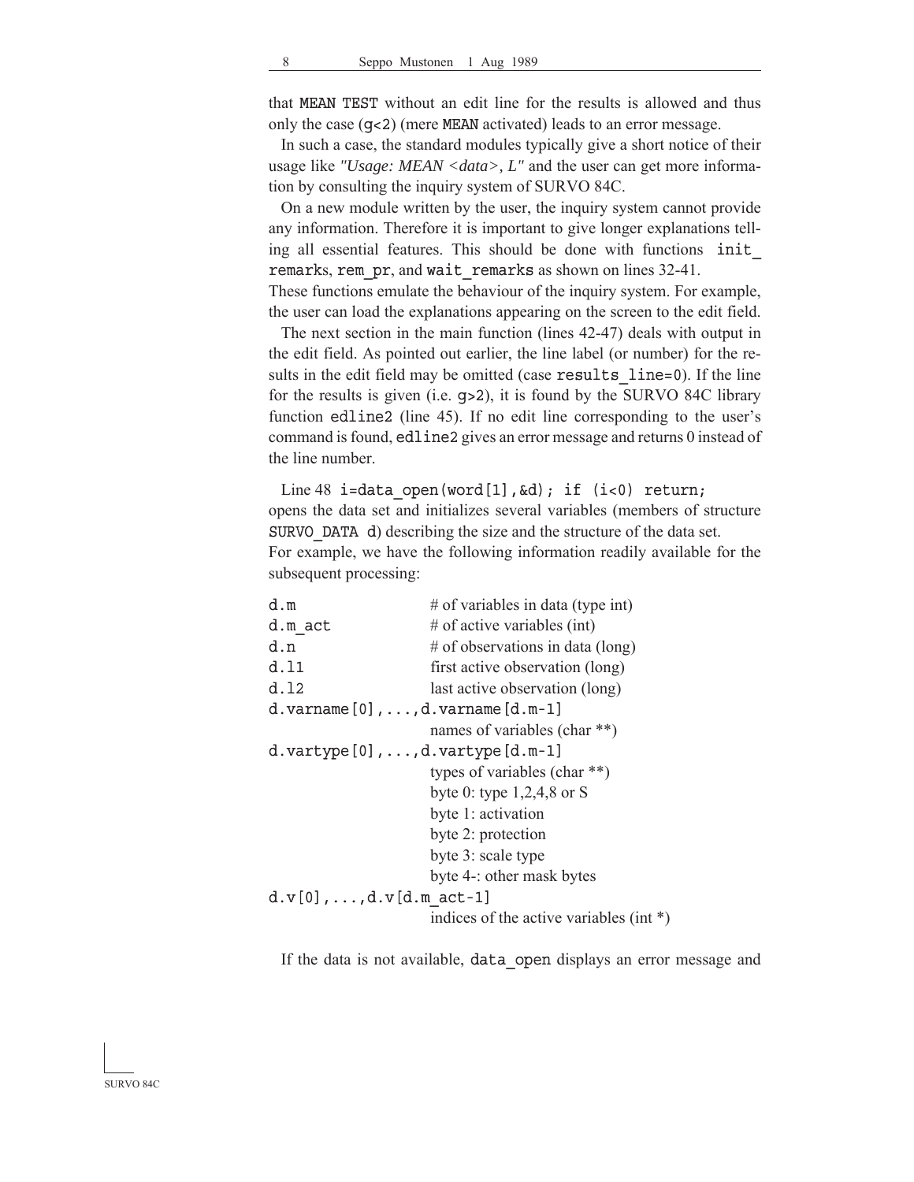that `MEAN TEST` without an edit line for the results is allowed and thus only the case (`g<2`) (mere `MEAN` activated) leads to an error message.

In such a case, the standard modules typically give a short notice of their usage like *"Usage: MEAN <data>, L"* and the user can get more information by consulting the inquiry system of SURVO 84C.

On a new module written by the user, the inquiry system cannot provide any information. Therefore it is important to give longer explanations telling all essential features. This should be done with functions `init_remarks`, `rem_pr`, and `wait_remarks` as shown on lines 32-41.
These functions emulate the behaviour of the inquiry system. For example, the user can load the explanations appearing on the screen to the edit field.

The next section in the main function (lines 42-47) deals with output in the edit field. As pointed out earlier, the line label (or number) for the results in the edit field may be omitted (case `results_line=0`). If the line for the results is given (i.e. `g>2`), it is found by the SURVO 84C library function `edline2` (line 45). If no edit line corresponding to the user's command is found, `edline2` gives an error message and returns 0 instead of the line number.

Line 48 `i=data_open(word[1],&d); if (i<0) return;`
opens the data set and initializes several variables (members of structure `SURVO_DATA d`) describing the size and the structure of the data set.
For example, we have the following information readily available for the subsequent processing:

```
d.m                 # of variables in data (type int)
d.m_act             # of active variables (int)
d.n                 # of observations in data (long)
d.l1                first active observation (long)
d.l2                last active observation (long)
d.varname[0],...,d.varname[d.m-1]
                    names of variables (char **)
d.vartype[0],...,d.vartype[d.m-1]
                    types of variables (char **)
                    byte 0: type 1,2,4,8 or S
                    byte 1: activation
                    byte 2: protection
                    byte 3: scale type
                    byte 4-: other mask bytes
d.v[0],...,d.v[d.m_act-1]
                    indices of the active variables (int *)
```

If the data is not available, `data_open` displays an error message and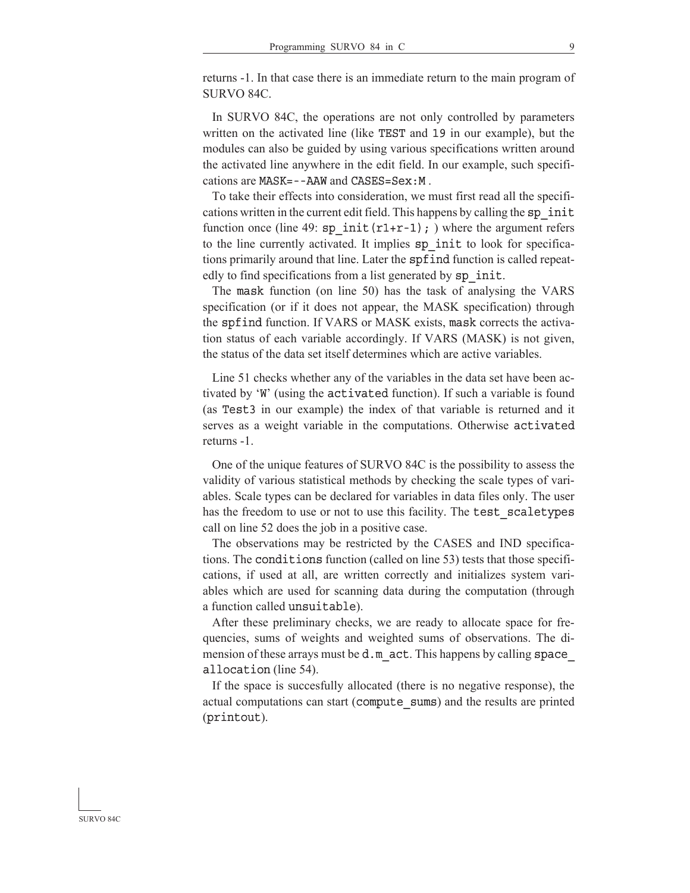returns -1. In that case there is an immediate return to the main program of SURVO 84C.

In SURVO 84C, the operations are not only controlled by parameters written on the activated line (like `TEST` and `19` in our example), but the modules can also be guided by using various specifications written around the activated line anywhere in the edit field. In our example, such specifications are `MASK=--AAW` and `CASES=Sex:M` .

To take their effects into consideration, we must first read all the specifications written in the current edit field. This happens by calling the `sp_init` function once (line 49: `sp_init(r1+r-1);` ) where the argument refers to the line currently activated. It implies `sp_init` to look for specifications primarily around that line. Later the `spfind` function is called repeatedly to find specifications from a list generated by `sp_init`.

The `mask` function (on line 50) has the task of analysing the VARS specification (or if it does not appear, the MASK specification) through the `spfind` function. If VARS or MASK exists, `mask` corrects the activation status of each variable accordingly. If VARS (MASK) is not given, the status of the data set itself determines which are active variables.

Line 51 checks whether any of the variables in the data set have been activated by '`W`' (using the `activated` function). If such a variable is found (as `Test3` in our example) the index of that variable is returned and it serves as a weight variable in the computations. Otherwise `activated` returns -1.

One of the unique features of SURVO 84C is the possibility to assess the validity of various statistical methods by checking the scale types of variables. Scale types can be declared for variables in data files only. The user has the freedom to use or not to use this facility. The `test_scaletypes` call on line 52 does the job in a positive case.

The observations may be restricted by the CASES and IND specifications. The `conditions` function (called on line 53) tests that those specifications, if used at all, are written correctly and initializes system variables which are used for scanning data during the computation (through a function called `unsuitable`).

After these preliminary checks, we are ready to allocate space for frequencies, sums of weights and weighted sums of observations. The dimension of these arrays must be `d.m_act`. This happens by calling `space_allocation` (line 54).

If the space is succesfully allocated (there is no negative response), the actual computations can start (`compute_sums`) and the results are printed (`printout`).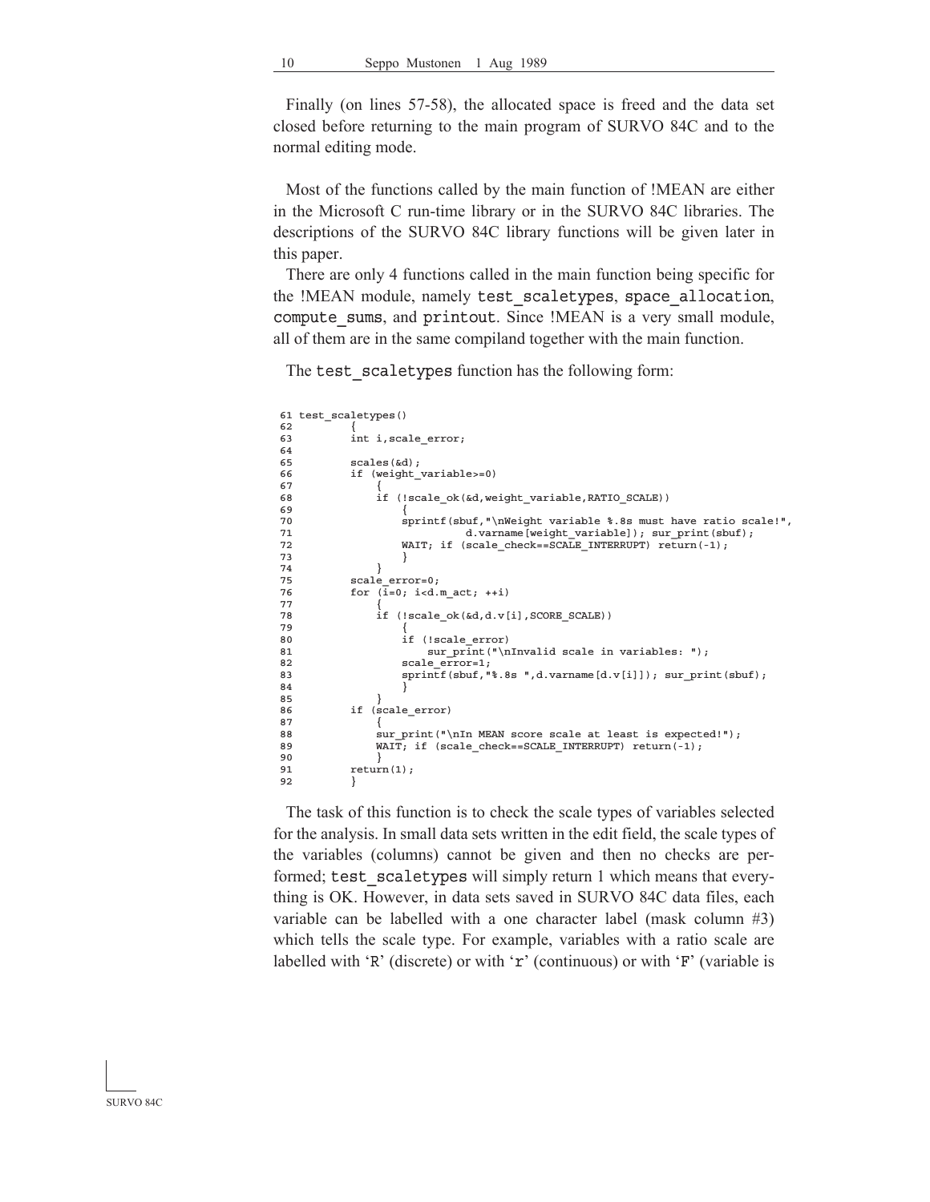Finally (on lines 57-58), the allocated space is freed and the data set closed before returning to the main program of SURVO 84C and to the normal editing mode.

Most of the functions called by the main function of !MEAN are either in the Microsoft C run-time library or in the SURVO 84C libraries. The descriptions of the SURVO 84C library functions will be given later in this paper.

There are only 4 functions called in the main function being specific for the !MEAN module, namely `test_scaletypes`, `space_allocation`, `compute_sums`, and `printout`. Since !MEAN is a very small module, all of them are in the same compiland together with the main function.

The `test_scaletypes` function has the following form:

```
61 test_scaletypes()
62         {
63         int i,scale_error;
64 
65         scales(&d);
66         if (weight_variable>=0)
67             {
68             if (!scale_ok(&d,weight_variable,RATIO_SCALE))
69                 {
70                 sprintf(sbuf,"\nWeight variable %.8s must have ratio scale!",
71                           d.varname[weight_variable]); sur_print(sbuf);
72                 WAIT; if (scale_check==SCALE_INTERRUPT) return(-1);
73                 }
74             }
75         scale_error=0;
76         for (i=0; i<d.m_act; ++i)
77             {
78             if (!scale_ok(&d,d.v[i],SCORE_SCALE))
79                 {
80                 if (!scale_error)
81                     sur_print("\nInvalid scale in variables: ");
82                 scale_error=1;
83                 sprintf(sbuf,"%.8s ",d.varname[d.v[i]]); sur_print(sbuf);
84                 }
85             }
86         if (scale_error)
87             {
88             sur_print("\nIn MEAN score scale at least is expected!");
89             WAIT; if (scale_check==SCALE_INTERRUPT) return(-1);
90             }
91         return(1);
92         }
```

The task of this function is to check the scale types of variables selected for the analysis. In small data sets written in the edit field, the scale types of the variables (columns) cannot be given and then no checks are performed; `test_scaletypes` will simply return 1 which means that everything is OK. However, in data sets saved in SURVO 84C data files, each variable can be labelled with a one character label (mask column #3) which tells the scale type. For example, variables with a ratio scale are labelled with '`R`' (discrete) or with '`r`' (continuous) or with '`F`' (variable is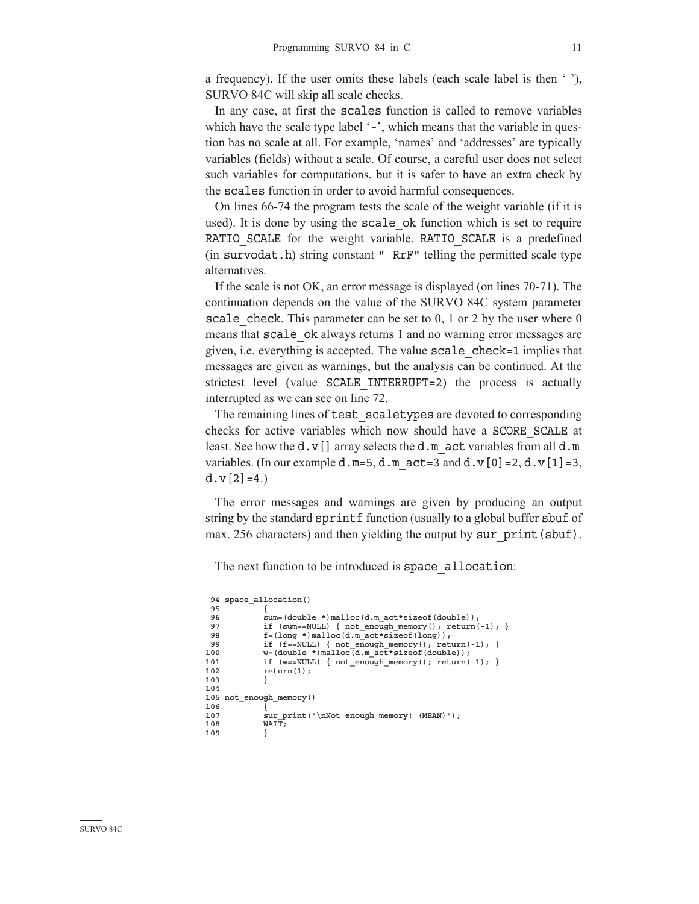a frequency). If the user omits these labels (each scale label is then ' '), SURVO 84C will skip all scale checks.

In any case, at first the `scales` function is called to remove variables which have the scale type label '-', which means that the variable in question has no scale at all. For example, 'names' and 'addresses' are typically variables (fields) without a scale. Of course, a careful user does not select such variables for computations, but it is safer to have an extra check by the `scales` function in order to avoid harmful consequences.

On lines 66-74 the program tests the scale of the weight variable (if it is used). It is done by using the `scale_ok` function which is set to require `RATIO_SCALE` for the weight variable. `RATIO_SCALE` is a predefined (in `survodat.h`) string constant `" RrF"` telling the permitted scale type alternatives.

If the scale is not OK, an error message is displayed (on lines 70-71). The continuation depends on the value of the SURVO 84C system parameter `scale_check`. This parameter can be set to 0, 1 or 2 by the user where 0 means that `scale_ok` always returns 1 and no warning error messages are given, i.e. everything is accepted. The value `scale_check=1` implies that messages are given as warnings, but the analysis can be continued. At the strictest level (value `SCALE_INTERRUPT=2`) the process is actually interrupted as we can see on line 72.

The remaining lines of `test_scaletypes` are devoted to corresponding checks for active variables which now should have a `SCORE_SCALE` at least. See how the `d.v[]` array selects the `d.m_act` variables from all `d.m` variables. (In our example `d.m=5`, `d.m_act=3` and `d.v[0]=2`, `d.v[1]=3`, `d.v[2]=4`.)

The error messages and warnings are given by producing an output string by the standard `sprintf` function (usually to a global buffer `sbuf` of max. 256 characters) and then yielding the output by `sur_print(sbuf)`.

The next function to be introduced is `space_allocation`:

```
 94 space_allocation()
 95         {
 96         sum=(double *)malloc(d.m_act*sizeof(double));
 97         if (sum==NULL) { not_enough_memory(); return(-1); }
 98         f=(long *)malloc(d.m_act*sizeof(long));
 99         if (f==NULL) { not_enough_memory(); return(-1); }
100         w=(double *)malloc(d.m_act*sizeof(double));
101         if (w==NULL) { not_enough_memory(); return(-1); }
102         return(1);
103         }
104
105 not_enough_memory()
106         {
107         sur_print("\nNot enough memory! (MEAN)");
108         WAIT;
109         }
```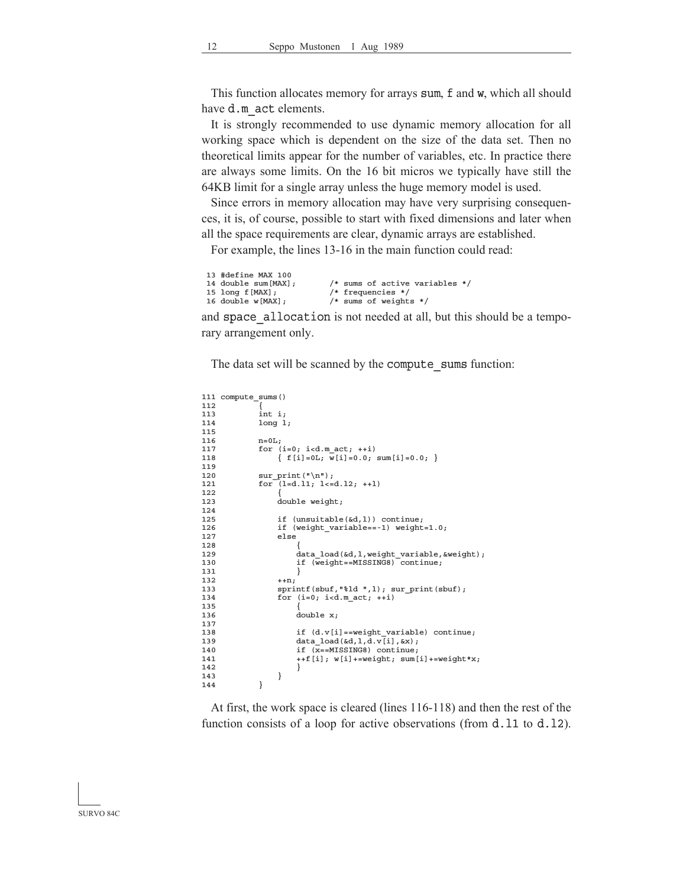This function allocates memory for arrays `sum`, `f` and `w`, which all should have `d.m_act` elements.

It is strongly recommended to use dynamic memory allocation for all working space which is dependent on the size of the data set. Then no theoretical limits appear for the number of variables, etc. In practice there are always some limits. On the 16 bit micros we typically have still the 64KB limit for a single array unless the huge memory model is used.

Since errors in memory allocation may have very surprising consequences, it is, of course, possible to start with fixed dimensions and later when all the space requirements are clear, dynamic arrays are established.

For example, the lines 13-16 in the main function could read:

```
13 #define MAX 100
14 double sum[MAX];        /* sums of active variables */
15 long f[MAX];            /* frequencies */
16 double w[MAX];          /* sums of weights */
```

and `space_allocation` is not needed at all, but this should be a temporary arrangement only.

The data set will be scanned by the `compute_sums` function:

```
111 compute_sums()
112         {
113         int i;
114         long l;
115
116         n=0L;
117         for (i=0; i<d.m_act; ++i)
118             { f[i]=0L; w[i]=0.0; sum[i]=0.0; }
119
120         sur_print("\n");
121         for (l=d.l1; l<=d.l2; ++l)
122             {
123             double weight;
124
125             if (unsuitable(&d,l)) continue;
126             if (weight_variable==-1) weight=1.0;
127             else
128                 {
129                 data_load(&d,l,weight_variable,&weight);
130                 if (weight==MISSING8) continue;
131                 }
132             ++n;
133             sprintf(sbuf,"%ld ",l); sur_print(sbuf);
134             for (i=0; i<d.m_act; ++i)
135                 {
136                 double x;
137
138                 if (d.v[i]==weight_variable) continue;
139                 data_load(&d,l,d.v[i],&x);
140                 if (x==MISSING8) continue;
141                 ++f[i]; w[i]+=weight; sum[i]+=weight*x;
142                 }
143             }
144         }
```

At first, the work space is cleared (lines 116-118) and then the rest of the function consists of a loop for active observations (from `d.l1` to `d.l2`).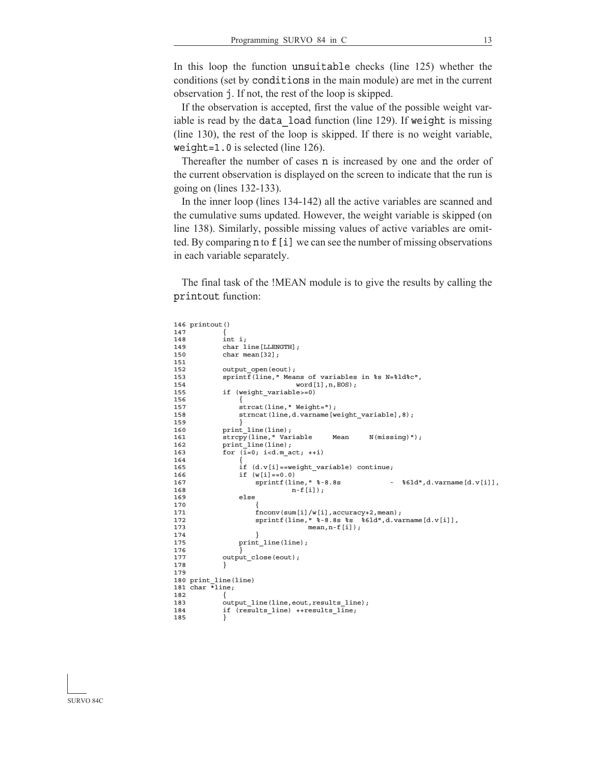In this loop the function `unsuitable` checks (line 125) whether the conditions (set by `conditions` in the main module) are met in the current observation `j`. If not, the rest of the loop is skipped.

If the observation is accepted, first the value of the possible weight variable is read by the `data_load` function (line 129). If `weight` is missing (line 130), the rest of the loop is skipped. If there is no weight variable, `weight=1.0` is selected (line 126).

Thereafter the number of cases `n` is increased by one and the order of the current observation is displayed on the screen to indicate that the run is going on (lines 132-133).

In the inner loop (lines 134-142) all the active variables are scanned and the cumulative sums updated. However, the weight variable is skipped (on line 138). Similarly, possible missing values of active variables are omitted. By comparing `n` to `f[i]` we can see the number of missing observations in each variable separately.

The final task of the !MEAN module is to give the results by calling the `printout` function:

```
146 printout()
147         {
148         int i;
149         char line[LLENGTH];
150         char mean[32];
151
152         output_open(eout);
153         sprintf(line," Means of variables in %s N=%ld%c",
154                          word[1],n,EOS);
155         if (weight_variable>=0)
156             {
157             strcat(line," Weight=");
158             strncat(line,d.varname[weight_variable],8);
159             }
160         print_line(line);
161         strcpy(line," Variable     Mean     N(missing)");
162         print_line(line);
163         for (i=0; i<d.m_act; ++i)
164             {
165             if (d.v[i]==weight_variable) continue;
166             if (w[i]==0.0)
167                 sprintf(line," %-8.8s            -  %6ld",d.varname[d.v[i]],
168                             n-f[i]);
169             else
170                 {
171                 fnconv(sum[i]/w[i],accuracy+2,mean);
172                 sprintf(line," %-8.8s %s  %6ld",d.varname[d.v[i]],
173                                 mean,n-f[i]);
174                 }
175             print_line(line);
176             }
177         output_close(eout);
178         }
179
180 print_line(line)
181 char *line;
182         {
183         output_line(line,eout,results_line);
184         if (results_line) ++results_line;
185         }
```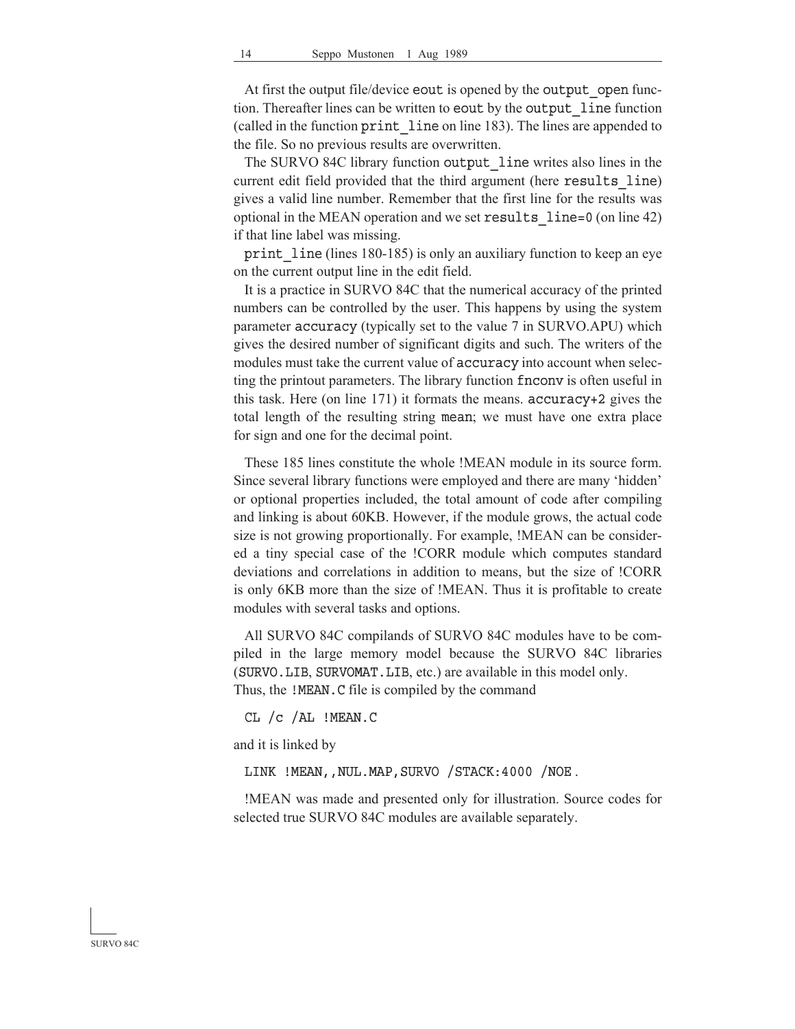At first the output file/device `eout` is opened by the `output_open` function. Thereafter lines can be written to `eout` by the `output_line` function (called in the function `print_line` on line 183). The lines are appended to the file. So no previous results are overwritten.

The SURVO 84C library function `output_line` writes also lines in the current edit field provided that the third argument (here `results_line`) gives a valid line number. Remember that the first line for the results was optional in the MEAN operation and we set `results_line=0` (on line 42) if that line label was missing.

`print_line` (lines 180-185) is only an auxiliary function to keep an eye on the current output line in the edit field.

It is a practice in SURVO 84C that the numerical accuracy of the printed numbers can be controlled by the user. This happens by using the system parameter `accuracy` (typically set to the value 7 in SURVO.APU) which gives the desired number of significant digits and such. The writers of the modules must take the current value of `accuracy` into account when selecting the printout parameters. The library function `fnconv` is often useful in this task. Here (on line 171) it formats the means. `accuracy+2` gives the total length of the resulting string `mean`; we must have one extra place for sign and one for the decimal point.

These 185 lines constitute the whole !MEAN module in its source form. Since several library functions were employed and there are many 'hidden' or optional properties included, the total amount of code after compiling and linking is about 60KB. However, if the module grows, the actual code size is not growing proportionally. For example, !MEAN can be considered a tiny special case of the !CORR module which computes standard deviations and correlations in addition to means, but the size of !CORR is only 6KB more than the size of !MEAN. Thus it is profitable to create modules with several tasks and options.

All SURVO 84C compilands of SURVO 84C modules have to be compiled in the large memory model because the SURVO 84C libraries (`SURVO.LIB`, `SURVOMAT.LIB`, etc.) are available in this model only.
Thus, the `!MEAN.C` file is compiled by the command

```
CL /c /AL !MEAN.C
```

and it is linked by

```
LINK !MEAN,,NUL.MAP,SURVO /STACK:4000 /NOE .
```

!MEAN was made and presented only for illustration. Source codes for selected true SURVO 84C modules are available separately.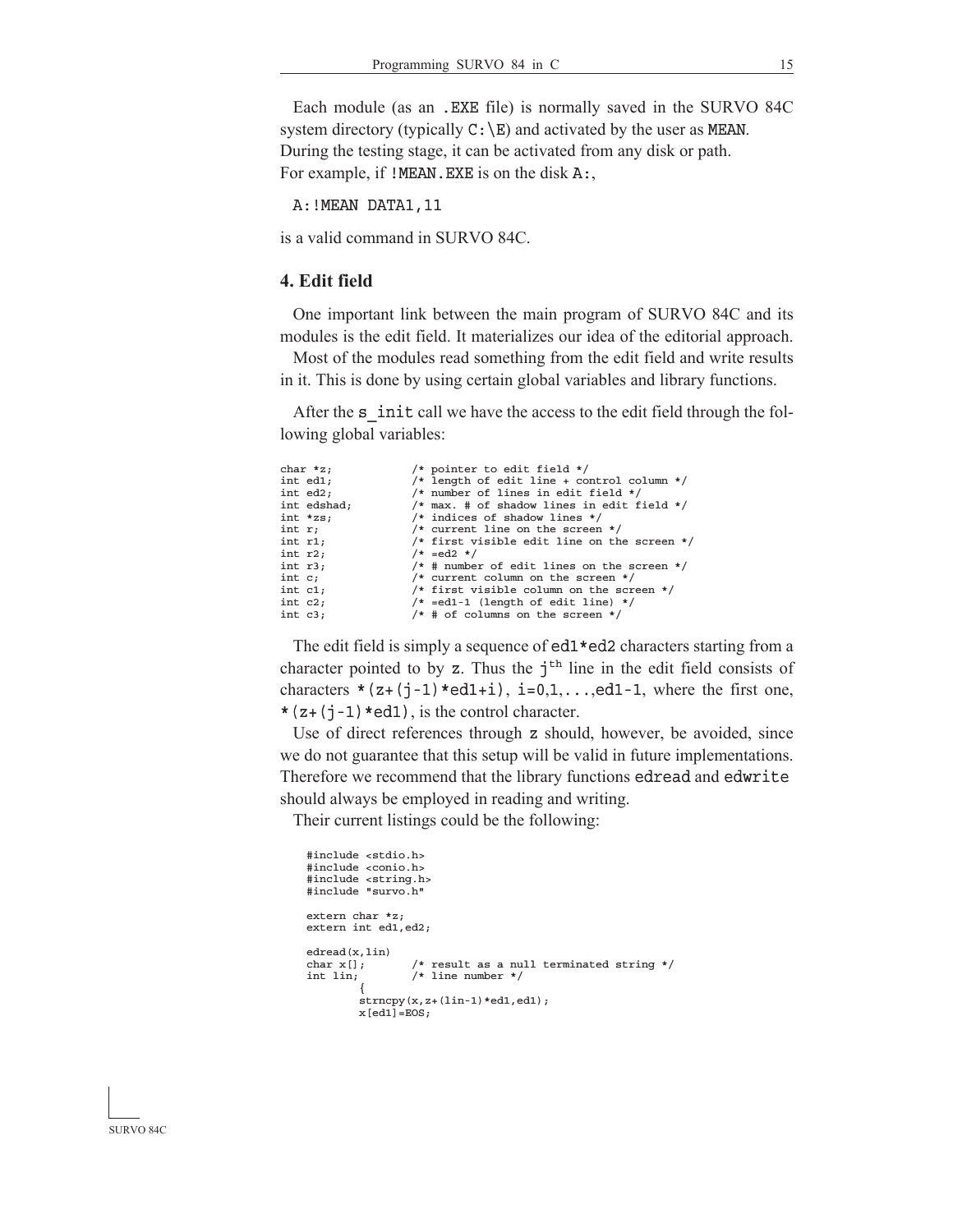Each module (as an `.EXE` file) is normally saved in the SURVO 84C system directory (typically `C:\E`) and activated by the user as `MEAN`. During the testing stage, it can be activated from any disk or path. For example, if `!MEAN.EXE` is on the disk `A:`,

```
A:!MEAN DATA1,11
```

is a valid command in SURVO 84C.

## 4. Edit field

One important link between the main program of SURVO 84C and its modules is the edit field. It materializes our idea of the editorial approach.

Most of the modules read something from the edit field and write results in it. This is done by using certain global variables and library functions.

After the `s_init` call we have the access to the edit field through the following global variables:

```
char *z;           /* pointer to edit field */
int ed1;           /* length of edit line + control column */
int ed2;           /* number of lines in edit field */
int edshad;        /* max. # of shadow lines in edit field */
int *zs;           /* indices of shadow lines */
int r;             /* current line on the screen */
int r1;            /* first visible edit line on the screen */
int r2;            /* =ed2 */
int r3;            /* # number of edit lines on the screen */
int c;             /* current column on the screen */
int c1;            /* first visible column on the screen */
int c2;            /* =ed1-1 (length of edit line) */
int c3;            /* # of columns on the screen */
```

The edit field is simply a sequence of `ed1*ed2` characters starting from a character pointed to by `z`. Thus the `j`$^{th}$ line in the edit field consists of characters `*(z+(j-1)*ed1+i)`, `i=0,1,...,ed1-1`, where the first one, `*(z+(j-1)*ed1)`, is the control character.

Use of direct references through `z` should, however, be avoided, since we do not guarantee that this setup will be valid in future implementations. Therefore we recommend that the library functions `edread` and `edwrite` should always be employed in reading and writing.

Their current listings could be the following:

```
#include <stdio.h>
#include <conio.h>
#include <string.h>
#include "survo.h"

extern char *z;
extern int ed1,ed2;

edread(x,lin)
char x[];       /* result as a null terminated string */
int lin;        /* line number */
        {
        strncpy(x,z+(lin-1)*ed1,ed1);
        x[ed1]=EOS;
```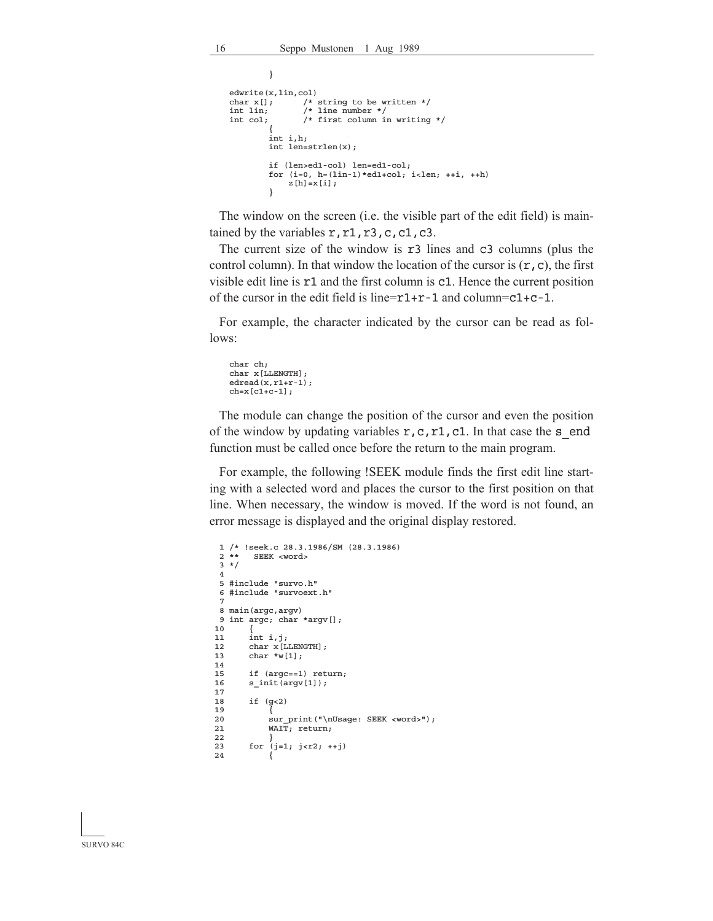```
        }

edwrite(x,lin,col)
char x[];       /* string to be written */
int lin;        /* line number */
int col;        /* first column in writing */
        {
        int i,h;
        int len=strlen(x);

        if (len>ed1-col) len=ed1-col;
        for (i=0, h=(lin-1)*ed1+col; i<len; ++i, ++h)
            z[h]=x[i];
        }
```

The window on the screen (i.e. the visible part of the edit field) is maintained by the variables `r,r1,r3,c,c1,c3`.

The current size of the window is `r3` lines and `c3` columns (plus the control column). In that window the location of the cursor is (`r,c`), the first visible edit line is `r1` and the first column is `c1`. Hence the current position of the cursor in the edit field is line=`r1+r-1` and column=`c1+c-1`.

For example, the character indicated by the cursor can be read as follows:

```
char ch;
char x[LLENGTH];
edread(x,r1+r-1);
ch=x[c1+c-1];
```

The module can change the position of the cursor and even the position of the window by updating variables `r,c,r1,c1`. In that case the `s_end` function must be called once before the return to the main program.

For example, the following !SEEK module finds the first edit line starting with a selected word and places the cursor to the first position on that line. When necessary, the window is moved. If the word is not found, an error message is displayed and the original display restored.

```
 1 /* !seek.c 28.3.1986/SM (28.3.1986)
 2 **   SEEK <word>
 3 */
 4
 5 #include "survo.h"
 6 #include "survoext.h"
 7
 8 main(argc,argv)
 9 int argc; char *argv[];
10     {
11     int i,j;
12     char x[LLENGTH];
13     char *w[1];
14
15     if (argc==1) return;
16     s_init(argv[1]);
17
18     if (g<2)
19         {
20         sur_print("\nUsage: SEEK <word>");
21         WAIT; return;
22         }
23     for (j=1; j<r2; ++j)
24         {
```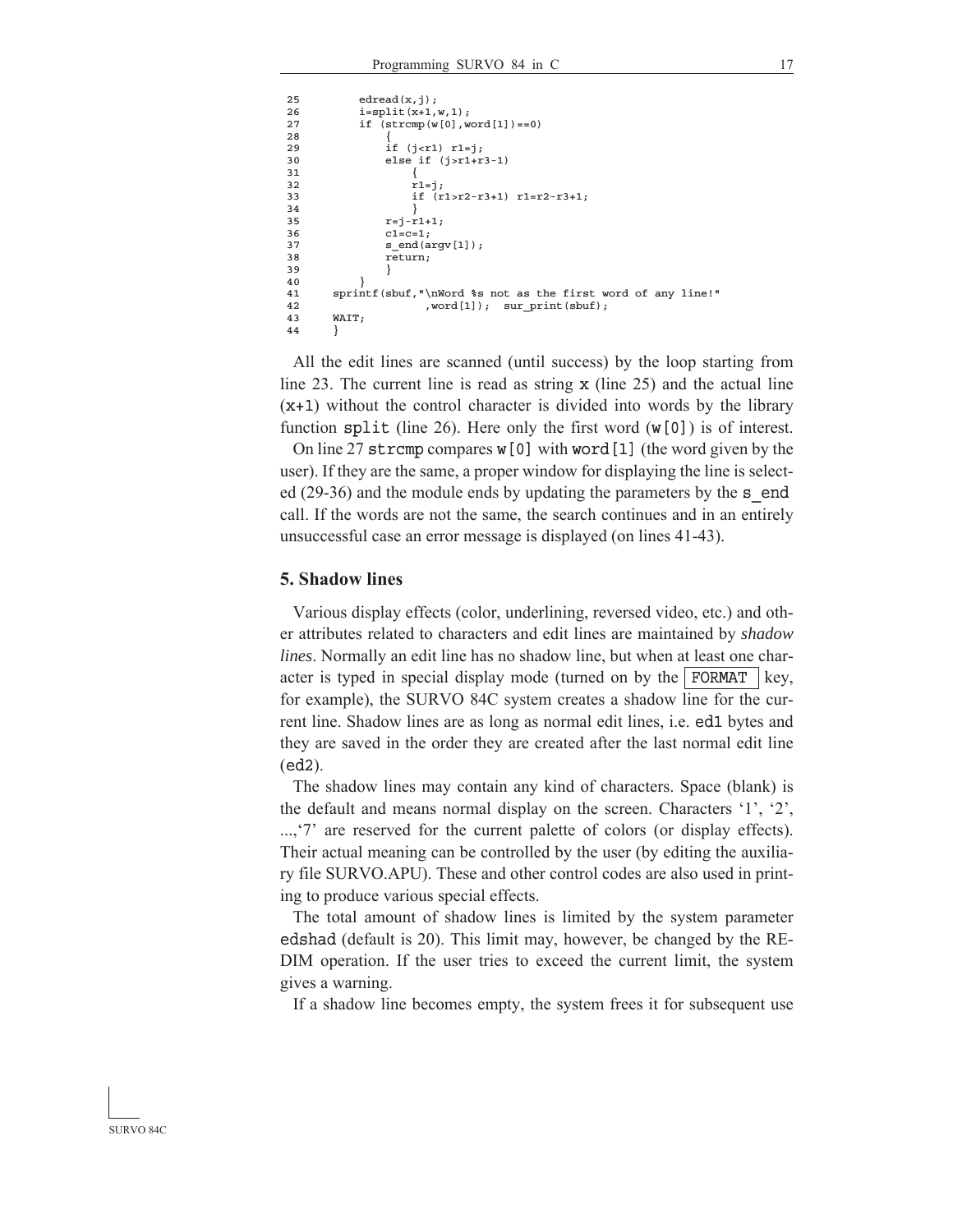```
25          edread(x,j);
26          i=split(x+1,w,1);
27          if (strcmp(w[0],word[1])==0)
28              {
29              if (j<r1) r1=j;
30              else if (j>r1+r3-1)
31                  {
32                  r1=j;
33                  if (r1>r2-r3+1) r1=r2-r3+1;
34                  }
35              r=j-r1+1;
36              c1=c=1;
37              s_end(argv[1]);
38              return;
39              }
40          }
41      sprintf(sbuf,"\nWord %s not as the first word of any line!"
42                  ,word[1]);  sur_print(sbuf);
43      WAIT;
44      }
```

All the edit lines are scanned (until success) by the loop starting from line 23. The current line is read as string `x` (line 25) and the actual line (`x+1`) without the control character is divided into words by the library function `split` (line 26). Here only the first word (`w[0]`) is of interest.

On line 27 `strcmp` compares `w[0]` with `word[1]` (the word given by the user). If they are the same, a proper window for displaying the line is selected (29-36) and the module ends by updating the parameters by the `s_end` call. If the words are not the same, the search continues and in an entirely unsuccessful case an error message is displayed (on lines 41-43).

## 5. Shadow lines

Various display effects (color, underlining, reversed video, etc.) and other attributes related to characters and edit lines are maintained by *shadow lines*. Normally an edit line has no shadow line, but when at least one character is typed in special display mode (turned on by the `FORMAT` key, for example), the SURVO 84C system creates a shadow line for the current line. Shadow lines are as long as normal edit lines, i.e. `ed1` bytes and they are saved in the order they are created after the last normal edit line (`ed2`).

The shadow lines may contain any kind of characters. Space (blank) is the default and means normal display on the screen. Characters '1', '2', ...,'7' are reserved for the current palette of colors (or display effects). Their actual meaning can be controlled by the user (by editing the auxiliary file SURVO.APU). These and other control codes are also used in printing to produce various special effects.

The total amount of shadow lines is limited by the system parameter `edshad` (default is 20). This limit may, however, be changed by the REDIM operation. If the user tries to exceed the current limit, the system gives a warning.

If a shadow line becomes empty, the system frees it for subsequent use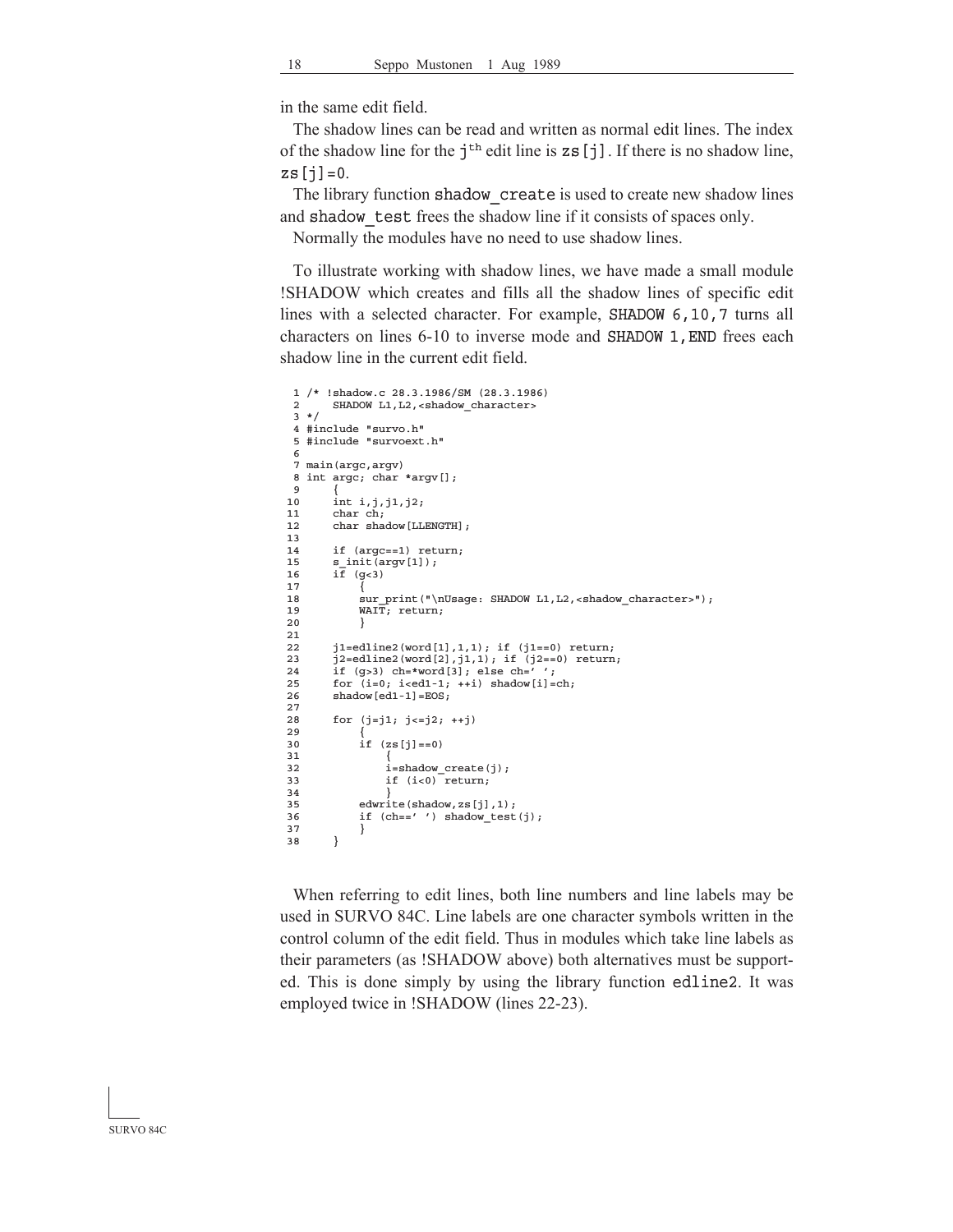in the same edit field.

The shadow lines can be read and written as normal edit lines. The index of the shadow line for the $j^{th}$ edit line is `zs[j]`. If there is no shadow line, `zs[j]=0`.

The library function `shadow_create` is used to create new shadow lines and `shadow_test` frees the shadow line if it consists of spaces only.

Normally the modules have no need to use shadow lines.

To illustrate working with shadow lines, we have made a small module !SHADOW which creates and fills all the shadow lines of specific edit lines with a selected character. For example, `SHADOW 6,10,7` turns all characters on lines 6-10 to inverse mode and `SHADOW 1,END` frees each shadow line in the current edit field.

```
 1 /* !shadow.c 28.3.1986/SM (28.3.1986)
 2     SHADOW L1,L2,<shadow_character>
 3 */
 4 #include "survo.h"
 5 #include "survoext.h"
 6
 7 main(argc,argv)
 8 int argc; char *argv[];
 9     {
10     int i,j,j1,j2;
11     char ch;
12     char shadow[LLENGTH];
13
14     if (argc==1) return;
15     s_init(argv[1]);
16     if (g<3)
17         {
18         sur_print("\nUsage: SHADOW L1,L2,<shadow_character>");
19         WAIT; return;
20         }
21
22     j1=edline2(word[1],1,1); if (j1==0) return;
23     j2=edline2(word[2],j1,1); if (j2==0) return;
24     if (g>3) ch=*word[3]; else ch=' ';
25     for (i=0; i<ed1-1; ++i) shadow[i]=ch;
26     shadow[ed1-1]=EOS;
27
28     for (j=j1; j<=j2; ++j)
29         {
30         if (zs[j]==0)
31             {
32             i=shadow_create(j);
33             if (i<0) return;
34             }
35         edwrite(shadow,zs[j],1);
36         if (ch==' ') shadow_test(j);
37         }
38     }
```

When referring to edit lines, both line numbers and line labels may be used in SURVO 84C. Line labels are one character symbols written in the control column of the edit field. Thus in modules which take line labels as their parameters (as !SHADOW above) both alternatives must be supported. This is done simply by using the library function `edline2`. It was employed twice in !SHADOW (lines 22-23).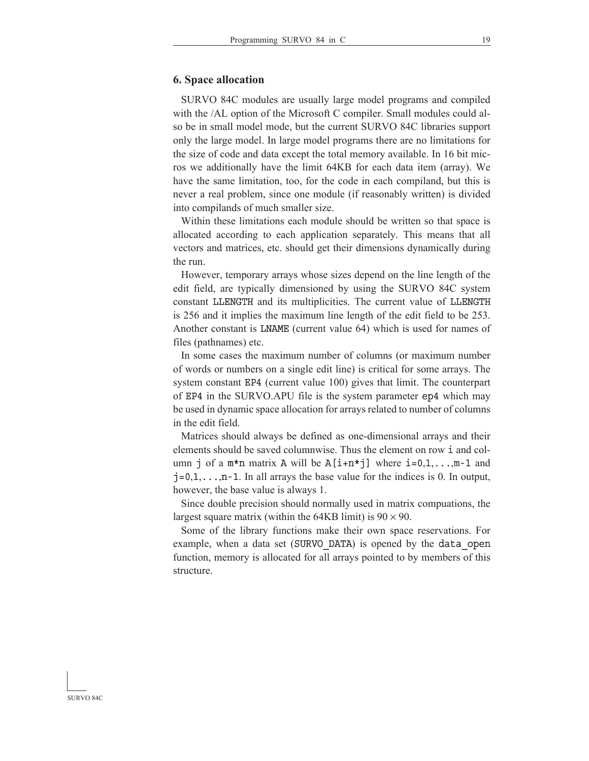## 6. Space allocation

SURVO 84C modules are usually large model programs and compiled with the /AL option of the Microsoft C compiler. Small modules could also be in small model mode, but the current SURVO 84C libraries support only the large model. In large model programs there are no limitations for the size of code and data except the total memory available. In 16 bit micros we additionally have the limit 64KB for each data item (array). We have the same limitation, too, for the code in each compiland, but this is never a real problem, since one module (if reasonably written) is divided into compilands of much smaller size.

Within these limitations each module should be written so that space is allocated according to each application separately. This means that all vectors and matrices, etc. should get their dimensions dynamically during the run.

However, temporary arrays whose sizes depend on the line length of the edit field, are typically dimensioned by using the SURVO 84C system constant `LLENGTH` and its multiplicities. The current value of `LLENGTH` is 256 and it implies the maximum line length of the edit field to be 253. Another constant is `LNAME` (current value 64) which is used for names of files (pathnames) etc.

In some cases the maximum number of columns (or maximum number of words or numbers on a single edit line) is critical for some arrays. The system constant `EP4` (current value 100) gives that limit. The counterpart of `EP4` in the SURVO.APU file is the system parameter `ep4` which may be used in dynamic space allocation for arrays related to number of columns in the edit field.

Matrices should always be defined as one-dimensional arrays and their elements should be saved columnwise. Thus the element on row `i` and column `j` of a `m*n` matrix `A` will be `A[i+n*j]` where `i=0,1,...,m-1` and `j=0,1,...,n-1`. In all arrays the base value for the indices is 0. In output, however, the base value is always 1.

Since double precision should normally used in matrix compuations, the largest square matrix (within the 64KB limit) is $90 \times 90$.

Some of the library functions make their own space reservations. For example, when a data set (`SURVO_DATA`) is opened by the `data_open` function, memory is allocated for all arrays pointed to by members of this structure.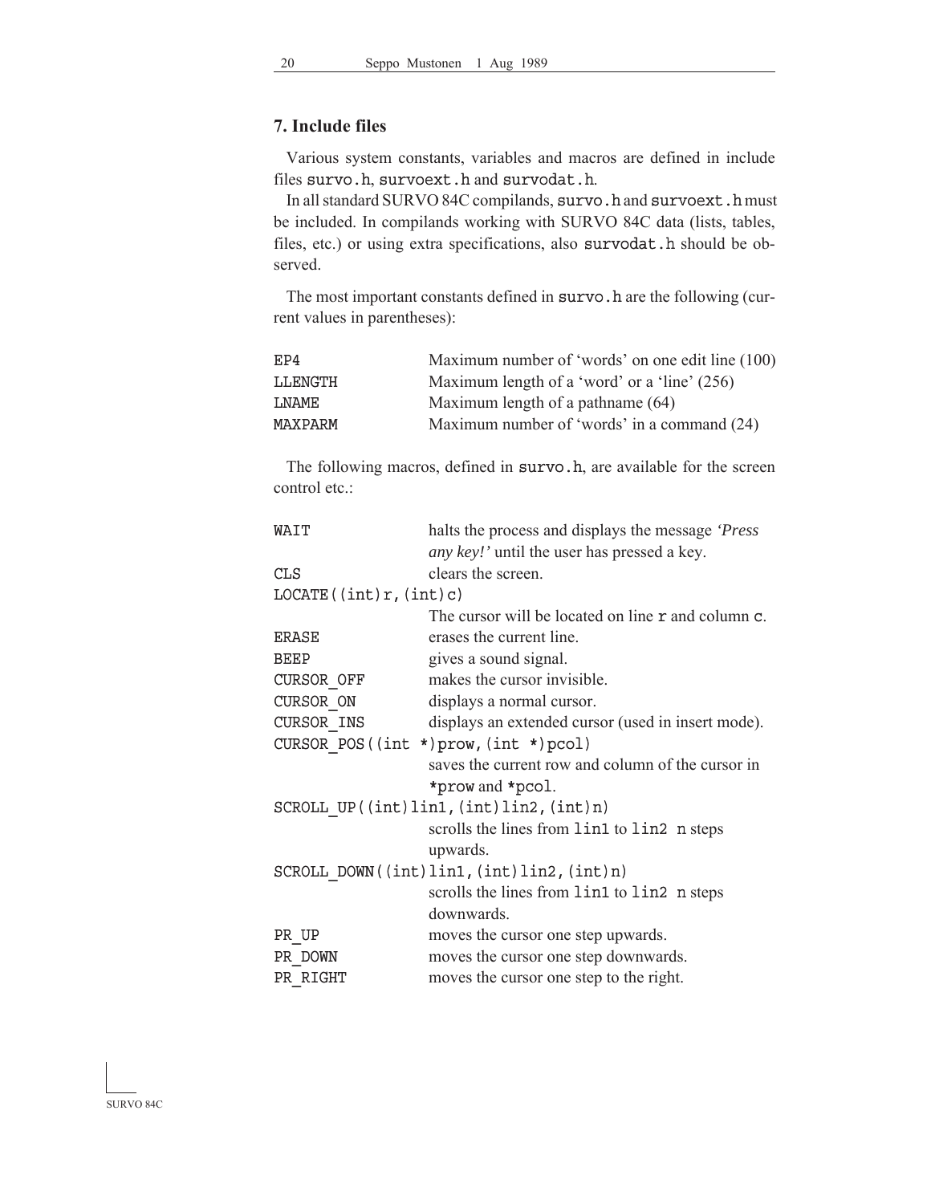## 7. Include files

Various system constants, variables and macros are defined in include files `survo.h`, `survoext.h` and `survodat.h`.

In all standard SURVO 84C compilands, `survo.h` and `survoext.h` must be included. In compilands working with SURVO 84C data (lists, tables, files, etc.) or using extra specifications, also `survodat.h` should be observed.

The most important constants defined in `survo.h` are the following (current values in parentheses):

| | |
|---|---|
| `EP4` | Maximum number of 'words' on one edit line (100) |
| `LLENGTH` | Maximum length of a 'word' or a 'line' (256) |
| `LNAME` | Maximum length of a pathname (64) |
| `MAXPARM` | Maximum number of 'words' in a command (24) |

The following macros, defined in `survo.h`, are available for the screen control etc.:

| | |
|---|---|
| `WAIT` | halts the process and displays the message *'Press any key!'* until the user has pressed a key. |
| `CLS` | clears the screen. |
| `LOCATE((int)r,(int)c)` | |
| | The cursor will be located on line `r` and column `c`. |
| `ERASE` | erases the current line. |
| `BEEP` | gives a sound signal. |
| `CURSOR_OFF` | makes the cursor invisible. |
| `CURSOR_ON` | displays a normal cursor. |
| `CURSOR_INS` | displays an extended cursor (used in insert mode). |
| `CURSOR_POS((int *)prow,(int *)pcol)` | |
| | saves the current row and column of the cursor in `*prow` and `*pcol`. |
| `SCROLL_UP((int)lin1,(int)lin2,(int)n)` | |
| | scrolls the lines from `lin1` to `lin2` `n` steps upwards. |
| `SCROLL_DOWN((int)lin1,(int)lin2,(int)n)` | |
| | scrolls the lines from `lin1` to `lin2` `n` steps downwards. |
| `PR_UP` | moves the cursor one step upwards. |
| `PR_DOWN` | moves the cursor one step downwards. |
| `PR_RIGHT` | moves the cursor one step to the right. |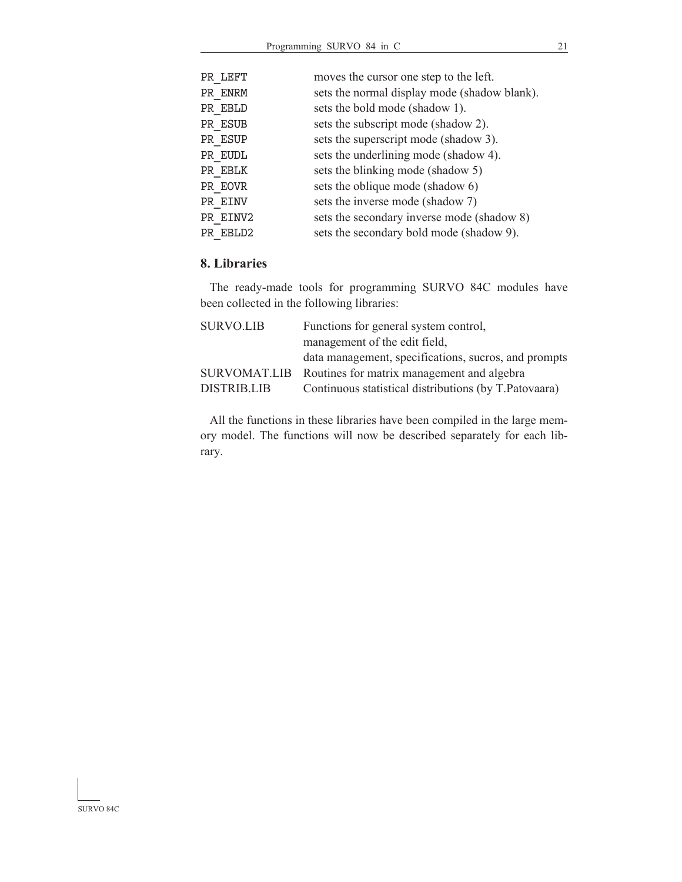| | |
|---|---|
| `PR_LEFT` | moves the cursor one step to the left. |
| `PR_ENRM` | sets the normal display mode (shadow blank). |
| `PR_EBLD` | sets the bold mode (shadow 1). |
| `PR_ESUB` | sets the subscript mode (shadow 2). |
| `PR_ESUP` | sets the superscript mode (shadow 3). |
| `PR_EUDL` | sets the underlining mode (shadow 4). |
| `PR_EBLK` | sets the blinking mode (shadow 5) |
| `PR_EOVR` | sets the oblique mode (shadow 6) |
| `PR_EINV` | sets the inverse mode (shadow 7) |
| `PR_EINV2` | sets the secondary inverse mode (shadow 8) |
| `PR_EBLD2` | sets the secondary bold mode (shadow 9). |

## 8. Libraries

The ready-made tools for programming SURVO 84C modules have been collected in the following libraries:

| | |
|---|---|
| SURVO.LIB | Functions for general system control, management of the edit field, data management, specifications, sucros, and prompts |
| SURVOMAT.LIB | Routines for matrix management and algebra |
| DISTRIB.LIB | Continuous statistical distributions (by T.Patovaara) |

All the functions in these libraries have been compiled in the large memory model. The functions will now be described separately for each library.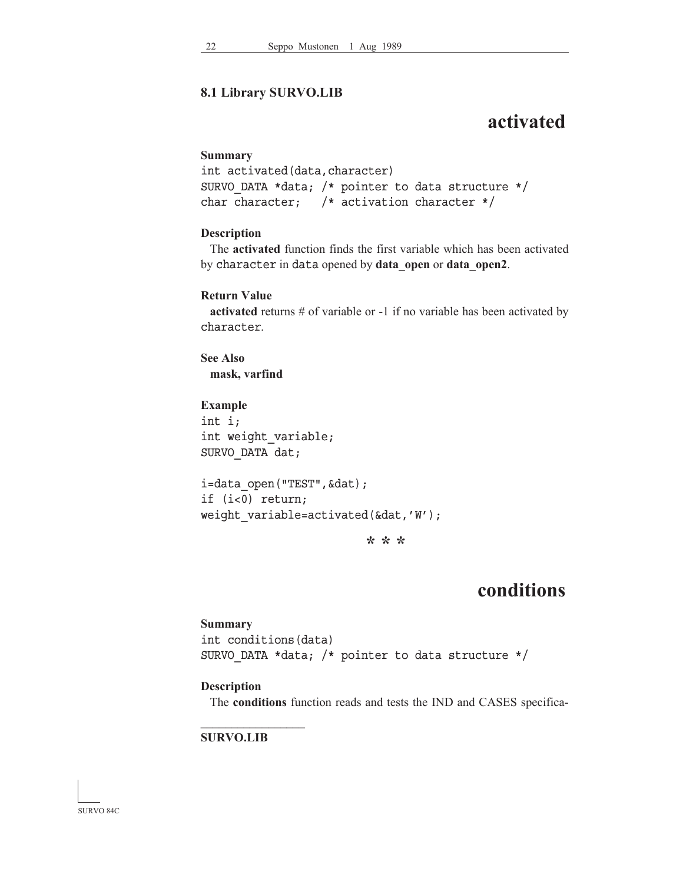## 8.1 Library SURVO.LIB

# activated

**Summary**

```
int activated(data,character)
SURVO_DATA *data; /* pointer to data structure */
char character;   /* activation character */
```

**Description**

The **activated** function finds the first variable which has been activated by `character` in `data` opened by **data_open** or **data_open2**.

**Return Value**

**activated** returns # of variable or -1 if no variable has been activated by `character`.

**See Also**

**mask, varfind**

**Example**

```
int i;
int weight_variable;
SURVO_DATA dat;

i=data_open("TEST",&dat);
if (i<0) return;
weight_variable=activated(&dat,'W');
```

\* \* \*

# conditions

**Summary**

```
int conditions(data)
SURVO_DATA *data; /* pointer to data structure */
```

**Description**

The **conditions** function reads and tests the IND and CASES specifica-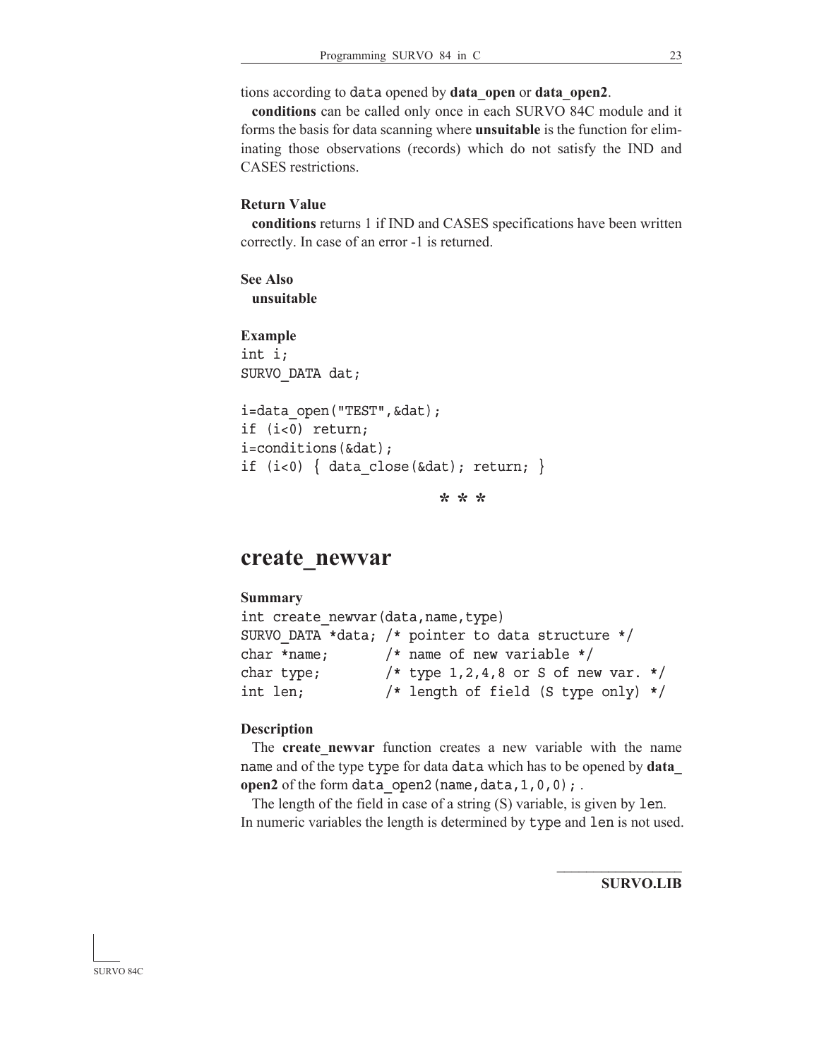tions according to `data` opened by **data_open** or **data_open2**.

**conditions** can be called only once in each SURVO 84C module and it forms the basis for data scanning where **unsuitable** is the function for eliminating those observations (records) which do not satisfy the IND and CASES restrictions.

**Return Value**

**conditions** returns 1 if IND and CASES specifications have been written correctly. In case of an error -1 is returned.

**See Also**

**unsuitable**

**Example**

```
int i;
SURVO_DATA dat;

i=data_open("TEST",&dat);
if (i<0) return;
i=conditions(&dat);
if (i<0) { data_close(&dat); return; }
```

\* \* \*

## create_newvar

**Summary**

```
int create_newvar(data,name,type)
SURVO_DATA *data; /* pointer to data structure */
char *name;       /* name of new variable */
char type;        /* type 1,2,4,8 or S of new var. */
int len;          /* length of field (S type only) */
```

**Description**

The **create_newvar** function creates a new variable with the name `name` and of the type `type` for data `data` which has to be opened by **data_open2** of the form `data_open2(name,data,1,0,0);` .

The length of the field in case of a string (S) variable, is given by `len`. In numeric variables the length is determined by `type` and `len` is not used.

**SURVO.LIB**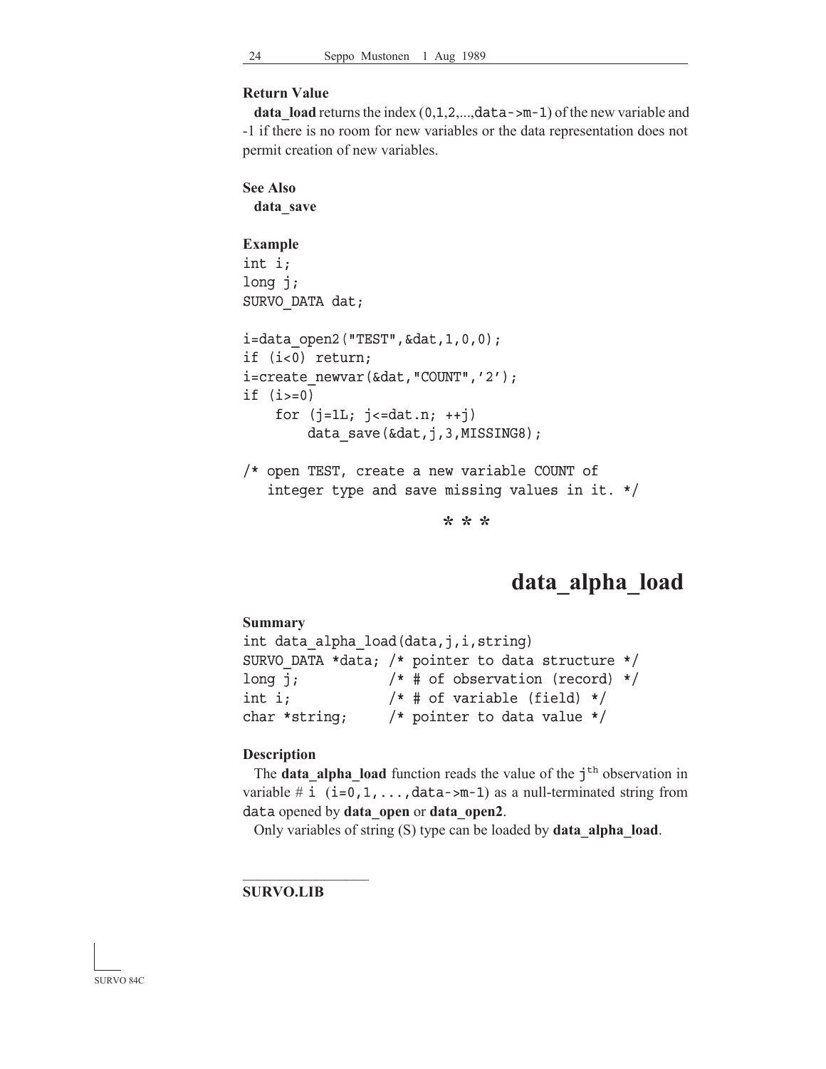**Return Value**

**data_load** returns the index (0,1,2,...,data->m-1) of the new variable and -1 if there is no room for new variables or the data representation does not permit creation of new variables.

**See Also**

**data_save**

**Example**

```
int i;
long j;
SURVO_DATA dat;

i=data_open2("TEST",&dat,1,0,0);
if (i<0) return;
i=create_newvar(&dat,"COUNT",'2');
if (i>=0)
    for (j=1L; j<=dat.n; ++j)
        data_save(&dat,j,3,MISSING8);

/* open TEST, create a new variable COUNT of
   integer type and save missing values in it. */
```

\* \* \*

# data_alpha_load

**Summary**

```
int data_alpha_load(data,j,i,string)
SURVO_DATA *data; /* pointer to data structure */
long j;           /* # of observation (record) */
int i;            /* # of variable (field) */
char *string;     /* pointer to data value */
```

**Description**

The **data_alpha_load** function reads the value of the $j^{th}$ observation in variable # i (i=0,1,...,data->m-1) as a null-terminated string from data opened by **data_open** or **data_open2**.

Only variables of string (S) type can be loaded by **data_alpha_load**.

---

**SURVO.LIB**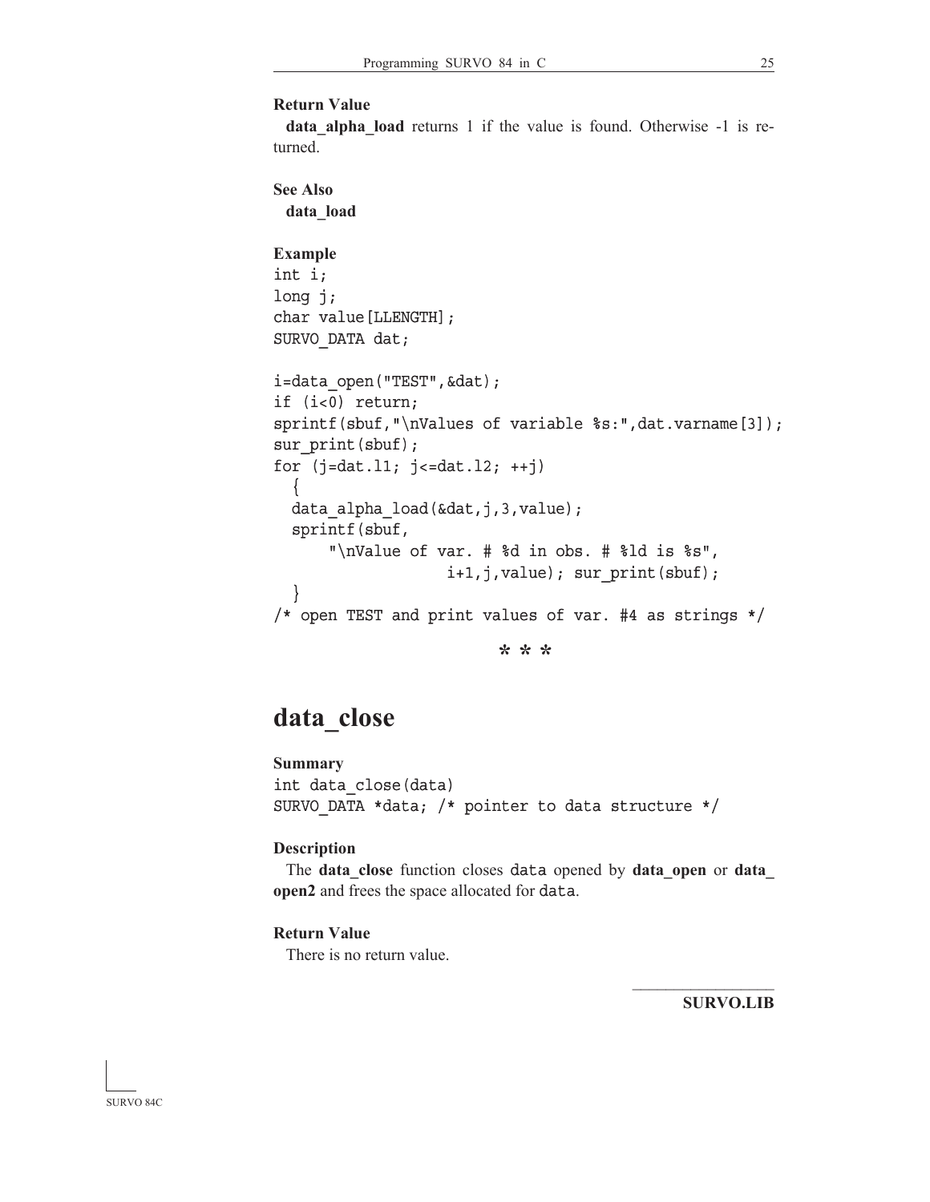**Return Value**

**data_alpha_load** returns 1 if the value is found. Otherwise -1 is returned.

**See Also**

**data_load**

**Example**

```
int i;
long j;
char value[LLENGTH];
SURVO_DATA dat;

i=data_open("TEST",&dat);
if (i<0) return;
sprintf(sbuf,"\nValues of variable %s:",dat.varname[3]);
sur_print(sbuf);
for (j=dat.l1; j<=dat.l2; ++j)
  {
  data_alpha_load(&dat,j,3,value);
  sprintf(sbuf,
      "\nValue of var. # %d in obs. # %ld is %s",
                  i+1,j,value); sur_print(sbuf);
  }
/* open TEST and print values of var. #4 as strings */
```

\* \* \*

## data_close

**Summary**

```
int data_close(data)
SURVO_DATA *data; /* pointer to data structure */
```

**Description**

The **data_close** function closes `data` opened by **data_open** or **data_open2** and frees the space allocated for `data`.

**Return Value**

There is no return value.

**SURVO.LIB**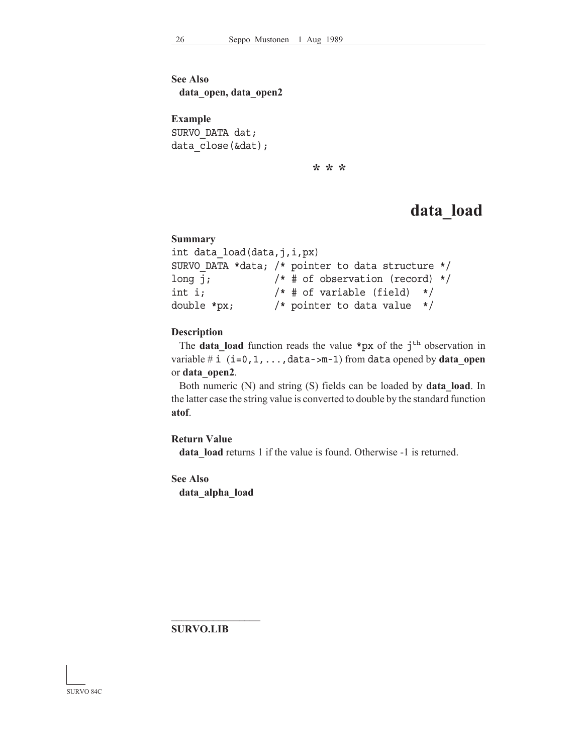**See Also**
**data_open, data_open2**

**Example**

```
SURVO_DATA dat;
data_close(&dat);
```

\* \* \*

# data_load

**Summary**

```
int data_load(data,j,i,px)
SURVO_DATA *data; /* pointer to data structure */
long j;           /* # of observation (record) */
int i;            /* # of variable (field)  */
double *px;       /* pointer to data value  */
```

**Description**

The **data_load** function reads the value `*px` of the $j^{th}$ observation in variable # `i` (`i=0,1,...,data->m-1`) from `data` opened by **data_open** or **data_open2**.

Both numeric (N) and string (S) fields can be loaded by **data_load**. In the latter case the string value is converted to double by the standard function **atof**.

**Return Value**

**data_load** returns 1 if the value is found. Otherwise -1 is returned.

**See Also**
**data_alpha_load**

**SURVO.LIB**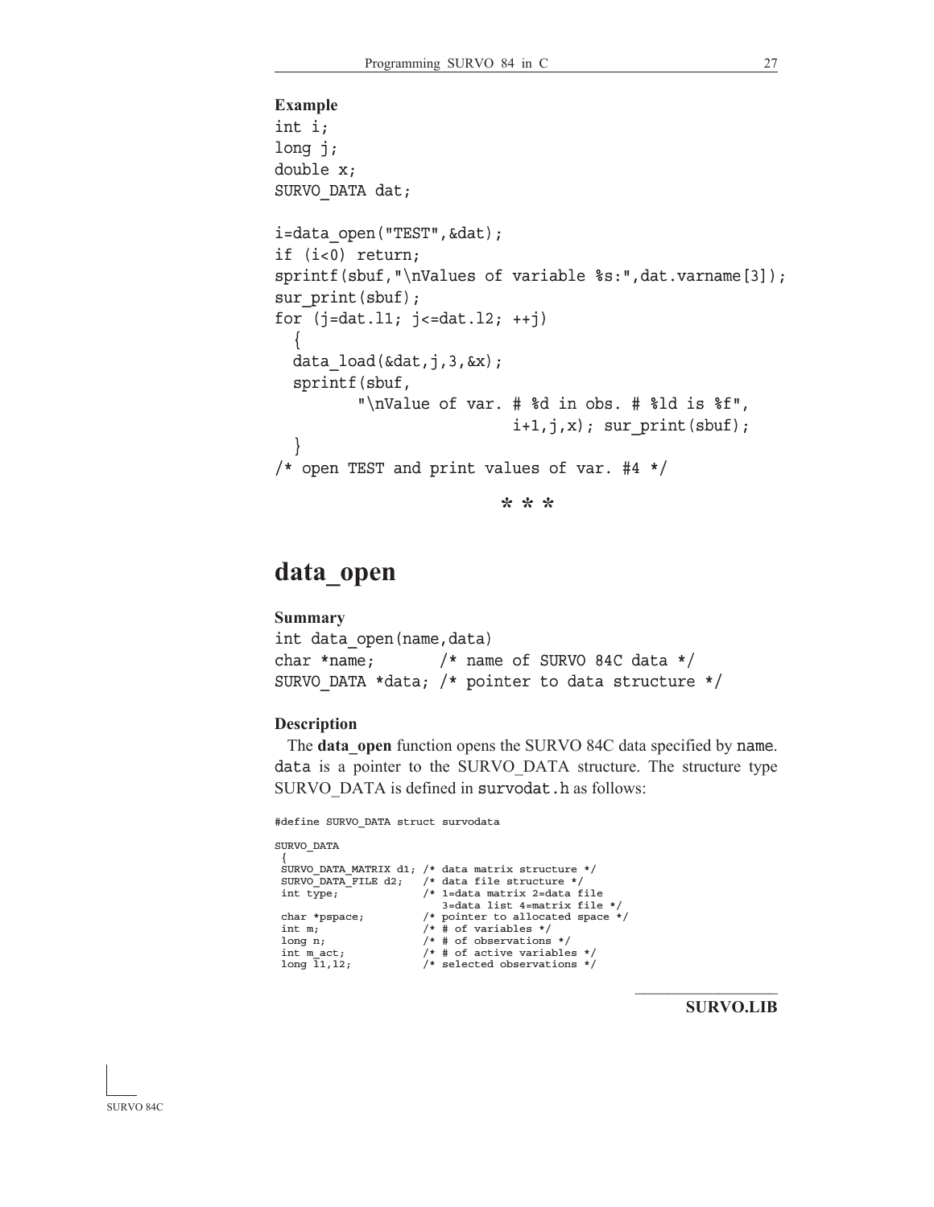**Example**

```
int i;
long j;
double x;
SURVO_DATA dat;

i=data_open("TEST",&dat);
if (i<0) return;
sprintf(sbuf,"\nValues of variable %s:",dat.varname[3]);
sur_print(sbuf);
for (j=dat.l1; j<=dat.l2; ++j)
  {
  data_load(&dat,j,3,&x);
  sprintf(sbuf,
         "\nValue of var. # %d in obs. # %ld is %f",
                        i+1,j,x); sur_print(sbuf);
  }
/* open TEST and print values of var. #4 */
```

\* \* \*

# data_open

**Summary**

```
int data_open(name,data)
char *name;       /* name of SURVO 84C data */
SURVO_DATA *data; /* pointer to data structure */
```

**Description**

The **data_open** function opens the SURVO 84C data specified by `name`. `data` is a pointer to the SURVO_DATA structure. The structure type SURVO_DATA is defined in `survodat.h` as follows:

```
#define SURVO_DATA struct survodata

SURVO_DATA
 {
 SURVO_DATA_MATRIX d1; /* data matrix structure */
 SURVO_DATA_FILE d2;   /* data file structure */
 int type;             /* 1=data matrix 2=data file
                          3=data list 4=matrix file */
 char *pspace;         /* pointer to allocated space */
 int m;                /* # of variables */
 long n;               /* # of observations */
 int m_act;            /* # of active variables */
 long l1,l2;           /* selected observations */
```

**SURVO.LIB**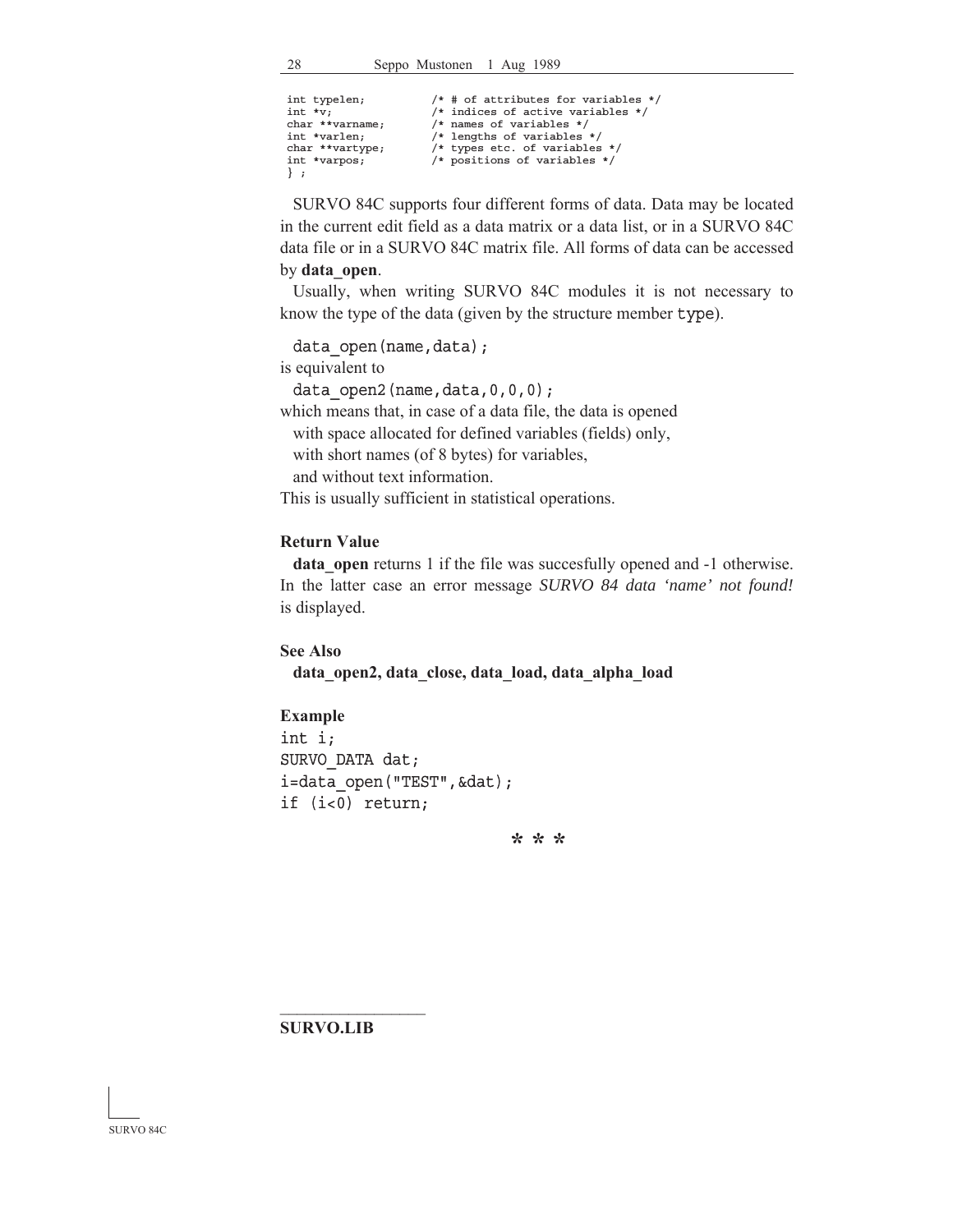```
int typelen;          /* # of attributes for variables */
int *v;               /* indices of active variables */
char **varname;       /* names of variables */
int *varlen;          /* lengths of variables */
char **vartype;       /* types etc. of variables */
int *varpos;          /* positions of variables */
} ;
```

SURVO 84C supports four different forms of data. Data may be located in the current edit field as a data matrix or a data list, or in a SURVO 84C data file or in a SURVO 84C matrix file. All forms of data can be accessed by **data_open**.

Usually, when writing SURVO 84C modules it is not necessary to know the type of the data (given by the structure member `type`).

```
data_open(name,data);
```

is equivalent to

```
data_open2(name,data,0,0,0);
```

which means that, in case of a data file, the data is opened
 with space allocated for defined variables (fields) only,
 with short names (of 8 bytes) for variables,
 and without text information.
This is usually sufficient in statistical operations.

### Return Value

**data_open** returns 1 if the file was succesfully opened and -1 otherwise. In the latter case an error message *SURVO 84 data 'name' not found!* is displayed.

### See Also

**data_open2, data_close, data_load, data_alpha_load**

### Example

```
int i;
SURVO_DATA dat;
i=data_open("TEST",&dat);
if (i<0) return;
```

\* \* \*

**SURVO.LIB**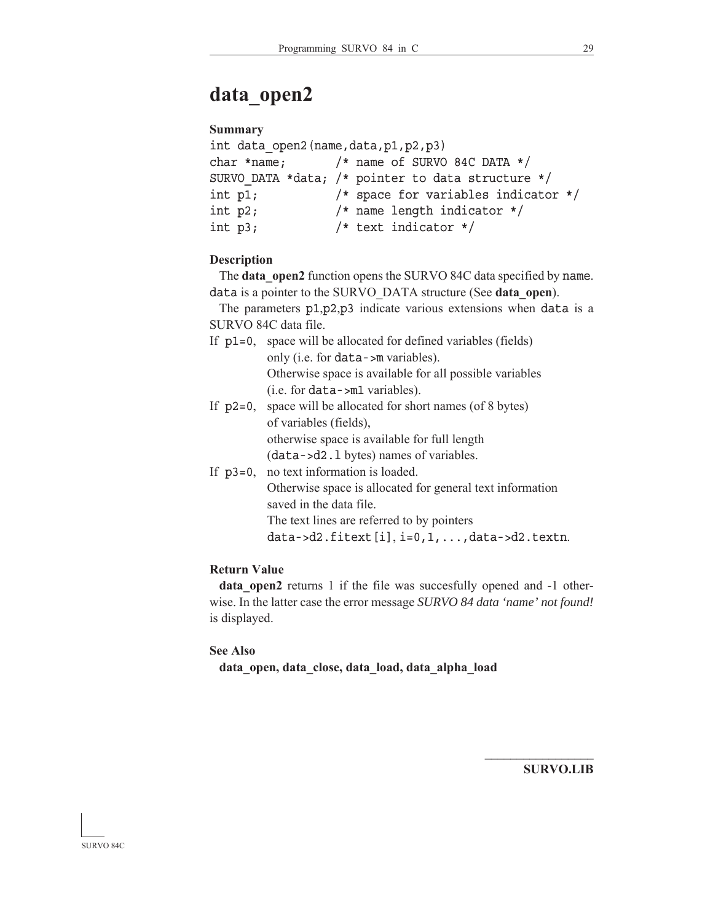# data_open2

**Summary**

```
int data_open2(name,data,p1,p2,p3)
char *name;       /* name of SURVO 84C DATA */
SURVO_DATA *data; /* pointer to data structure */
int p1;           /* space for variables indicator */
int p2;           /* name length indicator */
int p3;           /* text indicator */
```

**Description**

The **data_open2** function opens the SURVO 84C data specified by `name`. `data` is a pointer to the SURVO_DATA structure (See **data_open**).

The parameters `p1`,`p2`,`p3` indicate various extensions when `data` is a SURVO 84C data file.

If `p1=0`, space will be allocated for defined variables (fields) only (i.e. for `data->m` variables). Otherwise space is available for all possible variables (i.e. for `data->m1` variables).

If `p2=0`, space will be allocated for short names (of 8 bytes) of variables (fields), otherwise space is available for full length (`data->d2.l` bytes) names of variables.

If `p3=0`, no text information is loaded. Otherwise space is allocated for general text information saved in the data file. The text lines are referred to by pointers `data->d2.fitext[i]`, `i=0,1,...,data->d2.textn`.

**Return Value**

**data_open2** returns 1 if the file was succesfully opened and -1 otherwise. In the latter case the error message *SURVO 84 data 'name' not found!* is displayed.

**See Also**

**data_open, data_close, data_load, data_alpha_load**

**SURVO.LIB**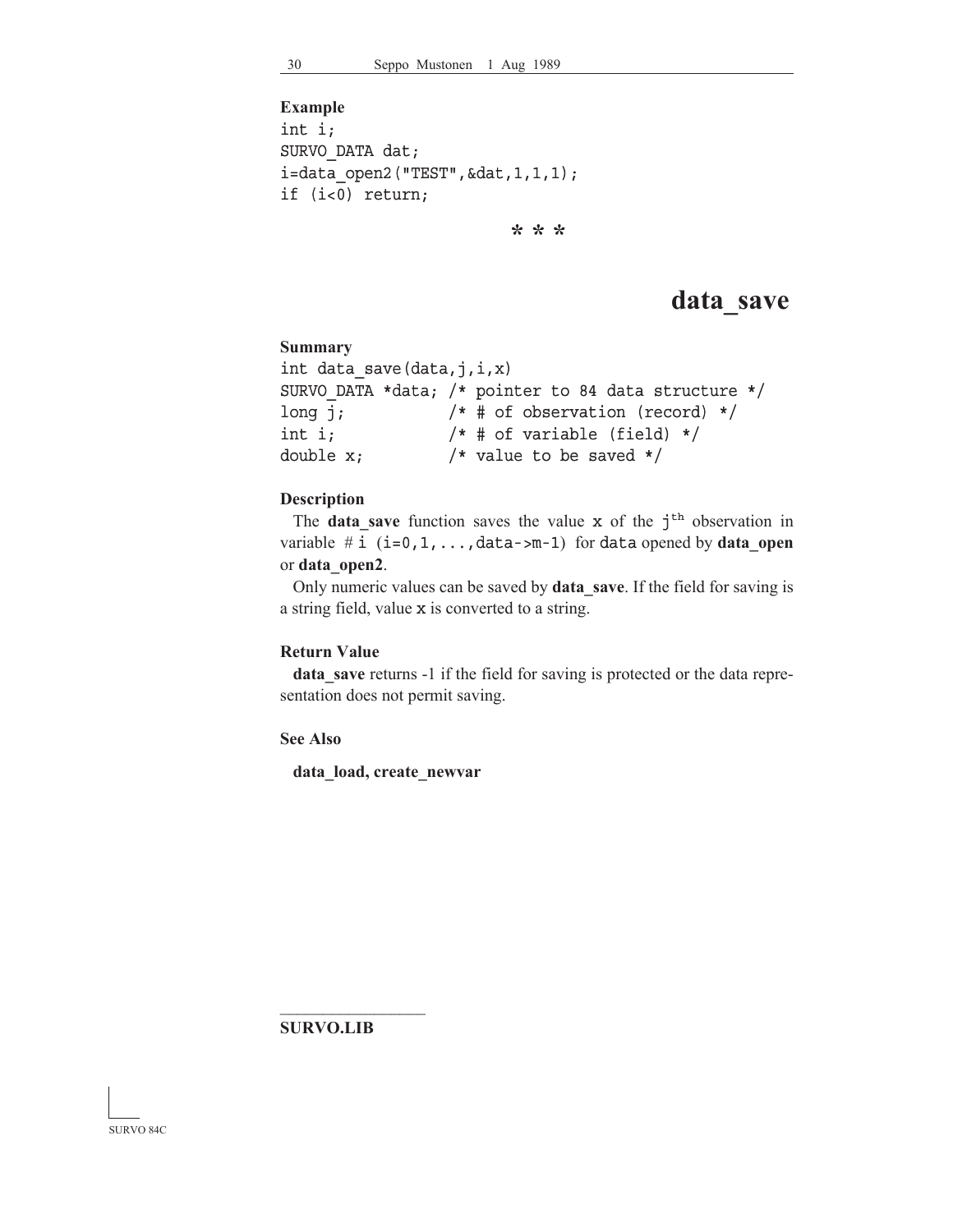**Example**

```
int i;
SURVO_DATA dat;
i=data_open2("TEST",&dat,1,1,1);
if (i<0) return;
```

* * *

# data_save

**Summary**

```
int data_save(data,j,i,x)
SURVO_DATA *data; /* pointer to 84 data structure */
long j;           /* # of observation (record) */
int i;            /* # of variable (field) */
double x;         /* value to be saved */
```

**Description**

The **data_save** function saves the value `x` of the `j`th observation in variable # `i (i=0,1,...,data->m-1)` for `data` opened by **data_open** or **data_open2**.

Only numeric values can be saved by **data_save**. If the field for saving is a string field, value `x` is converted to a string.

**Return Value**

**data_save** returns -1 if the field for saving is protected or the data representation does not permit saving.

**See Also**

**data_load, create_newvar**

**SURVO.LIB**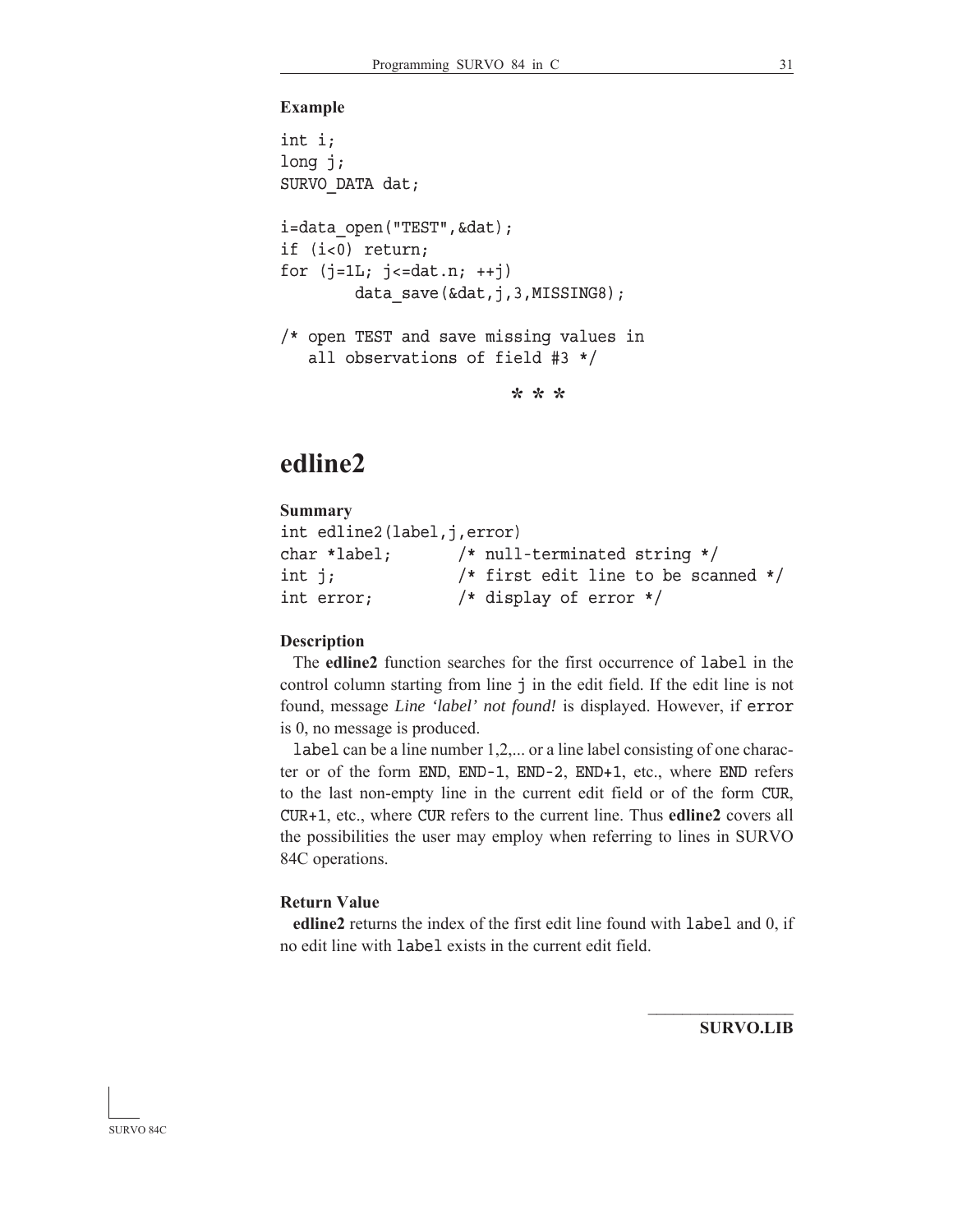**Example**

```
int i;
long j;
SURVO_DATA dat;

i=data_open("TEST",&dat);
if (i<0) return;
for (j=1L; j<=dat.n; ++j)
        data_save(&dat,j,3,MISSING8);

/* open TEST and save missing values in
   all observations of field #3 */
```

\* \* \*

# edline2

**Summary**

```
int edline2(label,j,error)
char *label;        /* null-terminated string */
int j;              /* first edit line to be scanned */
int error;          /* display of error */
```

**Description**

The **edline2** function searches for the first occurrence of `label` in the control column starting from line `j` in the edit field. If the edit line is not found, message *Line 'label' not found!* is displayed. However, if `error` is 0, no message is produced.

`label` can be a line number 1,2,... or a line label consisting of one character or of the form `END`, `END-1`, `END-2`, `END+1`, etc., where `END` refers to the last non-empty line in the current edit field or of the form `CUR`, `CUR+1`, etc., where `CUR` refers to the current line. Thus **edline2** covers all the possibilities the user may employ when referring to lines in SURVO 84C operations.

**Return Value**

**edline2** returns the index of the first edit line found with `label` and 0, if no edit line with `label` exists in the current edit field.

**SURVO.LIB**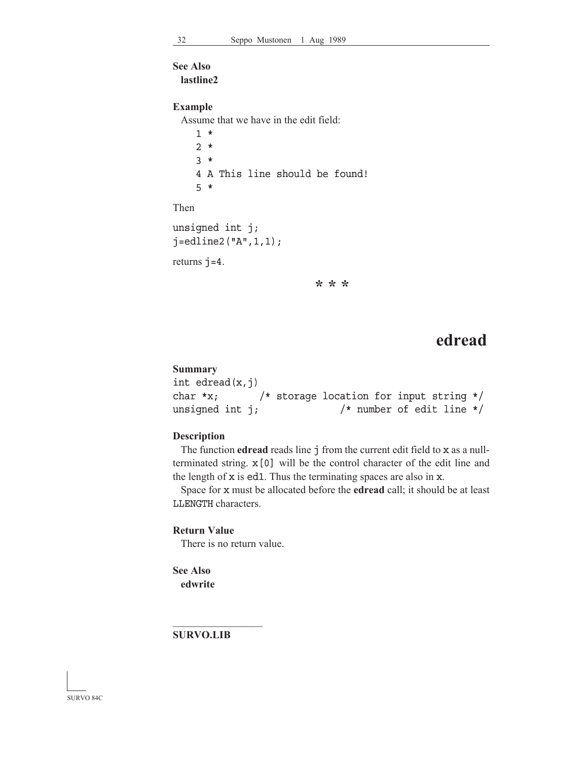**See Also**
**lastline2**

**Example**
Assume that we have in the edit field:

```
1 *
2 *
3 *
4 A This line should be found!
5 *
```

Then

```
unsigned int j;
j=edline2("A",1,1);
```

returns `j=4`.

* * *

# edread

**Summary**

```
int edread(x,j)
char *x;        /* storage location for input string */
unsigned int j;             /* number of edit line */
```

**Description**
The function **edread** reads line `j` from the current edit field to `x` as a null-terminated string. `x[0]` will be the control character of the edit line and the length of `x` is `ed1`. Thus the terminating spaces are also in `x`.
Space for `x` must be allocated before the **edread** call; it should be at least `LLENGTH` characters.

**Return Value**
There is no return value.

**See Also**
**edwrite**

---

**SURVO.LIB**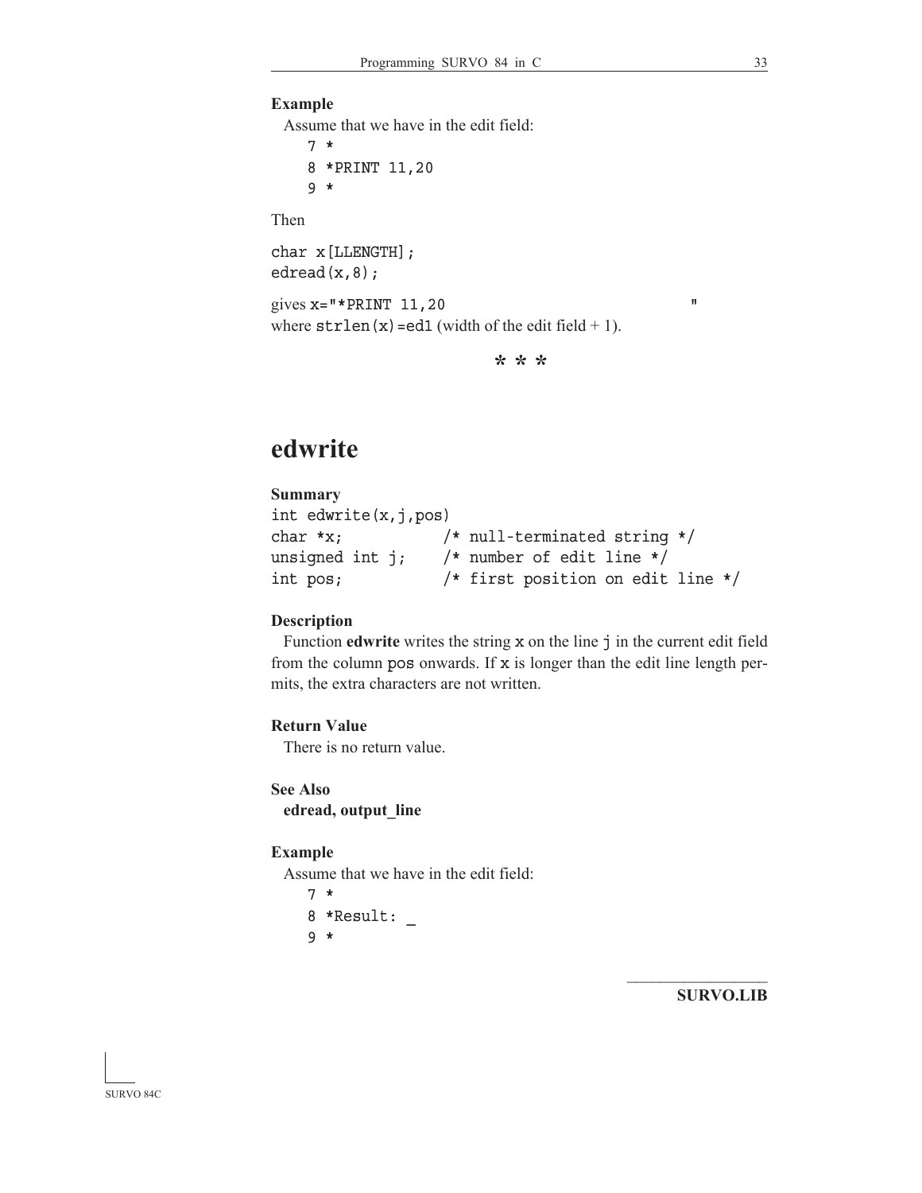**Example**

Assume that we have in the edit field:

```
7 *
8 *PRINT 11,20
9 *
```

Then

```
char x[LLENGTH];
edread(x,8);
```

gives `x="*PRINT 11,20                                "`
where `strlen(x)=ed1` (width of the edit field + 1).

\* \* \*

# edwrite

**Summary**

```
int edwrite(x,j,pos)
char *x;           /* null-terminated string */
unsigned int j;    /* number of edit line */
int pos;           /* first position on edit line */
```

**Description**

Function **edwrite** writes the string `x` on the line `j` in the current edit field from the column `pos` onwards. If `x` is longer than the edit line length permits, the extra characters are not written.

**Return Value**

There is no return value.

**See Also**

**edread, output_line**

**Example**

Assume that we have in the edit field:

```
7 *
8 *Result: _
9 *
```

**SURVO.LIB**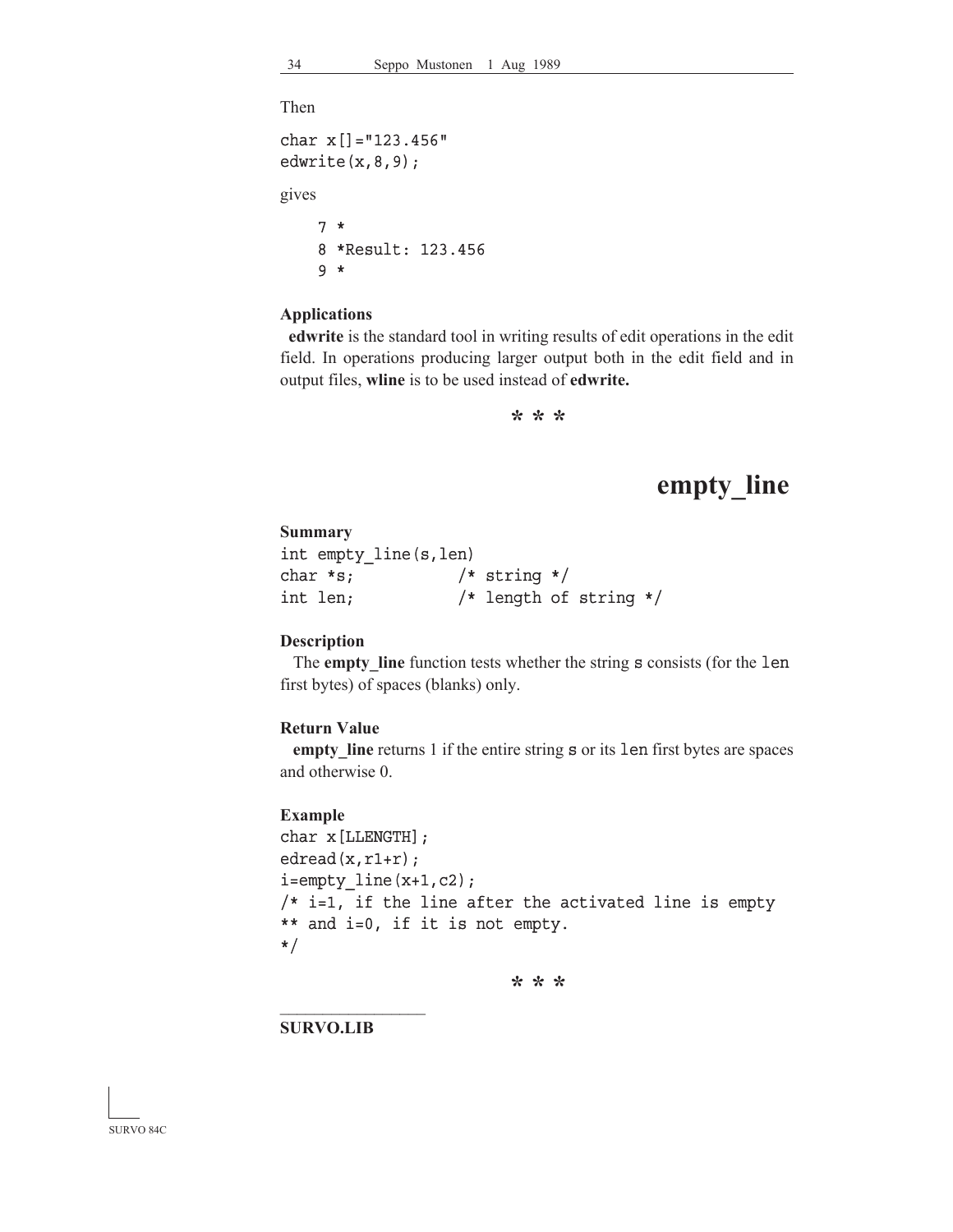Then

```
char x[]="123.456"
edwrite(x,8,9);
```

gives

```
7 *
8 *Result: 123.456
9 *
```

**Applications**

**edwrite** is the standard tool in writing results of edit operations in the edit field. In operations producing larger output both in the edit field and in output files, **wline** is to be used instead of **edwrite.**

\* \* \*

# empty_line

**Summary**

```
int empty_line(s,len)
char *s;            /* string */
int len;            /* length of string */
```

**Description**

The **empty_line** function tests whether the string `s` consists (for the `len` first bytes) of spaces (blanks) only.

**Return Value**

**empty_line** returns 1 if the entire string `s` or its `len` first bytes are spaces and otherwise 0.

**Example**

```
char x[LLENGTH];
edread(x,r1+r);
i=empty_line(x+1,c2);
/* i=1, if the line after the activated line is empty
** and i=0, if it is not empty.
*/
```

\* \* \*

**SURVO.LIB**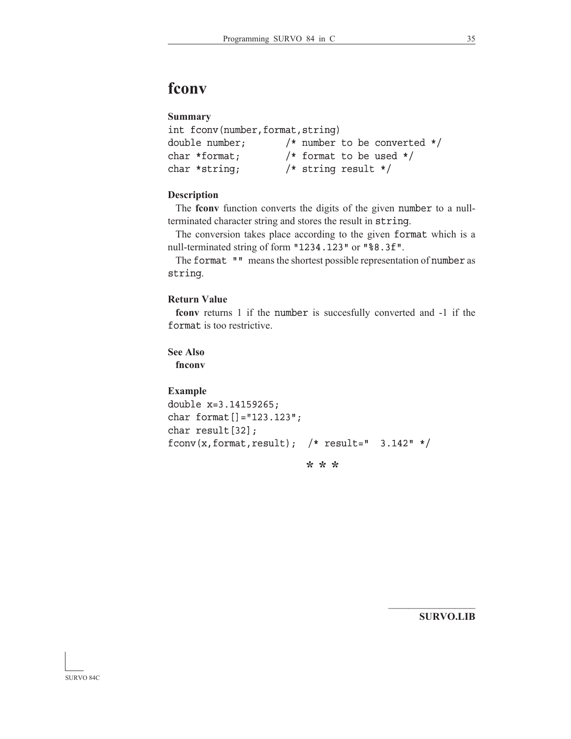# fconv

**Summary**

```
int fconv(number,format,string)
double number;       /* number to be converted */
char *format;        /* format to be used */
char *string;        /* string result */
```

**Description**

The **fconv** function converts the digits of the given `number` to a null-terminated character string and stores the result in `string`.

The conversion takes place according to the given `format` which is a null-terminated string of form `"1234.123"` or `"%8.3f"`.

The `format ""` means the shortest possible representation of `number` as `string`.

**Return Value**

**fconv** returns 1 if the `number` is succesfully converted and -1 if the `format` is too restrictive.

**See Also**

**fnconv**

**Example**

```
double x=3.14159265;
char format[]="123.123";
char result[32];
fconv(x,format,result);  /* result="  3.142" */
```

\* \* \*

**SURVO.LIB**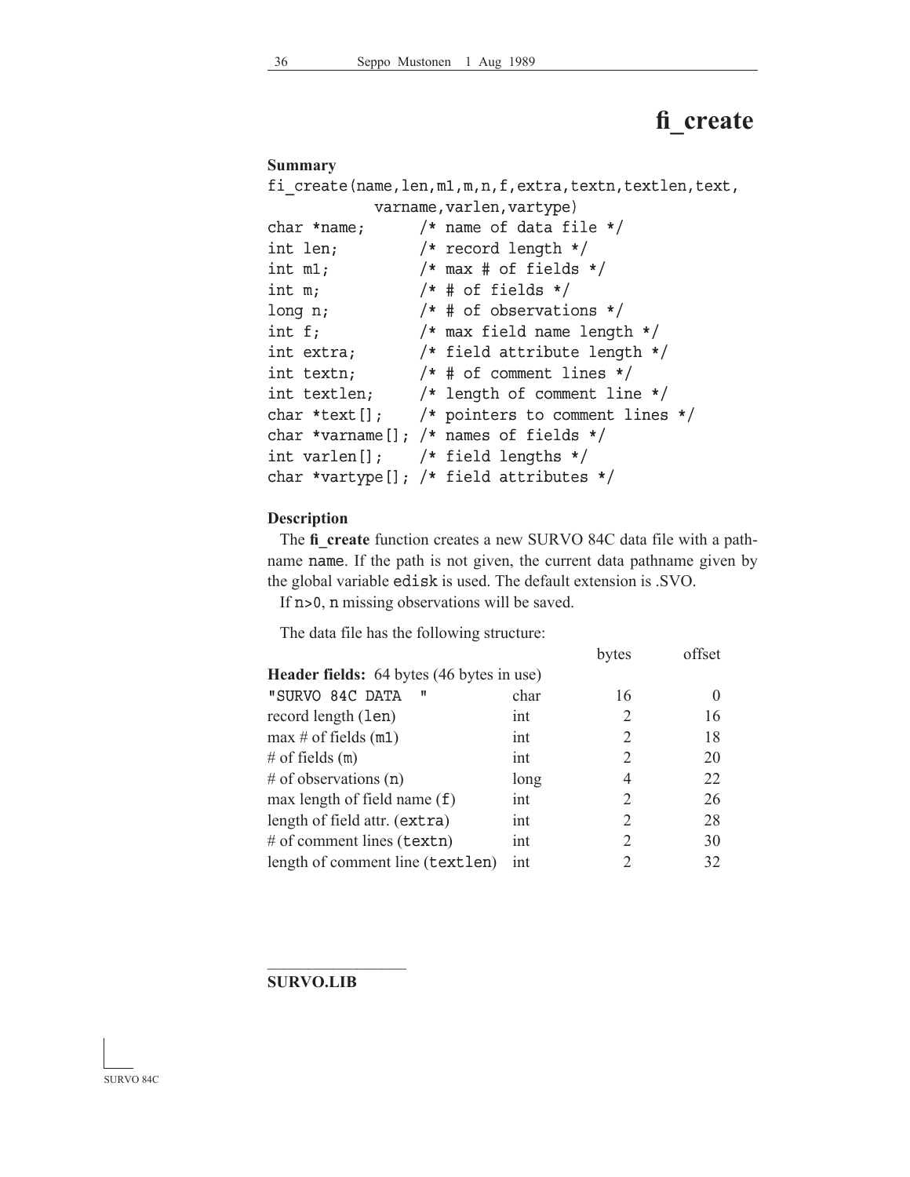# fi_create

**Summary**

```
fi_create(name,len,m1,m,n,f,extra,textn,textlen,text,
          varname,varlen,vartype)
char *name;      /* name of data file */
int len;         /* record length */
int m1;          /* max # of fields */
int m;           /* # of fields */
long n;          /* # of observations */
int f;           /* max field name length */
int extra;       /* field attribute length */
int textn;       /* # of comment lines */
int textlen;     /* length of comment line */
char *text[];    /* pointers to comment lines */
char *varname[]; /* names of fields */
int varlen[];    /* field lengths */
char *vartype[]; /* field attributes */
```

**Description**

The **fi_create** function creates a new SURVO 84C data file with a pathname `name`. If the path is not given, the current data pathname given by the global variable `edisk` is used. The default extension is .SVO.

If `n>0`, `n` missing observations will be saved.

The data file has the following structure:

| | | bytes | offset |
|---|---|---|---|
| **Header fields:** 64 bytes (46 bytes in use) | | | |
| `"SURVO 84C DATA  "` | char | 16 | 0 |
| record length (`len`) | int | 2 | 16 |
| max # of fields (`m1`) | int | 2 | 18 |
| # of fields (`m`) | int | 2 | 20 |
| # of observations (`n`) | long | 4 | 22 |
| max length of field name (`f`) | int | 2 | 26 |
| length of field attr. (`extra`) | int | 2 | 28 |
| # of comment lines (`textn`) | int | 2 | 30 |
| length of comment line (`textlen`) | int | 2 | 32 |

**SURVO.LIB**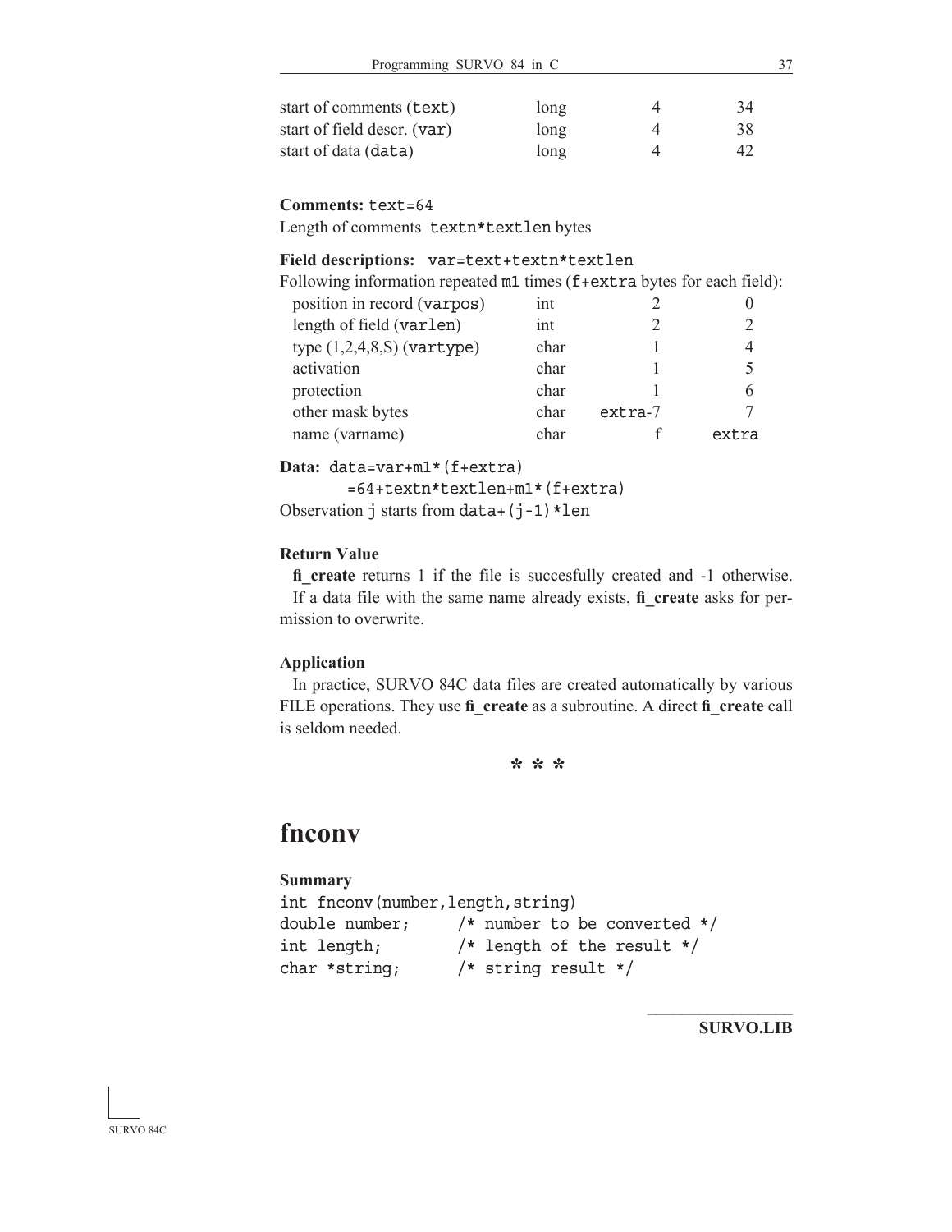| | | | |
|---|---|---|---|
| start of comments (`text`) | long | 4 | 34 |
| start of field descr. (`var`) | long | 4 | 38 |
| start of data (`data`) | long | 4 | 42 |

**Comments:** `text=64`
Length of comments `textn*textlen` bytes

**Field descriptions:** `var=text+textn*textlen`
Following information repeated `m1` times (`f+extra` bytes for each field):

| | | | |
|---|---|---|---|
| position in record (`varpos`) | int | 2 | 0 |
| length of field (`varlen`) | int | 2 | 2 |
| type (1,2,4,8,S) (`vartype`) | char | 1 | 4 |
| activation | char | 1 | 5 |
| protection | char | 1 | 6 |
| other mask bytes | char | `extra`-7 | 7 |
| name (varname) | char | f | `extra` |

**Data:** `data=var+m1*(f+extra)`
`=64+textn*textlen+m1*(f+extra)`
Observation `j` starts from `data+(j-1)*len`

**Return Value**

**fi_create** returns 1 if the file is succesfully created and -1 otherwise. If a data file with the same name already exists, **fi_create** asks for permission to overwrite.

**Application**

In practice, SURVO 84C data files are created automatically by various FILE operations. They use **fi_create** as a subroutine. A direct **fi_create** call is seldom needed.

\* \* \*

# fnconv

**Summary**

```
int fnconv(number,length,string)
double number;      /* number to be converted */
int length;         /* length of the result */
char *string;       /* string result */
```

**SURVO.LIB**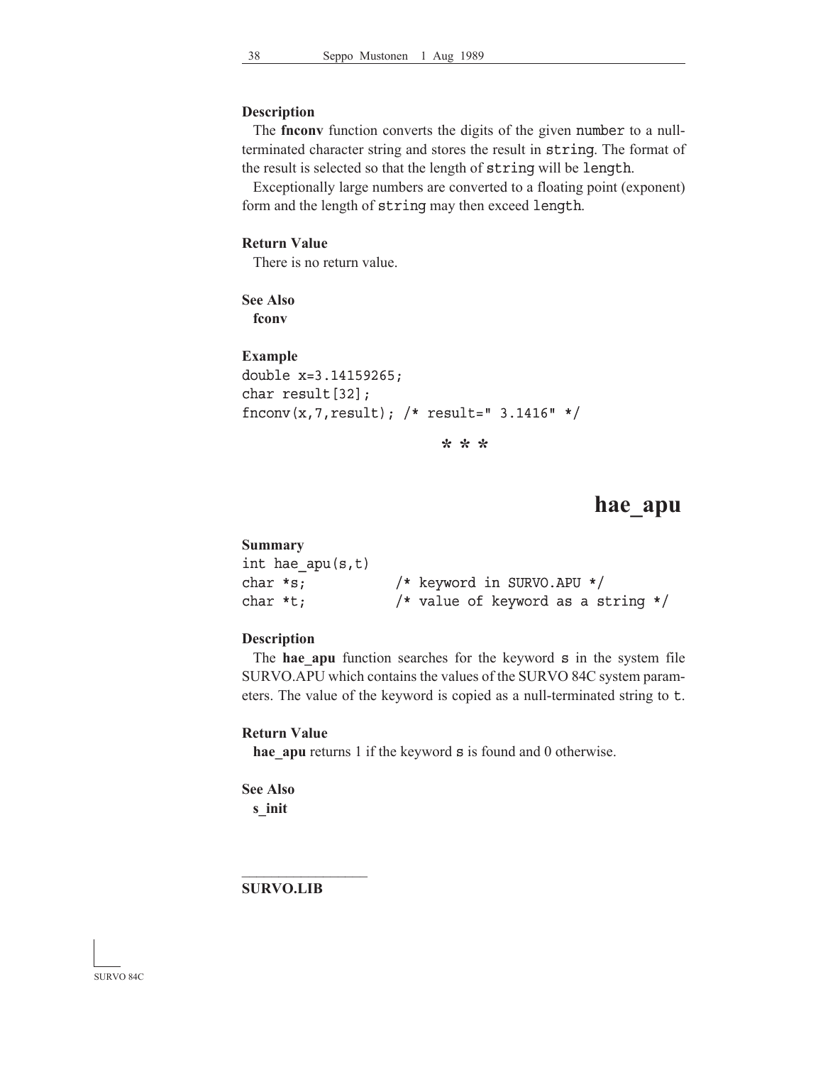**Description**

The **fnconv** function converts the digits of the given `number` to a null-terminated character string and stores the result in `string`. The format of the result is selected so that the length of `string` will be `length`.

Exceptionally large numbers are converted to a floating point (exponent) form and the length of `string` may then exceed `length`.

**Return Value**

There is no return value.

**See Also**

**fconv**

**Example**

```
double x=3.14159265;
char result[32];
fnconv(x,7,result); /* result=" 3.1416" */
```

\* \* \*

# hae_apu

**Summary**

```
int hae_apu(s,t)
char *s;          /* keyword in SURVO.APU */
char *t;          /* value of keyword as a string */
```

**Description**

The **hae_apu** function searches for the keyword `s` in the system file SURVO.APU which contains the values of the SURVO 84C system parameters. The value of the keyword is copied as a null-terminated string to `t`.

**Return Value**

**hae_apu** returns 1 if the keyword `s` is found and 0 otherwise.

**See Also**

**s_init**

---

**SURVO.LIB**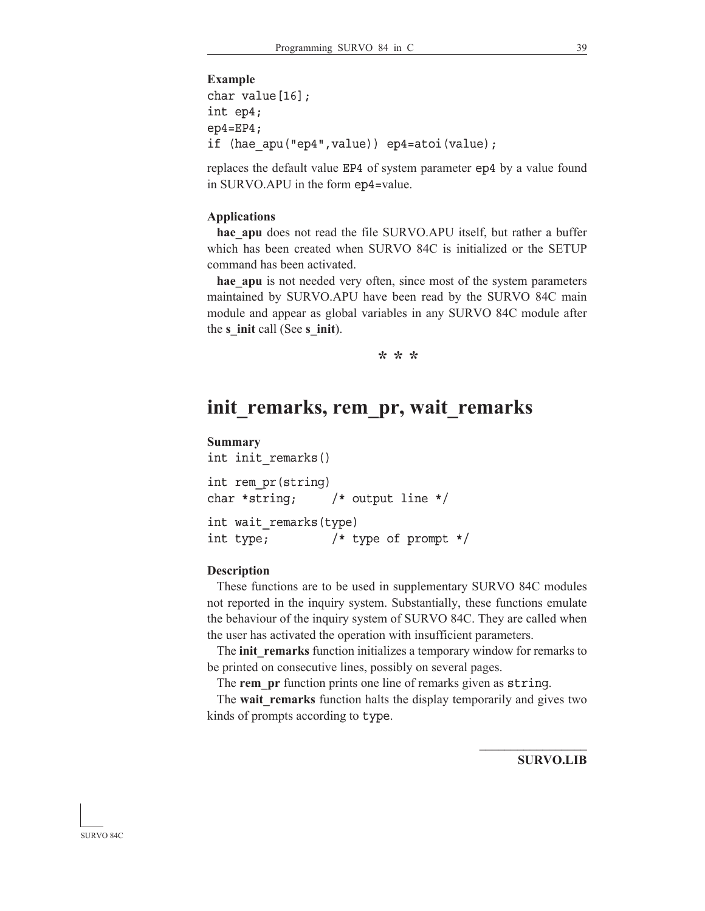**Example**

```
char value[16];
int ep4;
ep4=EP4;
if (hae_apu("ep4",value)) ep4=atoi(value);
```

replaces the default value `EP4` of system parameter `ep4` by a value found in SURVO.APU in the form `ep4=`value.

**Applications**

**hae_apu** does not read the file SURVO.APU itself, but rather a buffer which has been created when SURVO 84C is initialized or the SETUP command has been activated.

**hae_apu** is not needed very often, since most of the system parameters maintained by SURVO.APU have been read by the SURVO 84C main module and appear as global variables in any SURVO 84C module after the **s_init** call (See **s_init**).

\* \* \*

# init_remarks, rem_pr, wait_remarks

**Summary**

```
int init_remarks()

int rem_pr(string)
char *string;     /* output line */

int wait_remarks(type)
int type;         /* type of prompt */
```

**Description**

These functions are to be used in supplementary SURVO 84C modules not reported in the inquiry system. Substantially, these functions emulate the behaviour of the inquiry system of SURVO 84C. They are called when the user has activated the operation with insufficient parameters.

The **init_remarks** function initializes a temporary window for remarks to be printed on consecutive lines, possibly on several pages.

The **rem_pr** function prints one line of remarks given as `string`.

The **wait_remarks** function halts the display temporarily and gives two kinds of prompts according to `type`.

**SURVO.LIB**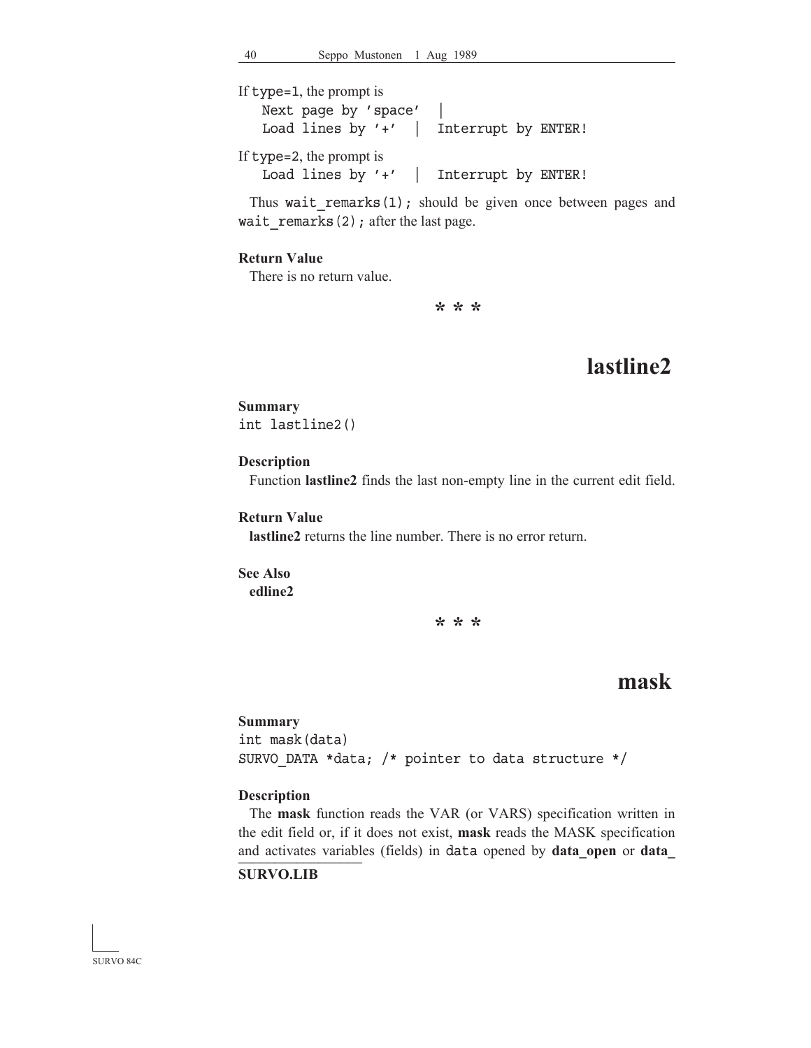If `type=1`, the prompt is

```
Next page by 'space'  |
Load lines by '+'  |  Interrupt by ENTER!
```

If `type=2`, the prompt is

```
Load lines by '+'  |  Interrupt by ENTER!
```

Thus `wait_remarks(1);` should be given once between pages and `wait_remarks(2);` after the last page.

**Return Value**

There is no return value.

\* \* \*

## lastline2

**Summary**

```
int lastline2()
```

**Description**

Function **lastline2** finds the last non-empty line in the current edit field.

**Return Value**

**lastline2** returns the line number. There is no error return.

**See Also**

**edline2**

\* \* \*

## mask

**Summary**

```
int mask(data)
SURVO_DATA *data; /* pointer to data structure */
```

**Description**

The **mask** function reads the VAR (or VARS) specification written in the edit field or, if it does not exist, **mask** reads the MASK specification and activates variables (fields) in `data` opened by **data_open** or **data_**

**SURVO.LIB**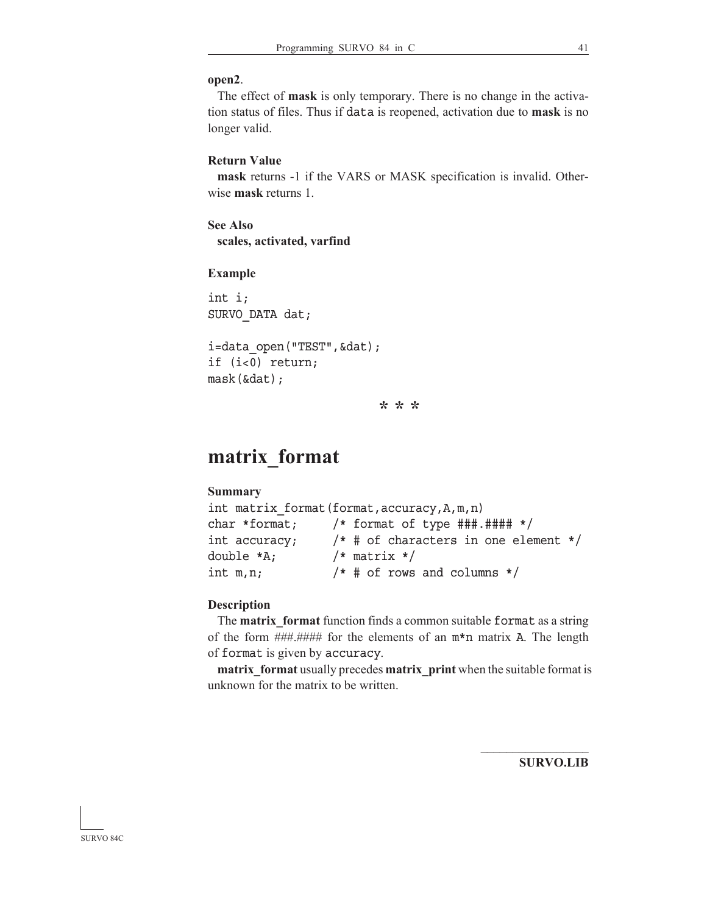**open2**.

The effect of **mask** is only temporary. There is no change in the activation status of files. Thus if `data` is reopened, activation due to **mask** is no longer valid.

**Return Value**

**mask** returns -1 if the VARS or MASK specification is invalid. Otherwise **mask** returns 1.

**See Also**

**scales, activated, varfind**

**Example**

```
int i;
SURVO_DATA dat;

i=data_open("TEST",&dat);
if (i<0) return;
mask(&dat);
```

\* \* \*

# matrix_format

**Summary**

```
int matrix_format(format,accuracy,A,m,n)
char *format;      /* format of type ###.#### */
int accuracy;      /* # of characters in one element */
double *A;         /* matrix */
int m,n;           /* # of rows and columns */
```

**Description**

The **matrix_format** function finds a common suitable `format` as a string of the form ###.#### for the elements of an `m*n` matrix `A`. The length of `format` is given by `accuracy`.

**matrix_format** usually precedes **matrix_print** when the suitable format is unknown for the matrix to be written.

**SURVO.LIB**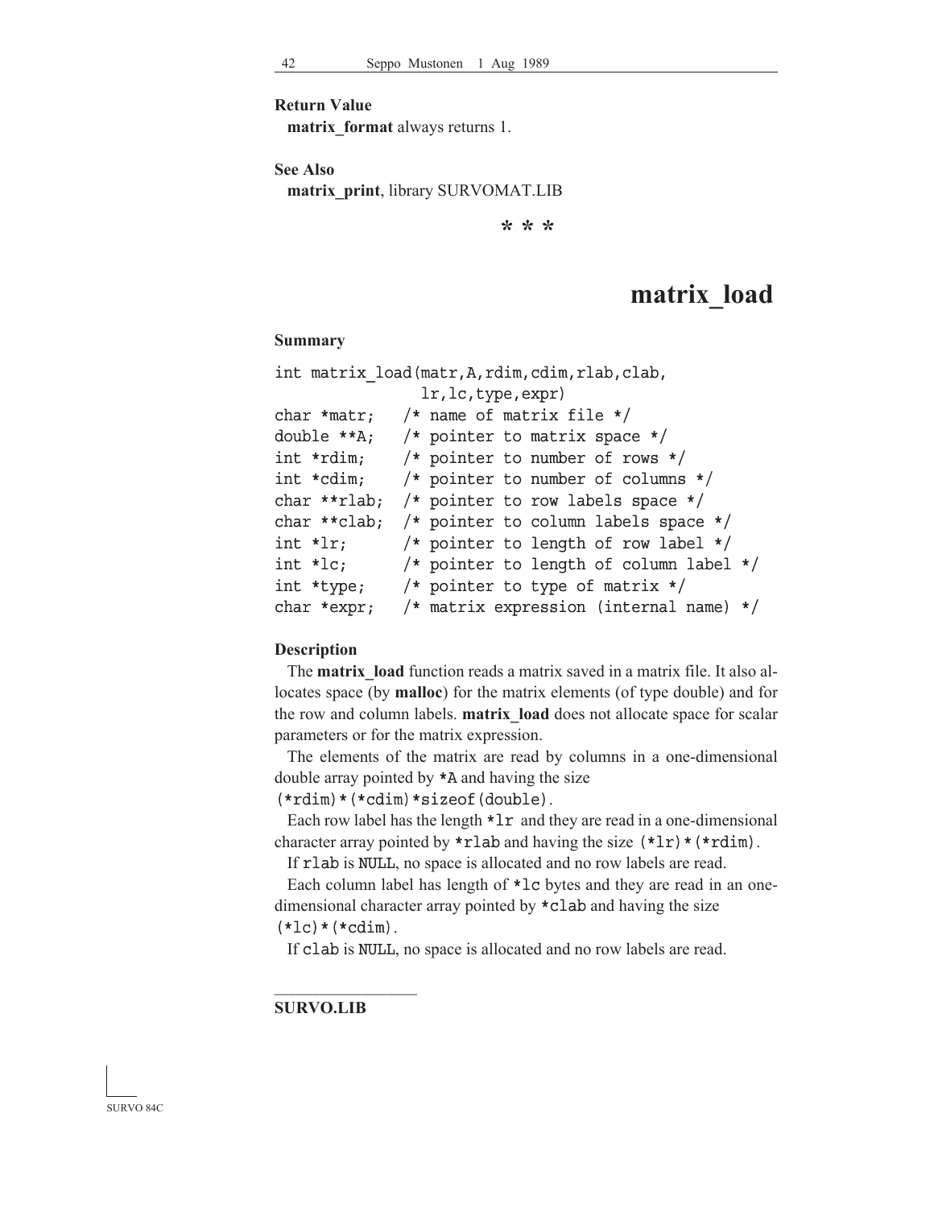**Return Value**

**matrix_format** always returns 1.

**See Also**

**matrix_print**, library SURVOMAT.LIB

\* \* \*

# matrix_load

**Summary**

```
int matrix_load(matr,A,rdim,cdim,rlab,clab,
                lr,lc,type,expr)
char *matr;   /* name of matrix file */
double **A;   /* pointer to matrix space */
int *rdim;    /* pointer to number of rows */
int *cdim;    /* pointer to number of columns */
char **rlab;  /* pointer to row labels space */
char **clab;  /* pointer to column labels space */
int *lr;      /* pointer to length of row label */
int *lc;      /* pointer to length of column label */
int *type;    /* pointer to type of matrix */
char *expr;   /* matrix expression (internal name) */
```

**Description**

The **matrix_load** function reads a matrix saved in a matrix file. It also allocates space (by **malloc**) for the matrix elements (of type double) and for the row and column labels. **matrix_load** does not allocate space for scalar parameters or for the matrix expression.

The elements of the matrix are read by columns in a one-dimensional double array pointed by `*A` and having the size `(*rdim)*(*cdim)*sizeof(double)`.

Each row label has the length `*lr` and they are read in a one-dimensional character array pointed by `*rlab` and having the size `(*lr)*(*rdim)`.

If `rlab` is `NULL`, no space is allocated and no row labels are read.

Each column label has length of `*lc` bytes and they are read in an one-dimensional character array pointed by `*clab` and having the size `(*lc)*(*cdim)`.

If `clab` is `NULL`, no space is allocated and no row labels are read.

---

**SURVO.LIB**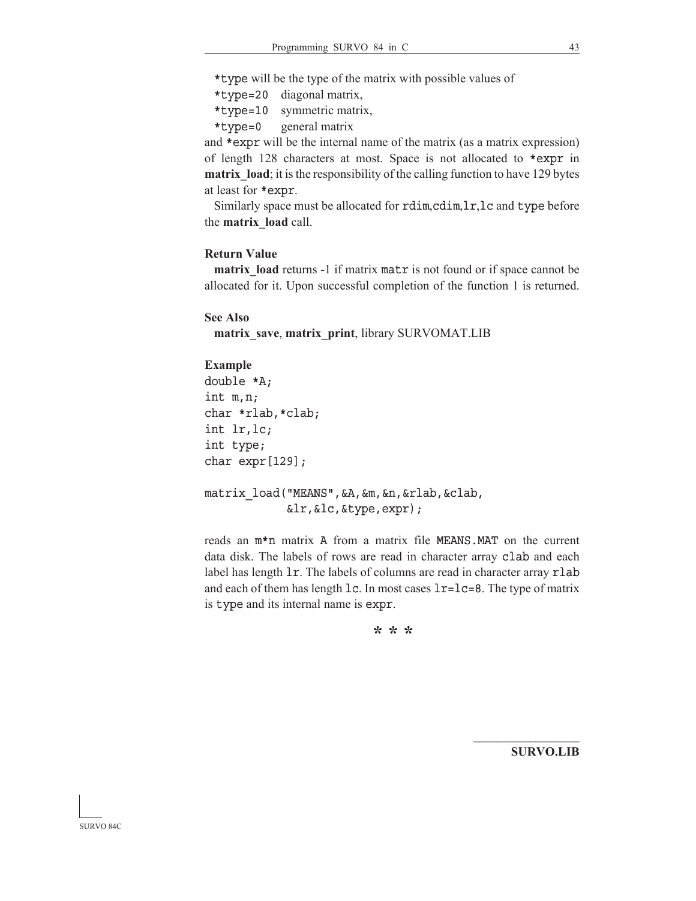`*type` will be the type of the matrix with possible values of

`*type=20` diagonal matrix,
`*type=10` symmetric matrix,
`*type=0` general matrix

and `*expr` will be the internal name of the matrix (as a matrix expression) of length 128 characters at most. Space is not allocated to `*expr` in **matrix_load**; it is the responsibility of the calling function to have 129 bytes at least for `*expr`.

Similarly space must be allocated for `rdim`,`cdim`,`lr`,`lc` and `type` before the **matrix_load** call.

**Return Value**

**matrix_load** returns -1 if matrix `matr` is not found or if space cannot be allocated for it. Upon successful completion of the function 1 is returned.

**See Also**

**matrix_save**, **matrix_print**, library SURVOMAT.LIB

**Example**

```
double *A;
int m,n;
char *rlab,*clab;
int lr,lc;
int type;
char expr[129];

matrix_load("MEANS",&A,&m,&n,&rlab,&clab,
            &lr,&lc,&type,expr);
```

reads an `m*n` matrix `A` from a matrix file `MEANS.MAT` on the current data disk. The labels of rows are read in character array `clab` and each label has length `lr`. The labels of columns are read in character array `rlab` and each of them has length `lc`. In most cases `lr=lc=8`. The type of matrix is `type` and its internal name is `expr`.

\* \* \*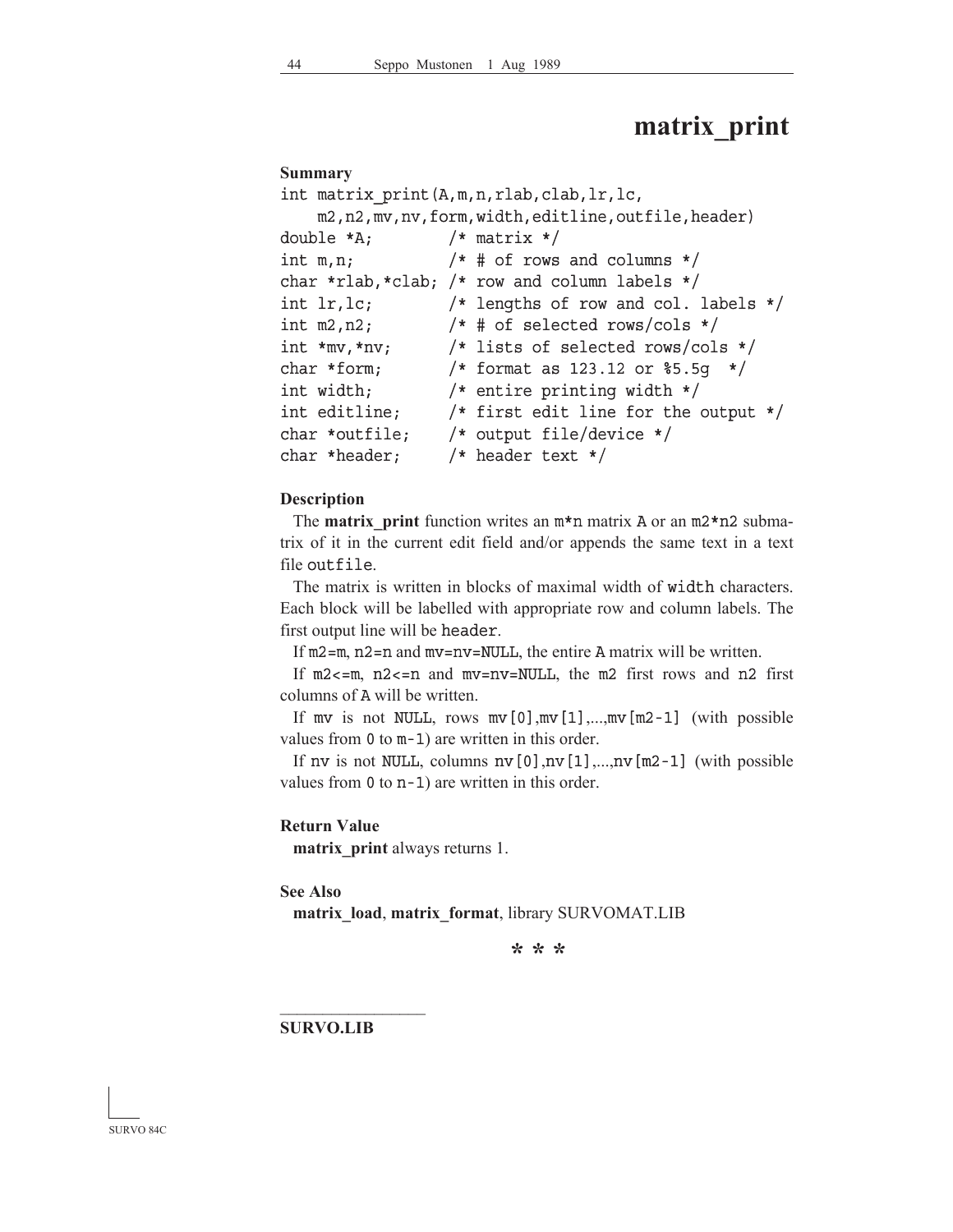# matrix_print

**Summary**

```
int matrix_print(A,m,n,rlab,clab,lr,lc,
    m2,n2,mv,nv,form,width,editline,outfile,header)
double *A;        /* matrix */
int m,n;          /* # of rows and columns */
char *rlab,*clab; /* row and column labels */
int lr,lc;        /* lengths of row and col. labels */
int m2,n2;        /* # of selected rows/cols */
int *mv,*nv;      /* lists of selected rows/cols */
char *form;       /* format as 123.12 or %5.5g  */
int width;        /* entire printing width */
int editline;     /* first edit line for the output */
char *outfile;    /* output file/device */
char *header;     /* header text */
```

**Description**

The **matrix_print** function writes an `m*n` matrix `A` or an `m2*n2` submatrix of it in the current edit field and/or appends the same text in a text file `outfile`.

The matrix is written in blocks of maximal width of `width` characters. Each block will be labelled with appropriate row and column labels. The first output line will be `header`.

If `m2=m`, `n2=n` and `mv=nv=NULL`, the entire `A` matrix will be written.

If `m2<=m`, `n2<=n` and `mv=nv=NULL`, the `m2` first rows and `n2` first columns of `A` will be written.

If `mv` is not `NULL`, rows `mv[0]`,`mv[1]`,...,`mv[m2-1]` (with possible values from `0` to `m-1`) are written in this order.

If `nv` is not `NULL`, columns `nv[0]`,`nv[1]`,...,`nv[m2-1]` (with possible values from `0` to `n-1`) are written in this order.

**Return Value**

**matrix_print** always returns 1.

**See Also**

**matrix_load**, **matrix_format**, library SURVOMAT.LIB

\* \* \*

**SURVO.LIB**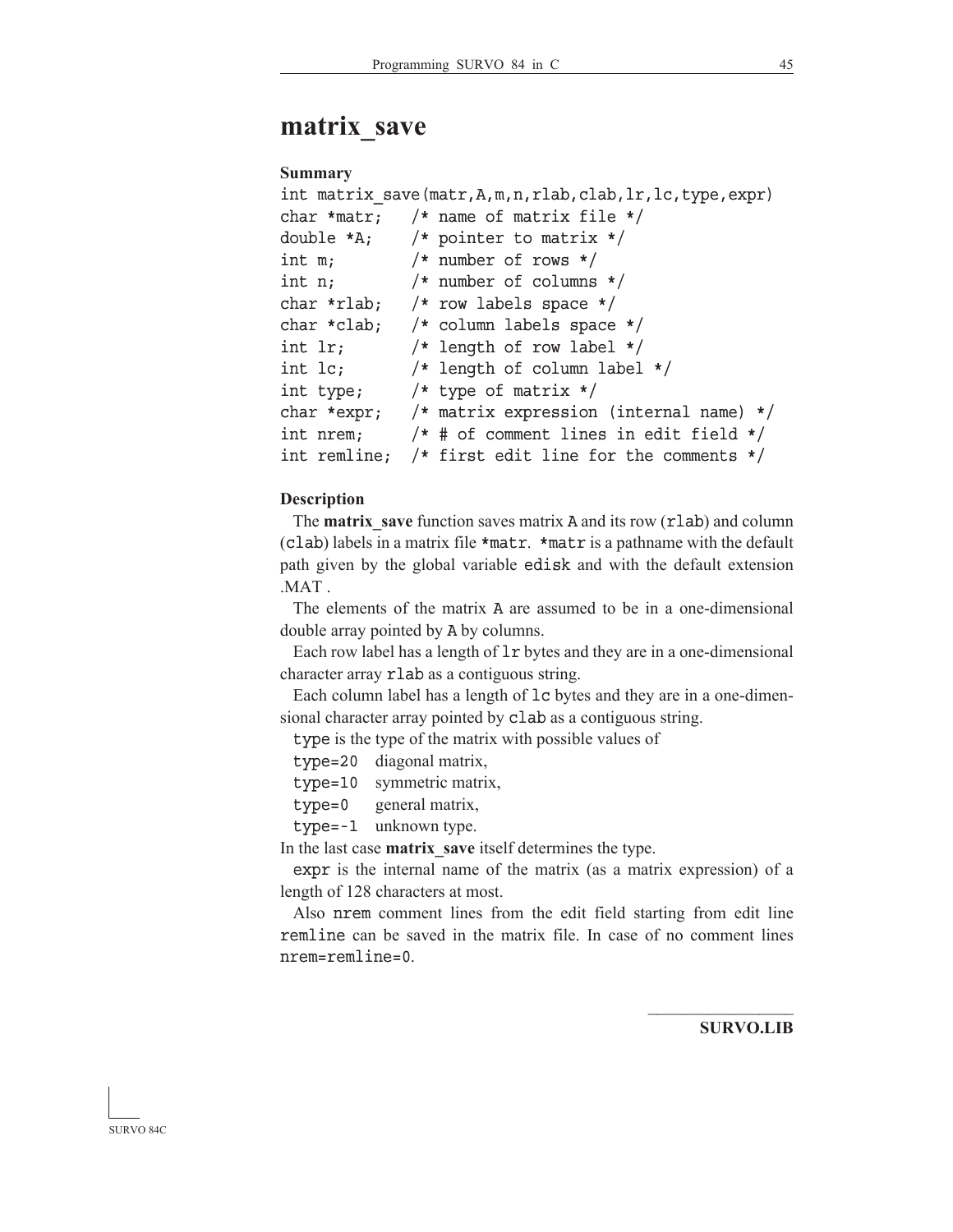# matrix_save

**Summary**

```
int matrix_save(matr,A,m,n,rlab,clab,lr,lc,type,expr)
char *matr;   /* name of matrix file */
double *A;    /* pointer to matrix */
int m;        /* number of rows */
int n;        /* number of columns */
char *rlab;   /* row labels space */
char *clab;   /* column labels space */
int lr;       /* length of row label */
int lc;       /* length of column label */
int type;     /* type of matrix */
char *expr;   /* matrix expression (internal name) */
int nrem;     /* # of comment lines in edit field */
int remline;  /* first edit line for the comments */
```

**Description**

The **matrix_save** function saves matrix `A` and its row (`rlab`) and column (`clab`) labels in a matrix file `*matr`. `*matr` is a pathname with the default path given by the global variable `edisk` and with the default extension .MAT .

The elements of the matrix `A` are assumed to be in a one-dimensional double array pointed by `A` by columns.

Each row label has a length of `lr` bytes and they are in a one-dimensional character array `rlab` as a contiguous string.

Each column label has a length of `lc` bytes and they are in a one-dimensional character array pointed by `clab` as a contiguous string.

`type` is the type of the matrix with possible values of

- `type=20` diagonal matrix,
- `type=10` symmetric matrix,
- `type=0` general matrix,
- `type=-1` unknown type.

In the last case **matrix_save** itself determines the type.

`expr` is the internal name of the matrix (as a matrix expression) of a length of 128 characters at most.

Also `nrem` comment lines from the edit field starting from edit line `remline` can be saved in the matrix file. In case of no comment lines `nrem=remline=0`.

**SURVO.LIB**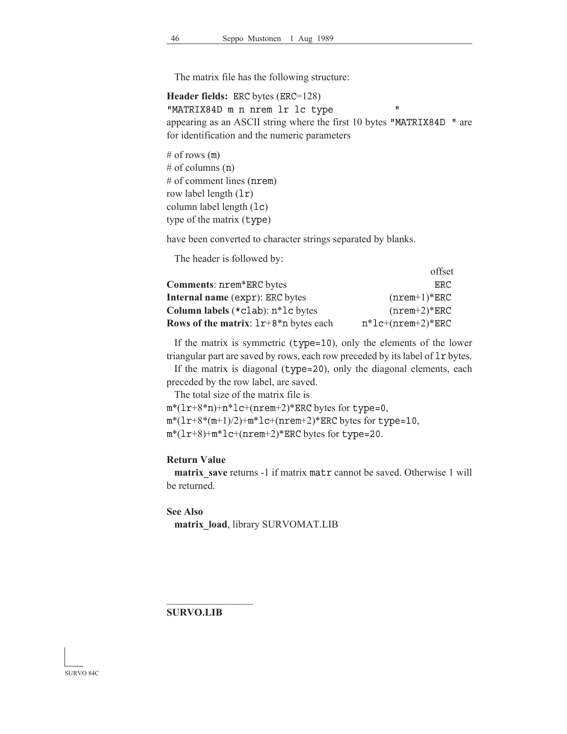The matrix file has the following structure:

**Header fields:** `ERC` bytes (`ERC`=128)
`"MATRIX84D m n nrem lr lc type          "`
appearing as an ASCII string where the first 10 bytes `"MATRIX84D "` are for identification and the numeric parameters

# of rows (`m`)
# of columns (`n`)
# of comment lines (`nrem`)
row label length (`lr`)
column label length (`lc`)
type of the matrix (`type`)

have been converted to character strings separated by blanks.

The header is followed by:

| | offset |
|---|---|
| **Comments**: `nrem*ERC` bytes | `ERC` |
| **Internal name** (`expr`): `ERC` bytes | `(nrem+1)*ERC` |
| **Column labels** (`*clab`): `n*lc` bytes | `(nrem+2)*ERC` |
| **Rows of the matrix**: `lr+8*n` bytes each | `n*lc+(nrem+2)*ERC` |

If the matrix is symmetric (`type=10`), only the elements of the lower triangular part are saved by rows, each row preceded by its label of `lr` bytes.
If the matrix is diagonal (`type=20`), only the diagonal elements, each preceded by the row label, are saved.
The total size of the matrix file is
`m*(lr+8*n)+n*lc+(nrem+2)*ERC` bytes for `type=0`,
`m*(lr+8*(m+1)/2)+m*lc+(nrem+2)*ERC` bytes for `type=10`,
`m*(lr+8)+m*lc+(nrem+2)*ERC` bytes for `type=20`.

**Return Value**
**matrix_save** returns -1 if matrix `matr` cannot be saved. Otherwise 1 will be returned.

**See Also**
**matrix_load**, library SURVOMAT.LIB

**SURVO.LIB**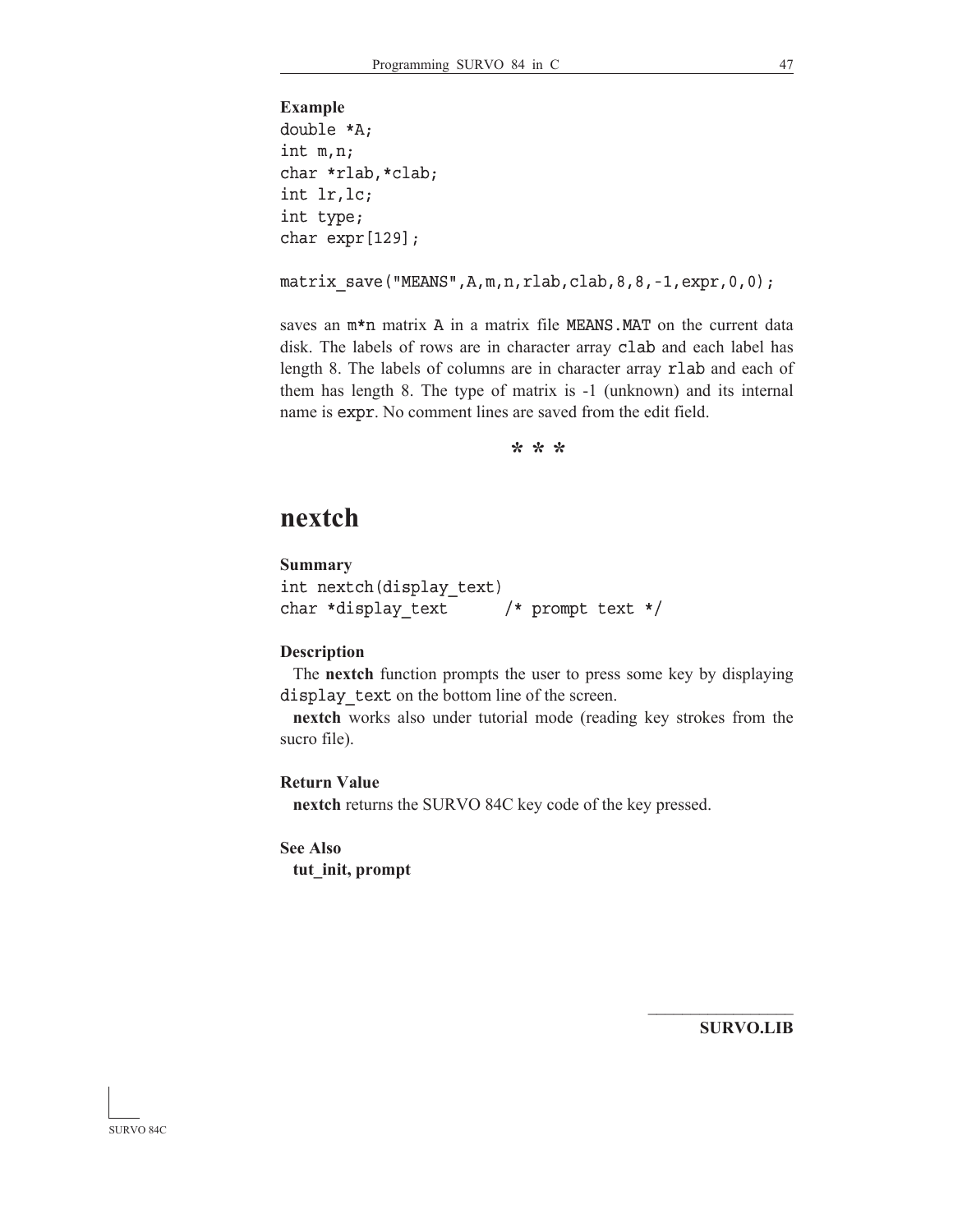**Example**

```
double *A;
int m,n;
char *rlab,*clab;
int lr,lc;
int type;
char expr[129];

matrix_save("MEANS",A,m,n,rlab,clab,8,8,-1,expr,0,0);
```

saves an `m*n` matrix `A` in a matrix file `MEANS.MAT` on the current data disk. The labels of rows are in character array `clab` and each label has length 8. The labels of columns are in character array `rlab` and each of them has length 8. The type of matrix is -1 (unknown) and its internal name is `expr`. No comment lines are saved from the edit field.

\* \* \*

# nextch

**Summary**

```
int nextch(display_text)
char *display_text      /* prompt text */
```

**Description**

The **nextch** function prompts the user to press some key by displaying `display_text` on the bottom line of the screen.

**nextch** works also under tutorial mode (reading key strokes from the sucro file).

**Return Value**

**nextch** returns the SURVO 84C key code of the key pressed.

**See Also**

**tut_init, prompt**

**SURVO.LIB**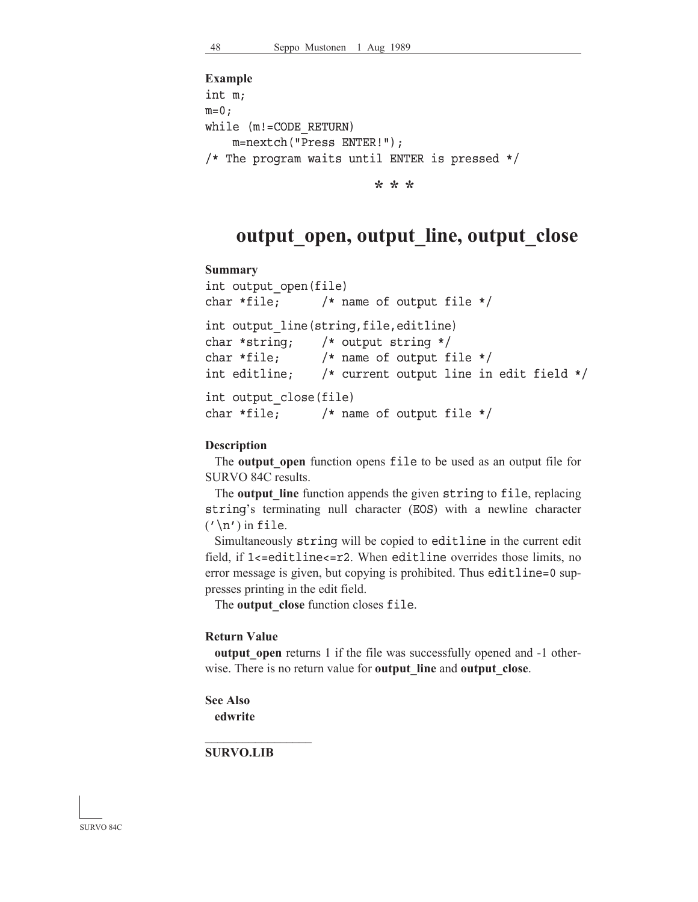**Example**

```
int m;
m=0;
while (m!=CODE_RETURN)
    m=nextch("Press ENTER!");
/* The program waits until ENTER is pressed */
```

\* \* \*

# output_open, output_line, output_close

**Summary**

```
int output_open(file)
char *file;      /* name of output file */

int output_line(string,file,editline)
char *string;    /* output string */
char *file;      /* name of output file */
int editline;    /* current output line in edit field */

int output_close(file)
char *file;      /* name of output file */
```

**Description**

The **output_open** function opens `file` to be used as an output file for SURVO 84C results.

The **output_line** function appends the given `string` to `file`, replacing `string`'s terminating null character (`EOS`) with a newline character (`'\n'`) in `file`.

Simultaneously `string` will be copied to `editline` in the current edit field, if `1<=editline<=r2`. When `editline` overrides those limits, no error message is given, but copying is prohibited. Thus `editline=0` suppresses printing in the edit field.

The **output_close** function closes `file`.

**Return Value**

**output_open** returns 1 if the file was successfully opened and -1 otherwise. There is no return value for **output_line** and **output_close**.

**See Also**

**edwrite**

---

**SURVO.LIB**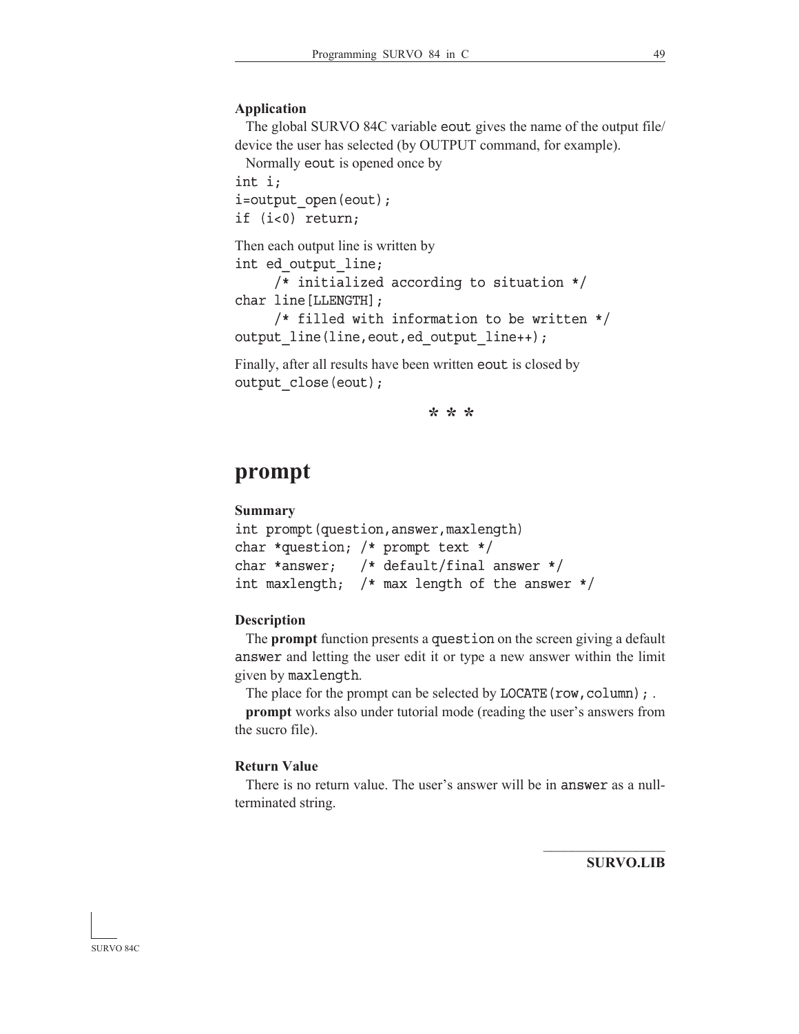### Application

The global SURVO 84C variable `eout` gives the name of the output file/device the user has selected (by OUTPUT command, for example).

Normally `eout` is opened once by

```
int i;
i=output_open(eout);
if (i<0) return;
```

Then each output line is written by

```
int ed_output_line;
     /* initialized according to situation */
char line[LLENGTH];
     /* filled with information to be written */
output_line(line,eout,ed_output_line++);
```

Finally, after all results have been written `eout` is closed by

```
output_close(eout);
```

\* \* \*

## prompt

### Summary

```
int prompt(question,answer,maxlength)
char *question; /* prompt text */
char *answer;   /* default/final answer */
int maxlength;  /* max length of the answer */
```

### Description

The **prompt** function presents a `question` on the screen giving a default `answer` and letting the user edit it or type a new answer within the limit given by `maxlength`.

The place for the prompt can be selected by `LOCATE(row,column);` .

**prompt** works also under tutorial mode (reading the user's answers from the sucro file).

### Return Value

There is no return value. The user's answer will be in `answer` as a null-terminated string.

**SURVO.LIB**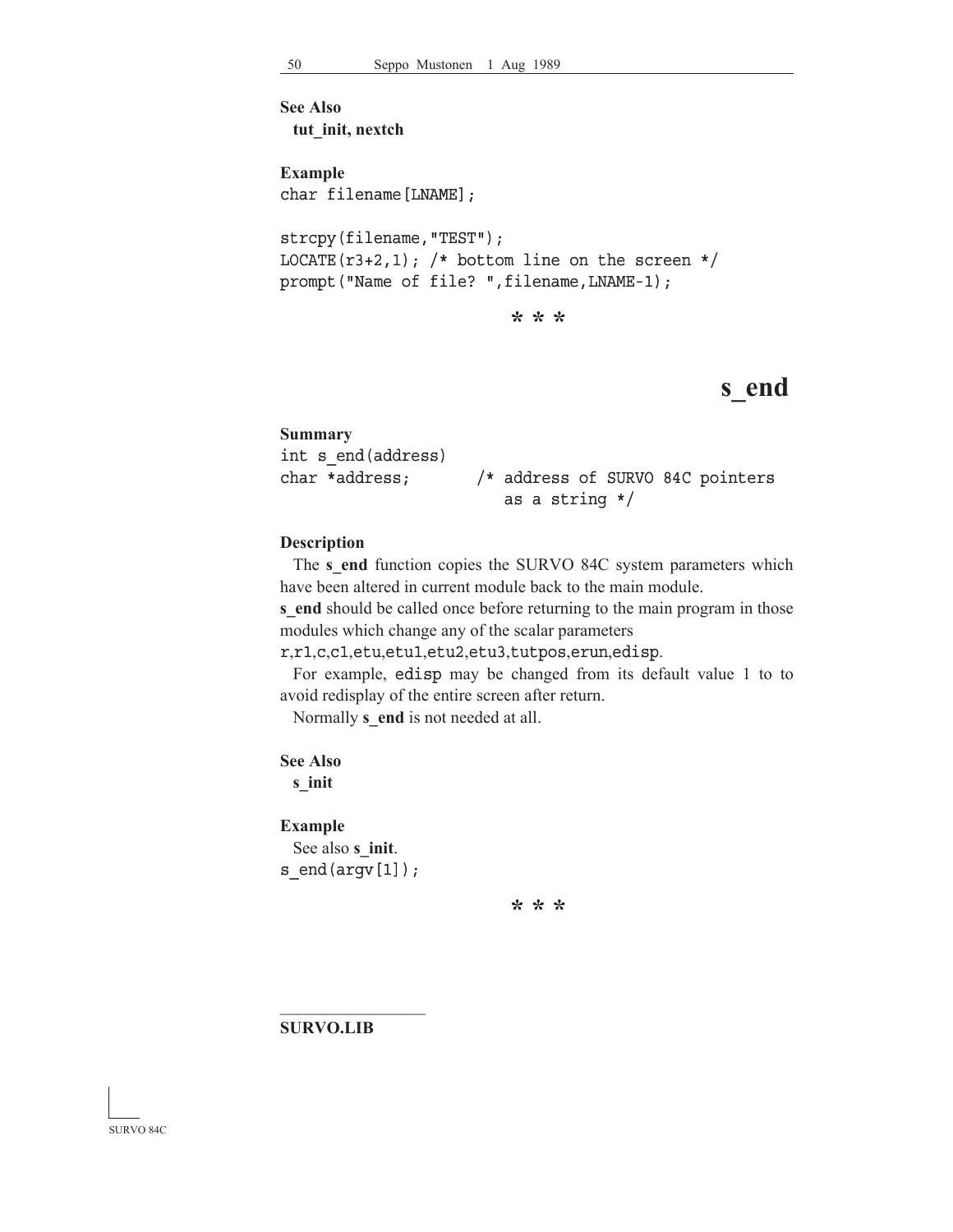**See Also**
  **tut_init, nextch**

**Example**
```
char filename[LNAME];

strcpy(filename,"TEST");
LOCATE(r3+2,1); /* bottom line on the screen */
prompt("Name of file? ",filename,LNAME-1);
```

\* \* \*

# s_end

**Summary**
```
int s_end(address)
char *address;        /* address of SURVO 84C pointers
                         as a string */
```

**Description**

The **s_end** function copies the SURVO 84C system parameters which have been altered in current module back to the main module.
**s_end** should be called once before returning to the main program in those modules which change any of the scalar parameters
`r`,`r1`,`c`,`c1`,`etu`,`etu1`,`etu2`,`etu3`,`tutpos`,`erun`,`edisp`.
For example, `edisp` may be changed from its default value 1 to to avoid redisplay of the entire screen after return.
Normally **s_end** is not needed at all.

**See Also**
  **s_init**

**Example**
  See also **s_init**.
```
s_end(argv[1]);
```

\* \* \*

---

**SURVO.LIB**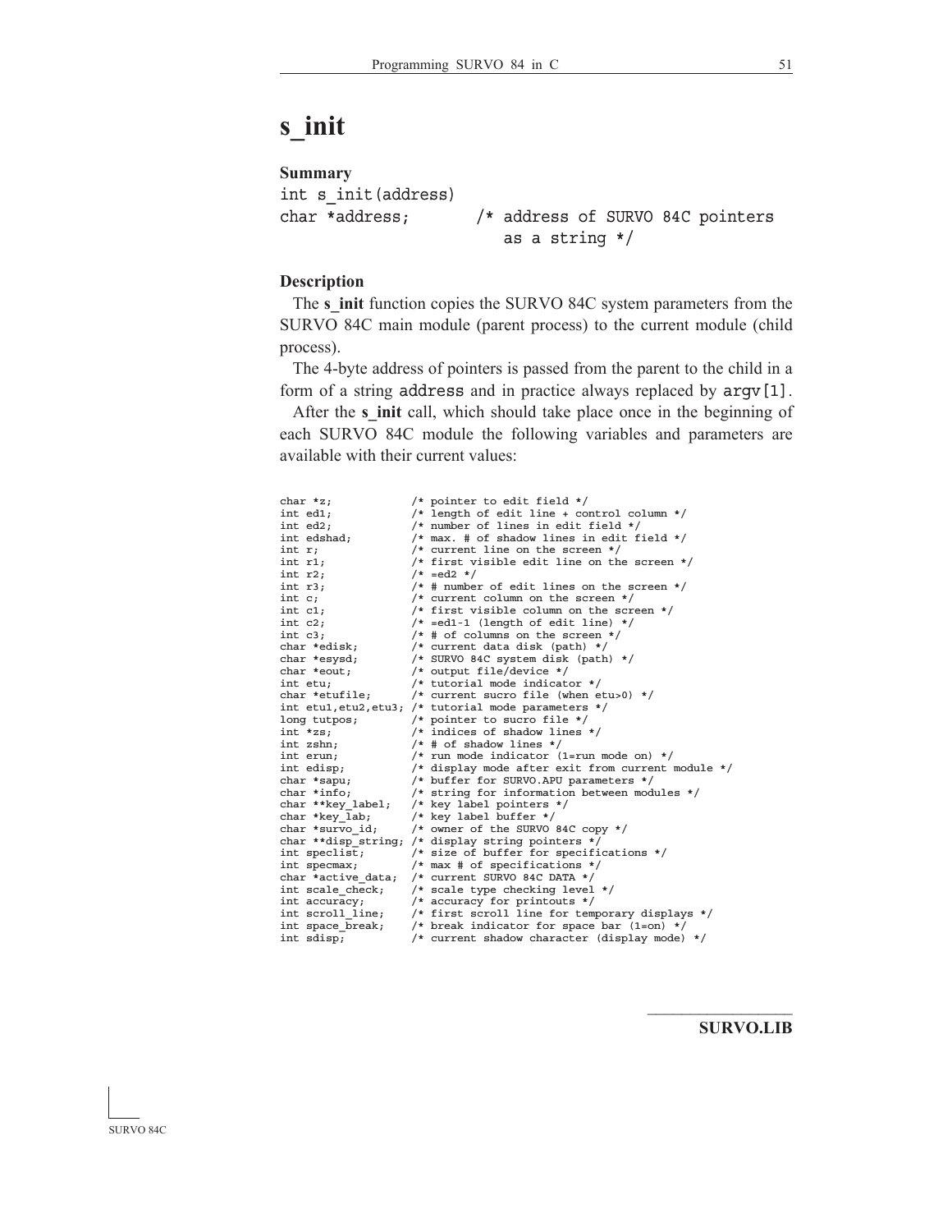# s_init

**Summary**

```
int s_init(address)
char *address;       /* address of SURVO 84C pointers
                        as a string */
```

**Description**

The **s_init** function copies the SURVO 84C system parameters from the SURVO 84C main module (parent process) to the current module (child process).

The 4-byte address of pointers is passed from the parent to the child in a form of a string `address` and in practice always replaced by `argv[1]`.

After the **s_init** call, which should take place once in the beginning of each SURVO 84C module the following variables and parameters are available with their current values:

```
char *z;            /* pointer to edit field */
int ed1;            /* length of edit line + control column */
int ed2;            /* number of lines in edit field */
int edshad;         /* max. # of shadow lines in edit field */
int r;              /* current line on the screen */
int r1;             /* first visible edit line on the screen */
int r2;             /* =ed2 */
int r3;             /* # number of edit lines on the screen */
int c;              /* current column on the screen */
int c1;             /* first visible column on the screen */
int c2;             /* =ed1-1 (length of edit line) */
int c3;             /* # of columns on the screen */
char *edisk;        /* current data disk (path) */
char *esysd;        /* SURVO 84C system disk (path) */
char *eout;         /* output file/device */
int etu;            /* tutorial mode indicator */
char *etufile;      /* current sucro file (when etu>0) */
int etu1,etu2,etu3; /* tutorial mode parameters */
long tutpos;        /* pointer to sucro file */
int *zs;            /* indices of shadow lines */
int zshn;           /* # of shadow lines */
int erun;           /* run mode indicator (1=run mode on) */
int edisp;          /* display mode after exit from current module */
char *sapu;         /* buffer for SURVO.APU parameters */
char *info;         /* string for information between modules */
char **key_label;   /* key label pointers */
char *key_lab;      /* key label buffer */
char *survo_id;     /* owner of the SURVO 84C copy */
char **disp_string; /* display string pointers */
int speclist;       /* size of buffer for specifications */
int specmax;        /* max # of specifications */
char *active_data;  /* current SURVO 84C DATA */
int scale_check;    /* scale type checking level */
int accuracy;       /* accuracy for printouts */
int scroll_line;    /* first scroll line for temporary displays */
int space_break;    /* break indicator for space bar (1=on) */
int sdisp;          /* current shadow character (display mode) */
```

**SURVO.LIB**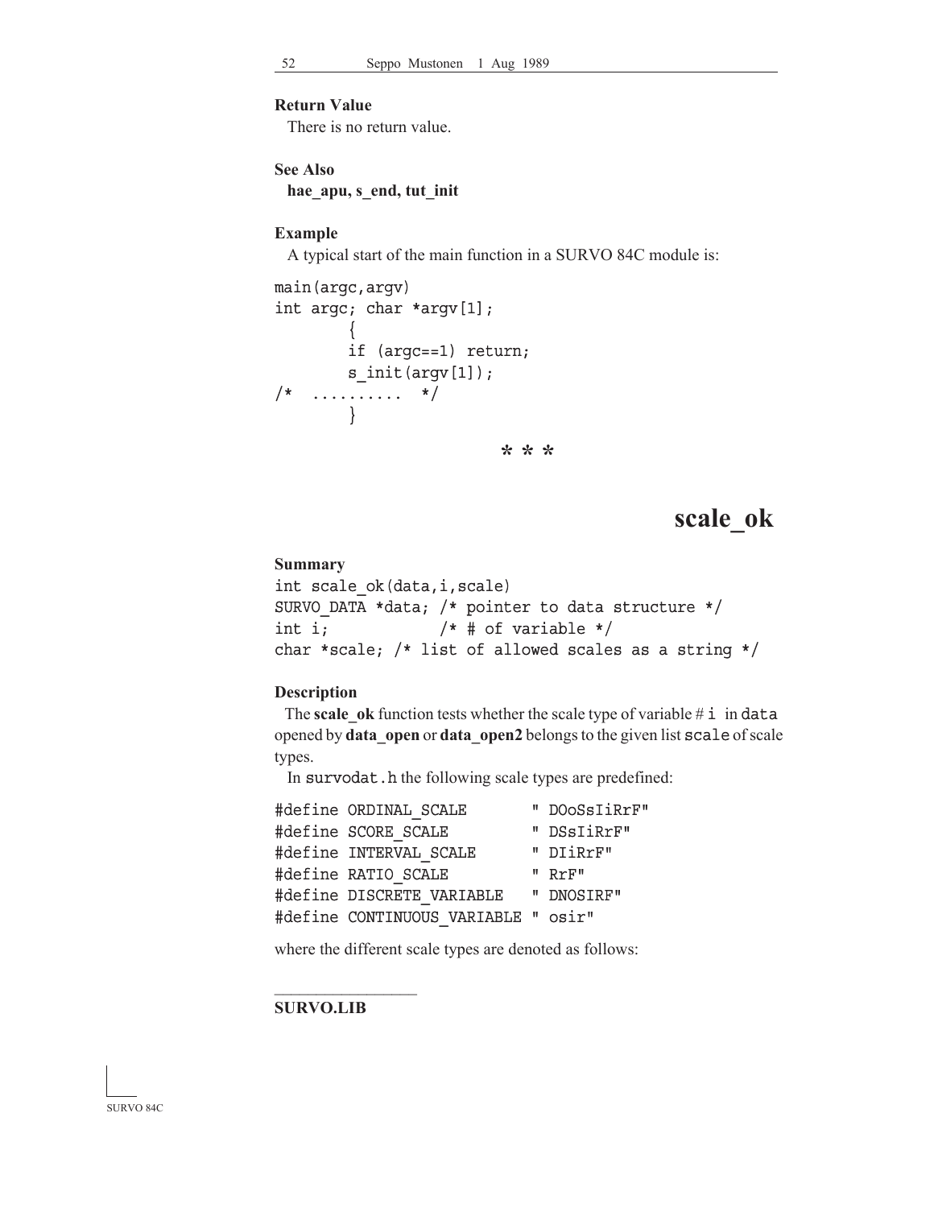**Return Value**

There is no return value.

**See Also**

**hae_apu, s_end, tut_init**

**Example**

A typical start of the main function in a SURVO 84C module is:

```
main(argc,argv)
int argc; char *argv[1];
        {
        if (argc==1) return;
        s_init(argv[1]);
/*  ..........  */
        }
```

\* \* \*

# scale_ok

**Summary**

```
int scale_ok(data,i,scale)
SURVO_DATA *data; /* pointer to data structure */
int i;            /* # of variable */
char *scale; /* list of allowed scales as a string */
```

**Description**

The **scale_ok** function tests whether the scale type of variable # `i` in `data` opened by **data_open** or **data_open2** belongs to the given list `scale` of scale types.

In `survodat.h` the following scale types are predefined:

```
#define ORDINAL_SCALE       " DOoSsIiRrF"
#define SCORE_SCALE         " DSsIiRrF"
#define INTERVAL_SCALE      " DIiRrF"
#define RATIO_SCALE         " RrF"
#define DISCRETE_VARIABLE   " DNOSIRF"
#define CONTINUOUS_VARIABLE " osir"
```

where the different scale types are denoted as follows:

---

**SURVO.LIB**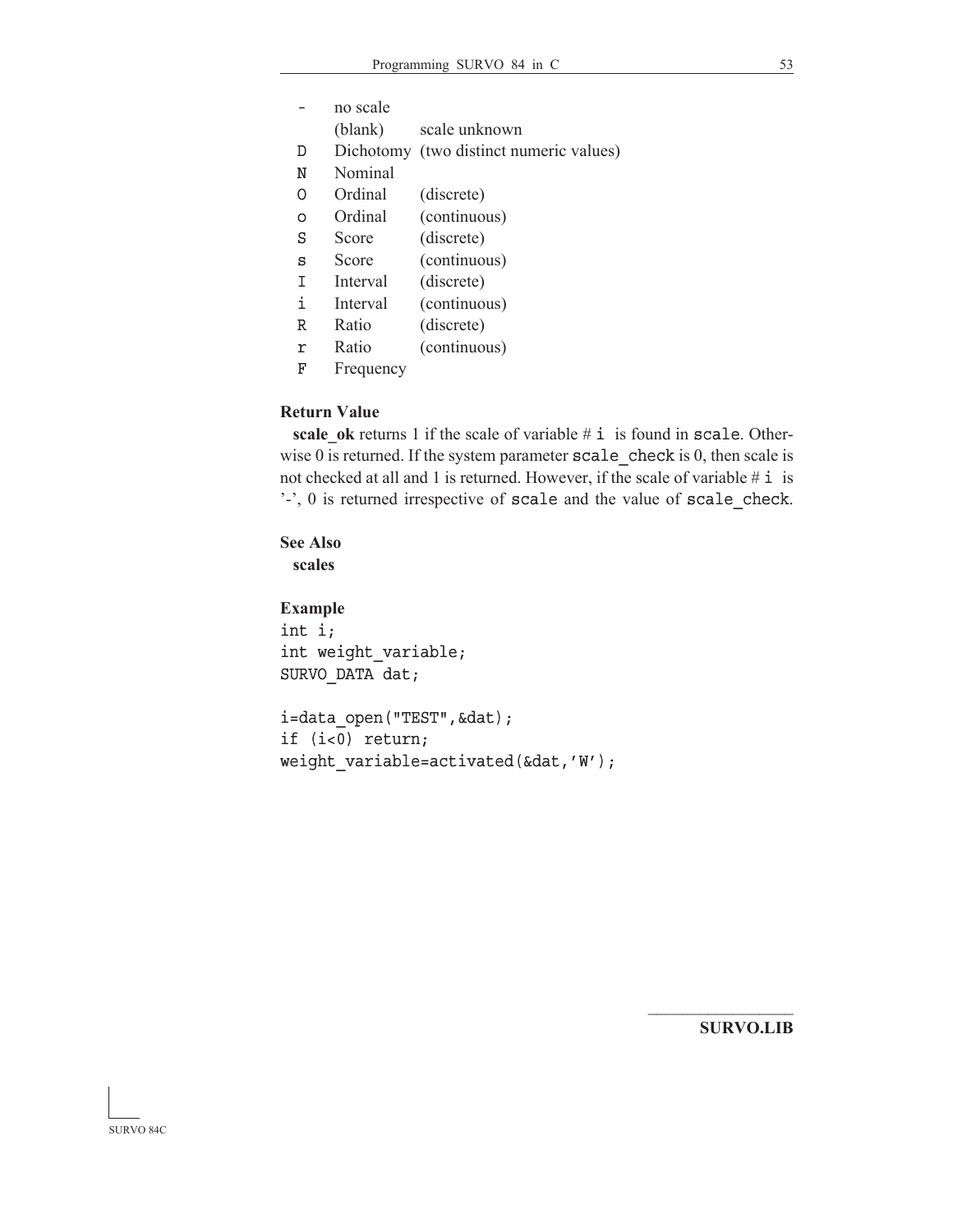| | | |
|---|---|---|
| `-` | no scale | |
| | (blank) | scale unknown |
| `D` | Dichotomy | (two distinct numeric values) |
| `N` | Nominal | |
| `O` | Ordinal | (discrete) |
| `o` | Ordinal | (continuous) |
| `S` | Score | (discrete) |
| `s` | Score | (continuous) |
| `I` | Interval | (discrete) |
| `i` | Interval | (continuous) |
| `R` | Ratio | (discrete) |
| `r` | Ratio | (continuous) |
| `F` | Frequency | |

**Return Value**

**scale_ok** returns 1 if the scale of variable # `i` is found in `scale`. Otherwise 0 is returned. If the system parameter `scale_check` is 0, then scale is not checked at all and 1 is returned. However, if the scale of variable # `i` is '-', 0 is returned irrespective of `scale` and the value of `scale_check`.

**See Also**

**scales**

**Example**

```
int i;
int weight_variable;
SURVO_DATA dat;

i=data_open("TEST",&dat);
if (i<0) return;
weight_variable=activated(&dat,'W');
```

**SURVO.LIB**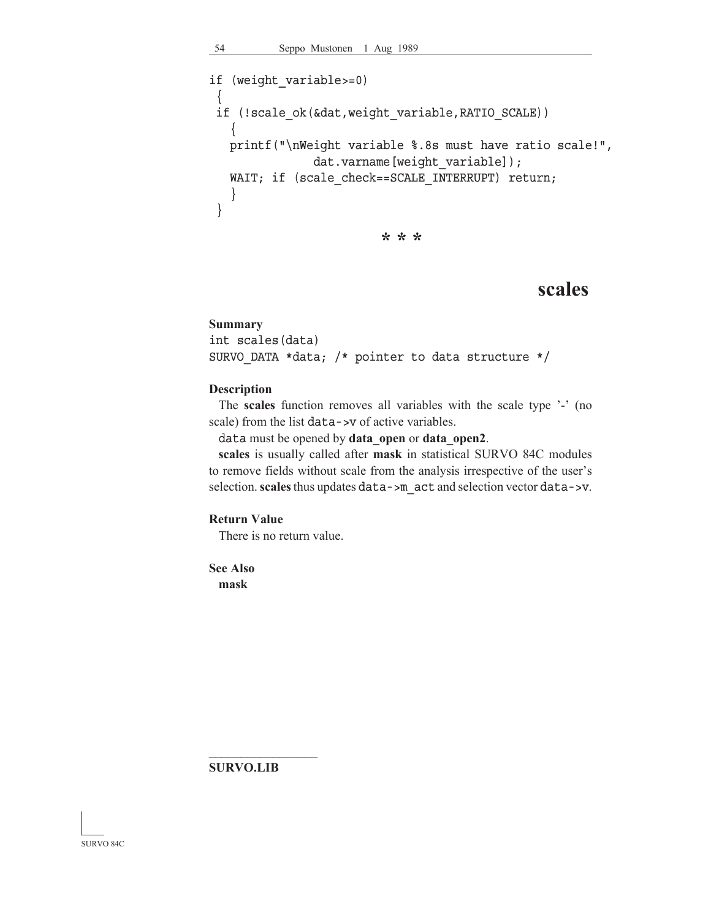```
if (weight_variable>=0)
 {
 if (!scale_ok(&dat,weight_variable,RATIO_SCALE))
   {
   printf("\nWeight variable %.8s must have ratio scale!",
               dat.varname[weight_variable]);
   WAIT; if (scale_check==SCALE_INTERRUPT) return;
   }
 }
```

\* \* \*

# scales

**Summary**

```
int scales(data)
SURVO_DATA *data; /* pointer to data structure */
```

**Description**

The **scales** function removes all variables with the scale type '-' (no scale) from the list `data->v` of active variables.

`data` must be opened by **data_open** or **data_open2**.

**scales** is usually called after **mask** in statistical SURVO 84C modules to remove fields without scale from the analysis irrespective of the user's selection. **scales** thus updates `data->m_act` and selection vector `data->v`.

**Return Value**

There is no return value.

**See Also**

**mask**

---

**SURVO.LIB**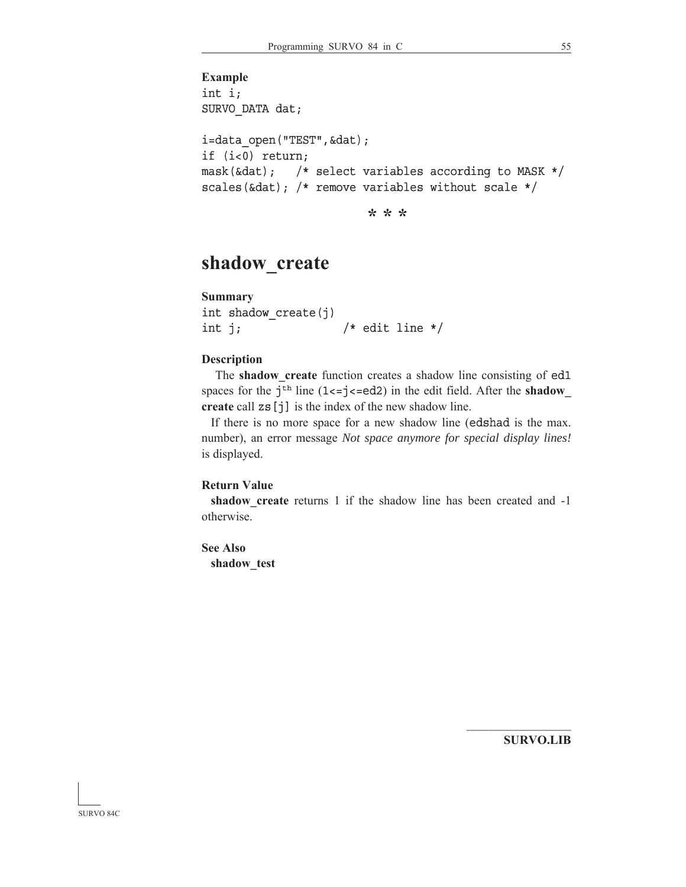**Example**

```
int i;
SURVO_DATA dat;

i=data_open("TEST",&dat);
if (i<0) return;
mask(&dat);   /* select variables according to MASK */
scales(&dat); /* remove variables without scale */
```

\* \* \*

# shadow_create

**Summary**

```
int shadow_create(j)
int j;              /* edit line */
```

**Description**

The **shadow_create** function creates a shadow line consisting of `ed1` spaces for the `j`$^{th}$ line (`1<=j<=ed2`) in the edit field. After the **shadow_create** call `zs[j]` is the index of the new shadow line.

If there is no more space for a new shadow line (`edshad` is the max. number), an error message *Not space anymore for special display lines!* is displayed.

**Return Value**

**shadow_create** returns 1 if the shadow line has been created and -1 otherwise.

**See Also**

**shadow_test**

**SURVO.LIB**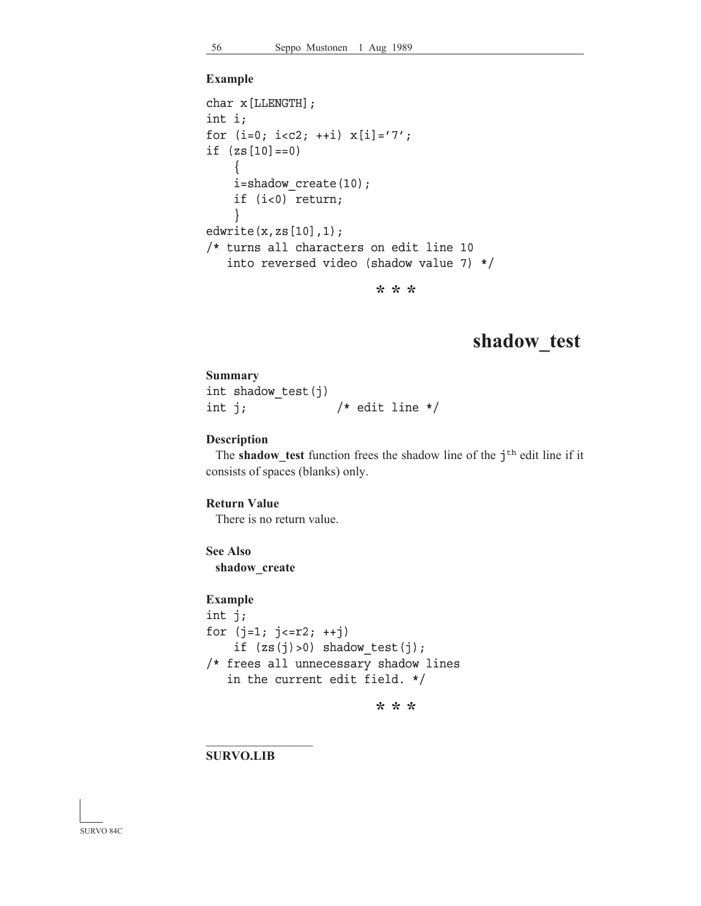**Example**

```
char x[LLENGTH];
int i;
for (i=0; i<c2; ++i) x[i]='7';
if (zs[10]==0)
    {
    i=shadow_create(10);
    if (i<0) return;
    }
edwrite(x,zs[10],1);
/* turns all characters on edit line 10
   into reversed video (shadow value 7) */
```

\* \* \*

# shadow_test

**Summary**

```
int shadow_test(j)
int j;              /* edit line */
```

**Description**

The **shadow_test** function frees the shadow line of the `j`$^{th}$ edit line if it consists of spaces (blanks) only.

**Return Value**

There is no return value.

**See Also**

**shadow_create**

**Example**

```
int j;
for (j=1; j<=r2; ++j)
    if (zs(j)>0) shadow_test(j);
/* frees all unnecessary shadow lines
   in the current edit field. */
```

\* \* \*

---

**SURVO.LIB**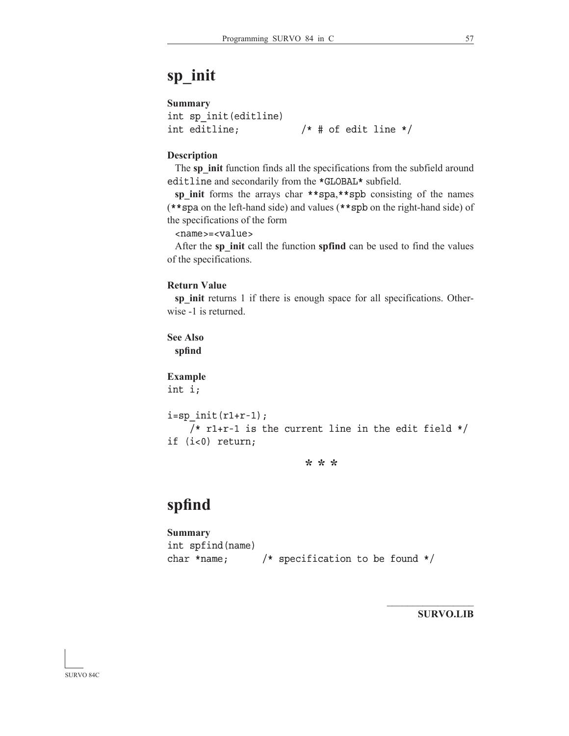# sp_init

**Summary**

```
int sp_init(editline)
int editline;           /* # of edit line */
```

**Description**

The **sp_init** function finds all the specifications from the subfield around `editline` and secondarily from the `*GLOBAL*` subfield.

**sp_init** forms the arrays char `**spa`,`**spb` consisting of the names (`**spa` on the left-hand side) and values (`**spb` on the right-hand side) of the specifications of the form

`<name>=<value>`

After the **sp_init** call the function **spfind** can be used to find the values of the specifications.

**Return Value**

**sp_init** returns 1 if there is enough space for all specifications. Otherwise -1 is returned.

**See Also**

**spfind**

**Example**

```
int i;

i=sp_init(r1+r-1);
    /* r1+r-1 is the current line in the edit field */
if (i<0) return;
```

\* \* \*

# spfind

**Summary**

```
int spfind(name)
char *name;      /* specification to be found */
```

**SURVO.LIB**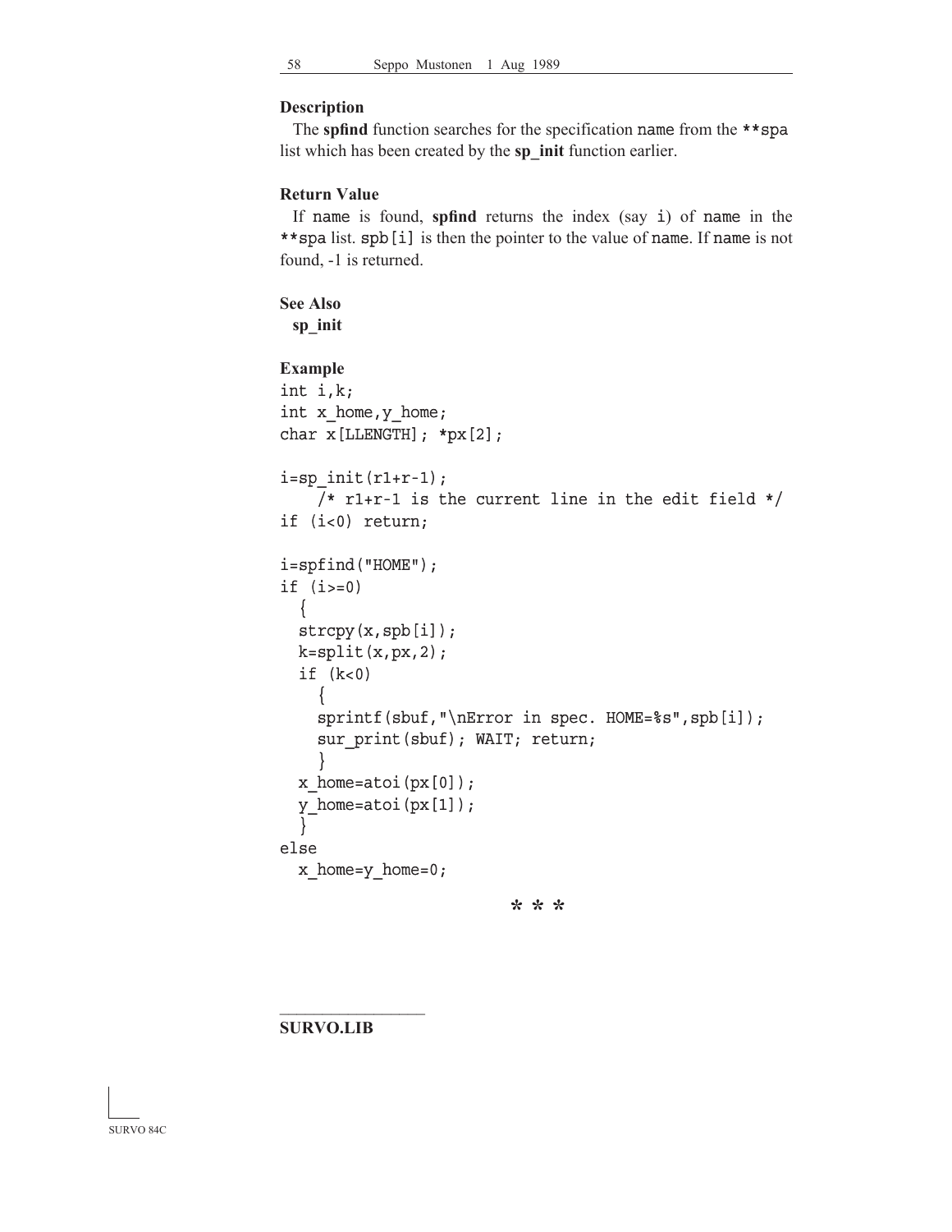**Description**

The **spfind** function searches for the specification name from the **spa list which has been created by the **sp_init** function earlier.

**Return Value**

If name is found, **spfind** returns the index (say i) of name in the **spa list. spb[i] is then the pointer to the value of name. If name is not found, -1 is returned.

**See Also**

**sp_init**

**Example**

```
int i,k;
int x_home,y_home;
char x[LLENGTH]; *px[2];

i=sp_init(r1+r-1);
    /* r1+r-1 is the current line in the edit field */
if (i<0) return;

i=spfind("HOME");
if (i>=0)
  {
  strcpy(x,spb[i]);
  k=split(x,px,2);
  if (k<0)
    {
    sprintf(sbuf,"\nError in spec. HOME=%s",spb[i]);
    sur_print(sbuf); WAIT; return;
    }
  x_home=atoi(px[0]);
  y_home=atoi(px[1]);
  }
else
  x_home=y_home=0;
```

\* \* \*

---

**SURVO.LIB**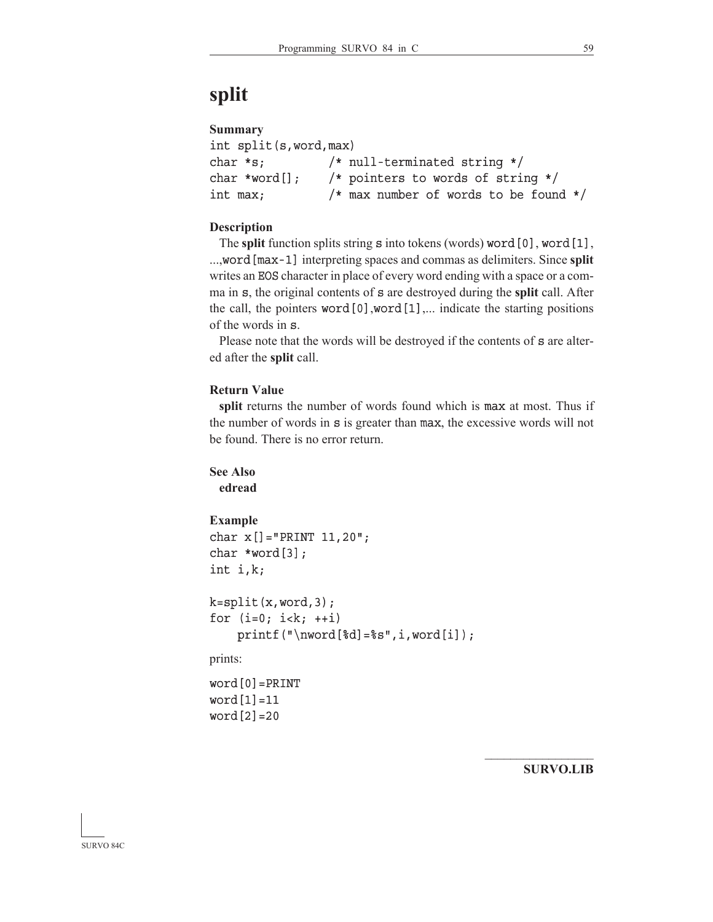# split

**Summary**

```
int split(s,word,max)
char *s;         /* null-terminated string */
char *word[];    /* pointers to words of string */
int max;         /* max number of words to be found */
```

**Description**

The **split** function splits string `s` into tokens (words) `word[0]`, `word[1]`, ...,`word[max-1]` interpreting spaces and commas as delimiters. Since **split** writes an `EOS` character in place of every word ending with a space or a comma in `s`, the original contents of `s` are destroyed during the **split** call. After the call, the pointers `word[0]`,`word[1]`,... indicate the starting positions of the words in `s`.

Please note that the words will be destroyed if the contents of `s` are altered after the **split** call.

**Return Value**

**split** returns the number of words found which is `max` at most. Thus if the number of words in `s` is greater than `max`, the excessive words will not be found. There is no error return.

**See Also**

**edread**

**Example**

```
char x[]="PRINT 11,20";
char *word[3];
int i,k;

k=split(x,word,3);
for (i=0; i<k; ++i)
    printf("\nword[%d]=%s",i,word[i]);
```

prints:

```
word[0]=PRINT
word[1]=11
word[2]=20
```

**SURVO.LIB**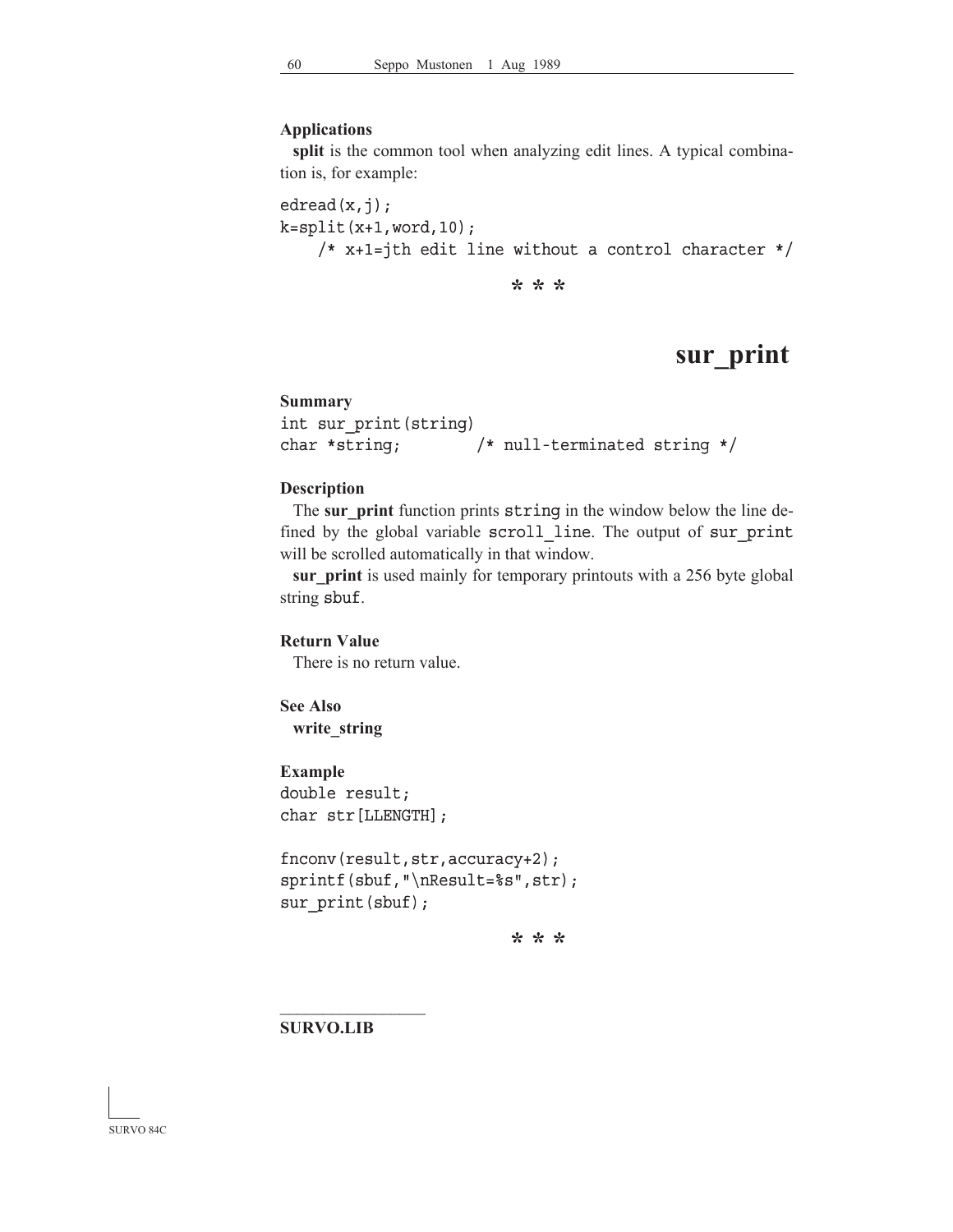**Applications**

**split** is the common tool when analyzing edit lines. A typical combination is, for example:

```
edread(x,j);
k=split(x+1,word,10);
    /* x+1=jth edit line without a control character */
```

\* \* \*

# sur_print

**Summary**

```
int sur_print(string)
char *string;        /* null-terminated string */
```

**Description**

The **sur_print** function prints `string` in the window below the line defined by the global variable `scroll_line`. The output of `sur_print` will be scrolled automatically in that window.

**sur_print** is used mainly for temporary printouts with a 256 byte global string `sbuf`.

**Return Value**

There is no return value.

**See Also**

**write_string**

**Example**

```
double result;
char str[LLENGTH];

fnconv(result,str,accuracy+2);
sprintf(sbuf,"\nResult=%s",str);
sur_print(sbuf);
```

\* \* \*

---

**SURVO.LIB**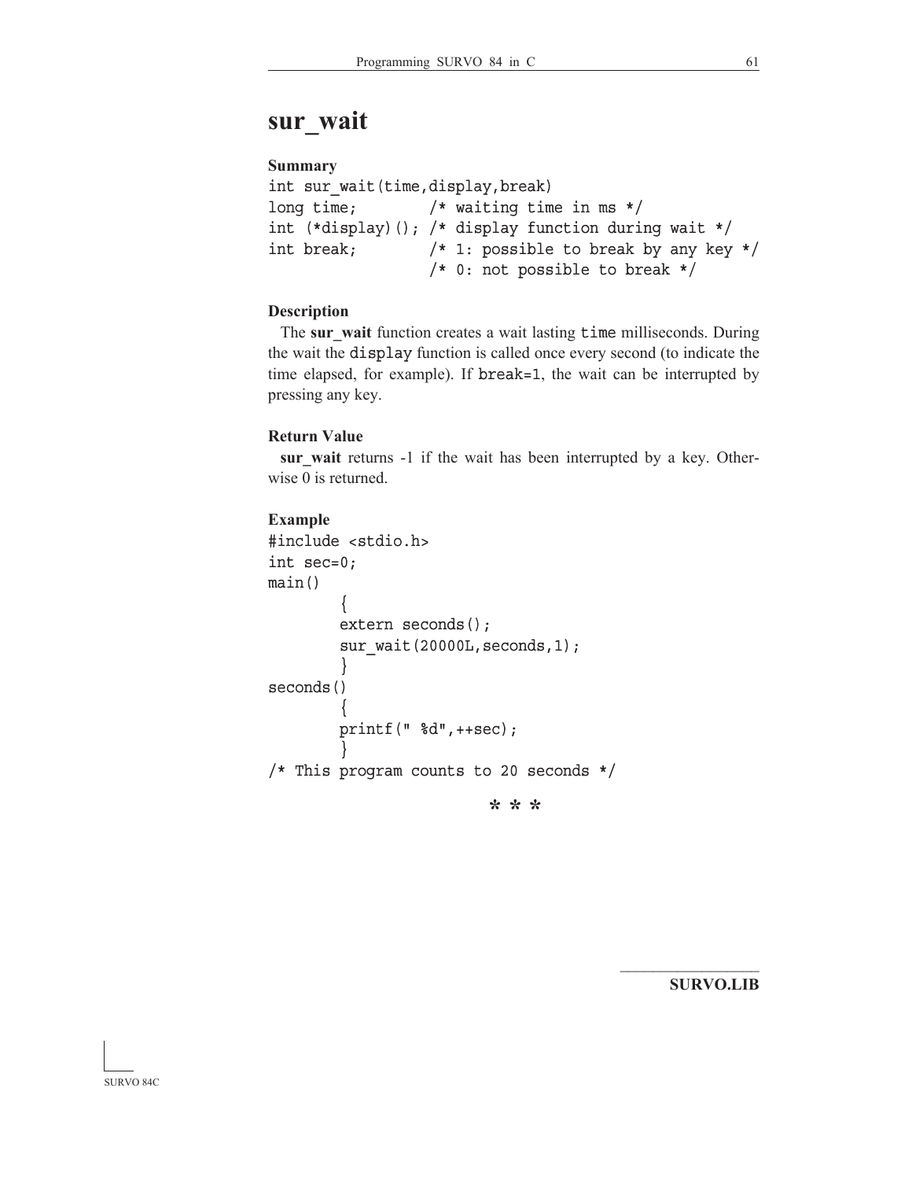# sur_wait

### Summary

```
int sur_wait(time,display,break)
long time;        /* waiting time in ms */
int (*display)(); /* display function during wait */
int break;        /* 1: possible to break by any key */
                  /* 0: not possible to break */
```

### Description

The **sur_wait** function creates a wait lasting `time` milliseconds. During the wait the `display` function is called once every second (to indicate the time elapsed, for example). If `break=1`, the wait can be interrupted by pressing any key.

### Return Value

**sur_wait** returns -1 if the wait has been interrupted by a key. Otherwise 0 is returned.

### Example

```
#include <stdio.h>
int sec=0;
main()
        {
        extern seconds();
        sur_wait(20000L,seconds,1);
        }
seconds()
        {
        printf(" %d",++sec);
        }
/* This program counts to 20 seconds */
```

\* \* \*

**SURVO.LIB**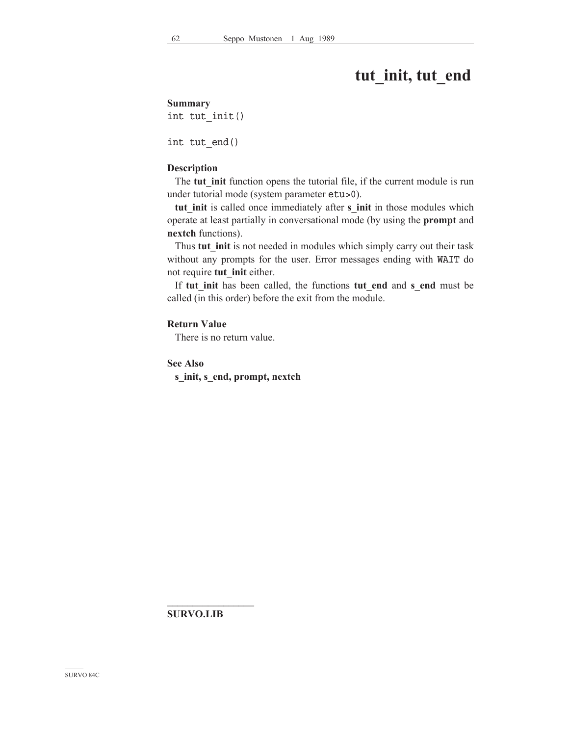# tut_init, tut_end

**Summary**

```
int tut_init()

int tut_end()
```

**Description**

The **tut_init** function opens the tutorial file, if the current module is run under tutorial mode (system parameter `etu>0`).

**tut_init** is called once immediately after **s_init** in those modules which operate at least partially in conversational mode (by using the **prompt** and **nextch** functions).

Thus **tut_init** is not needed in modules which simply carry out their task without any prompts for the user. Error messages ending with `WAIT` do not require **tut_init** either.

If **tut_init** has been called, the functions **tut_end** and **s_end** must be called (in this order) before the exit from the module.

**Return Value**

There is no return value.

**See Also**

**s_init, s_end, prompt, nextch**

---

**SURVO.LIB**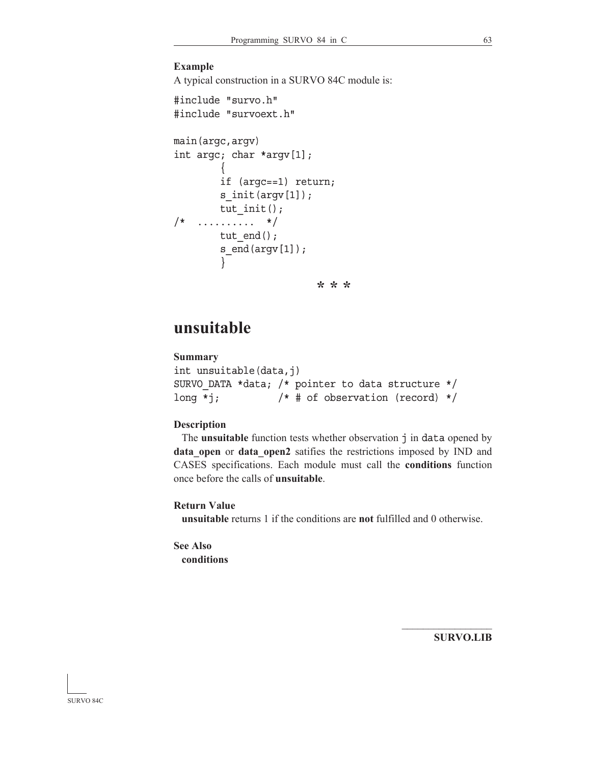**Example**

A typical construction in a SURVO 84C module is:

```
#include "survo.h"
#include "survoext.h"

main(argc,argv)
int argc; char *argv[1];
        {
        if (argc==1) return;
        s_init(argv[1]);
        tut_init();
/*  ..........  */
        tut_end();
        s_end(argv[1]);
        }
```

\* \* \*

# unsuitable

**Summary**

```
int unsuitable(data,j)
SURVO_DATA *data; /* pointer to data structure */
long *j;          /* # of observation (record) */
```

**Description**

The **unsuitable** function tests whether observation `j` in `data` opened by **data_open** or **data_open2** satifies the restrictions imposed by IND and CASES specifications. Each module must call the **conditions** function once before the calls of **unsuitable**.

**Return Value**

**unsuitable** returns 1 if the conditions are **not** fulfilled and 0 otherwise.

**See Also**

**conditions**

**SURVO.LIB**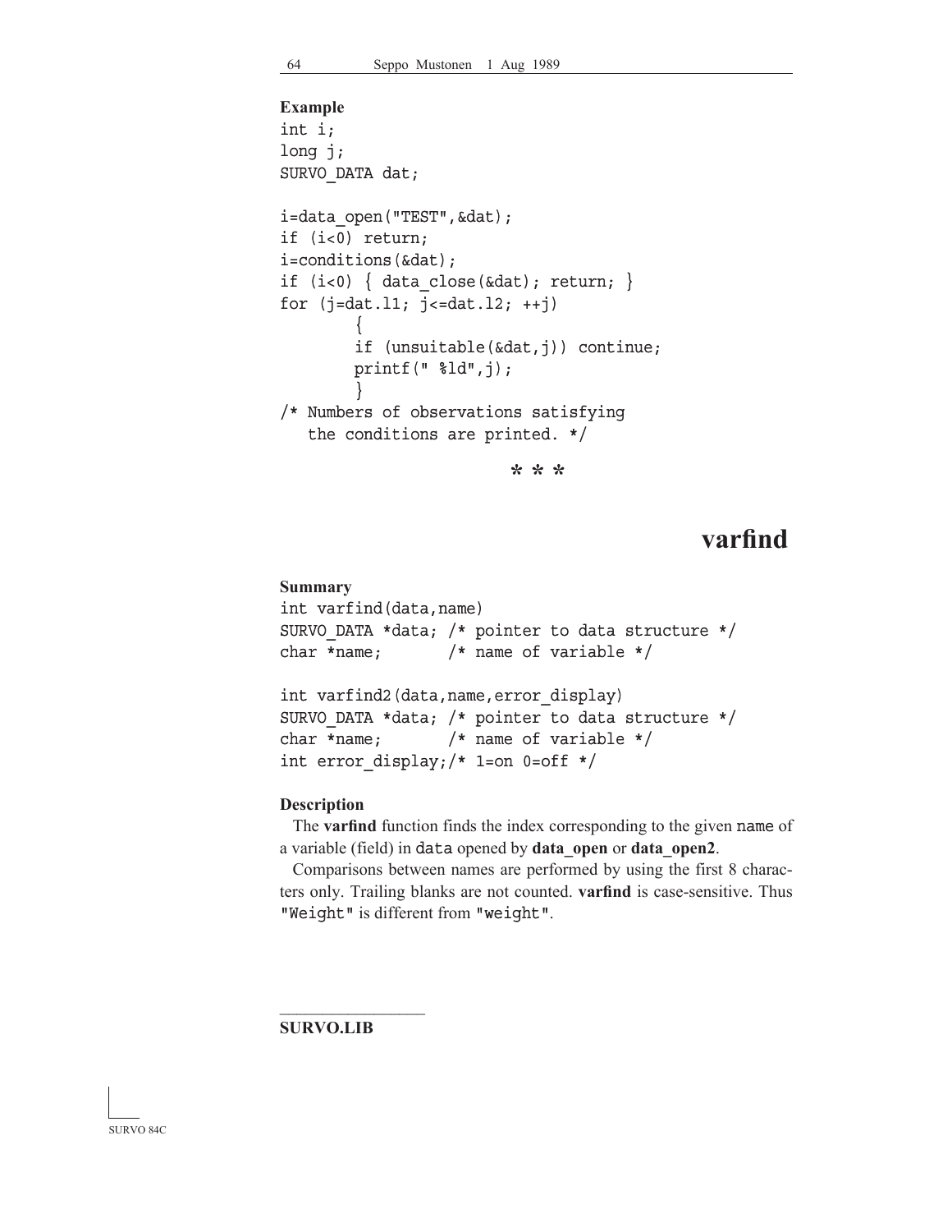**Example**

```
int i;
long j;
SURVO_DATA dat;

i=data_open("TEST",&dat);
if (i<0) return;
i=conditions(&dat);
if (i<0) { data_close(&dat); return; }
for (j=dat.l1; j<=dat.l2; ++j)
        {
        if (unsuitable(&dat,j)) continue;
        printf(" %ld",j);
        }
/* Numbers of observations satisfying
   the conditions are printed. */
```

\* \* \*

# varfind

**Summary**

```
int varfind(data,name)
SURVO_DATA *data; /* pointer to data structure */
char *name;       /* name of variable */

int varfind2(data,name,error_display)
SURVO_DATA *data; /* pointer to data structure */
char *name;       /* name of variable */
int error_display;/* 1=on 0=off */
```

**Description**

The **varfind** function finds the index corresponding to the given `name` of a variable (field) in `data` opened by **data_open** or **data_open2**.

Comparisons between names are performed by using the first 8 characters only. Trailing blanks are not counted. **varfind** is case-sensitive. Thus `"Weight"` is different from `"weight"`.

---

**SURVO.LIB**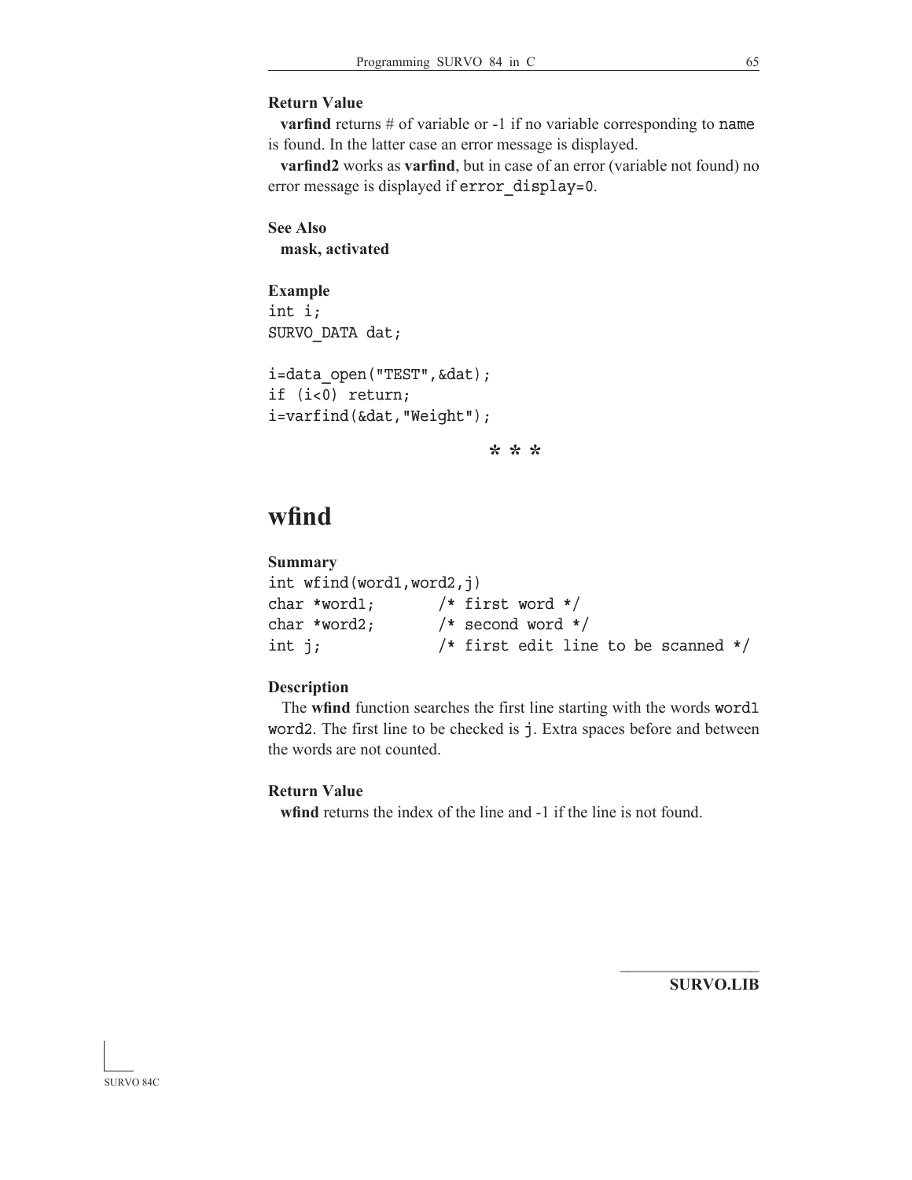**Return Value**

**varfind** returns # of variable or -1 if no variable corresponding to `name` is found. In the latter case an error message is displayed.

**varfind2** works as **varfind**, but in case of an error (variable not found) no error message is displayed if `error_display=0`.

**See Also**

**mask, activated**

**Example**

```
int i;
SURVO_DATA dat;

i=data_open("TEST",&dat);
if (i<0) return;
i=varfind(&dat,"Weight");
```

\* \* \*

# wfind

**Summary**

```
int wfind(word1,word2,j)
char *word1;       /* first word */
char *word2;       /* second word */
int j;             /* first edit line to be scanned */
```

**Description**

The **wfind** function searches the first line starting with the words `word1` `word2`. The first line to be checked is `j`. Extra spaces before and between the words are not counted.

**Return Value**

**wfind** returns the index of the line and -1 if the line is not found.

**SURVO.LIB**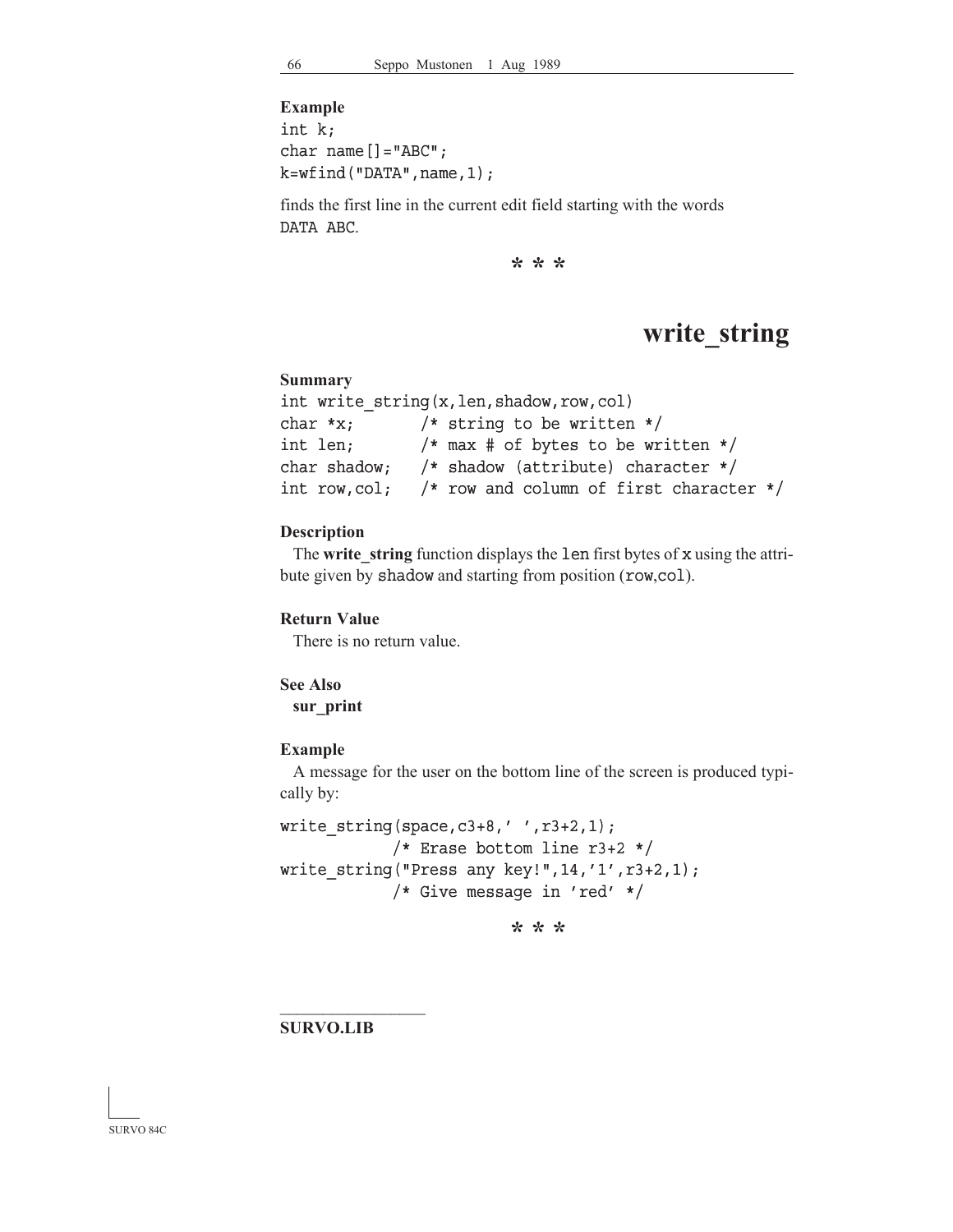**Example**

```
int k;
char name[]="ABC";
k=wfind("DATA",name,1);
```

finds the first line in the current edit field starting with the words `DATA ABC`.

\* \* \*

# write_string

**Summary**

```
int write_string(x,len,shadow,row,col)
char *x;        /* string to be written */
int len;        /* max # of bytes to be written */
char shadow;    /* shadow (attribute) character */
int row,col;    /* row and column of first character */
```

**Description**

The **write_string** function displays the `len` first bytes of `x` using the attribute given by `shadow` and starting from position (`row`,`col`).

**Return Value**

There is no return value.

**See Also**

**sur_print**

**Example**

A message for the user on the bottom line of the screen is produced typically by:

```
write_string(space,c3+8,' ',r3+2,1);
            /* Erase bottom line r3+2 */
write_string("Press any key!",14,'1',r3+2,1);
            /* Give message in 'red' */
```

\* \* \*

**SURVO.LIB**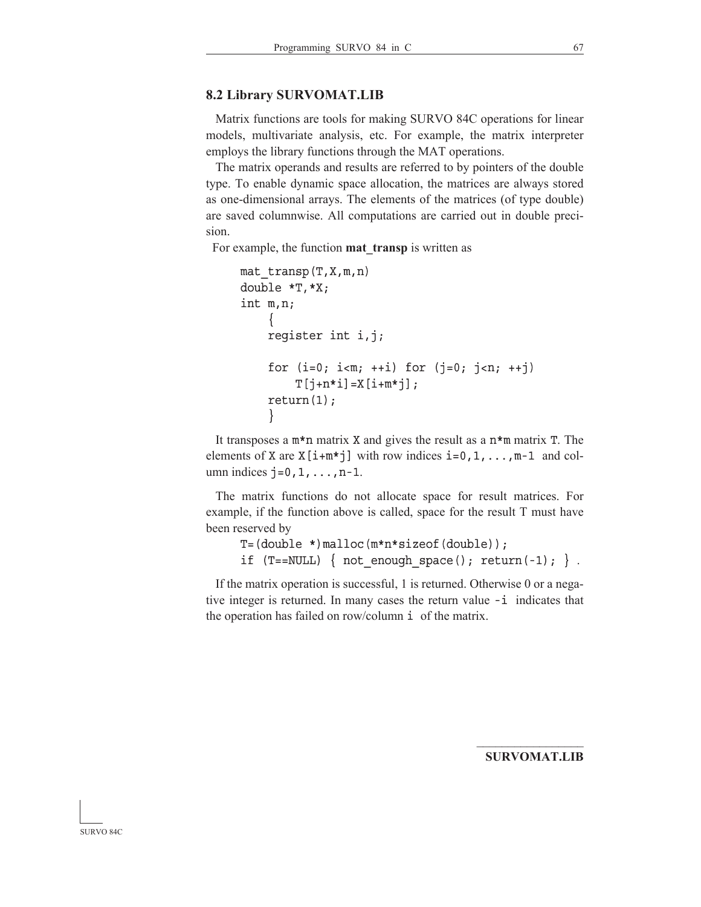## 8.2 Library SURVOMAT.LIB

Matrix functions are tools for making SURVO 84C operations for linear models, multivariate analysis, etc. For example, the matrix interpreter employs the library functions through the MAT operations.

The matrix operands and results are referred to by pointers of the double type. To enable dynamic space allocation, the matrices are always stored as one-dimensional arrays. The elements of the matrices (of type double) are saved columnwise. All computations are carried out in double precision.

For example, the function **mat_transp** is written as

```
mat_transp(T,X,m,n)
double *T,*X;
int m,n;
    {
    register int i,j;

    for (i=0; i<m; ++i) for (j=0; j<n; ++j)
        T[j+n*i]=X[i+m*j];
    return(1);
    }
```

It transposes a `m*n` matrix `X` and gives the result as a `n*m` matrix `T`. The elements of `X` are `X[i+m*j]` with row indices `i=0,1,...,m-1` and column indices `j=0,1,...,n-1`.

The matrix functions do not allocate space for result matrices. For example, if the function above is called, space for the result T must have been reserved by

```
T=(double *)malloc(m*n*sizeof(double));
if (T==NULL) { not_enough_space(); return(-1); } .
```

If the matrix operation is successful, 1 is returned. Otherwise 0 or a negative integer is returned. In many cases the return value `-i` indicates that the operation has failed on row/column `i` of the matrix.

**SURVOMAT.LIB**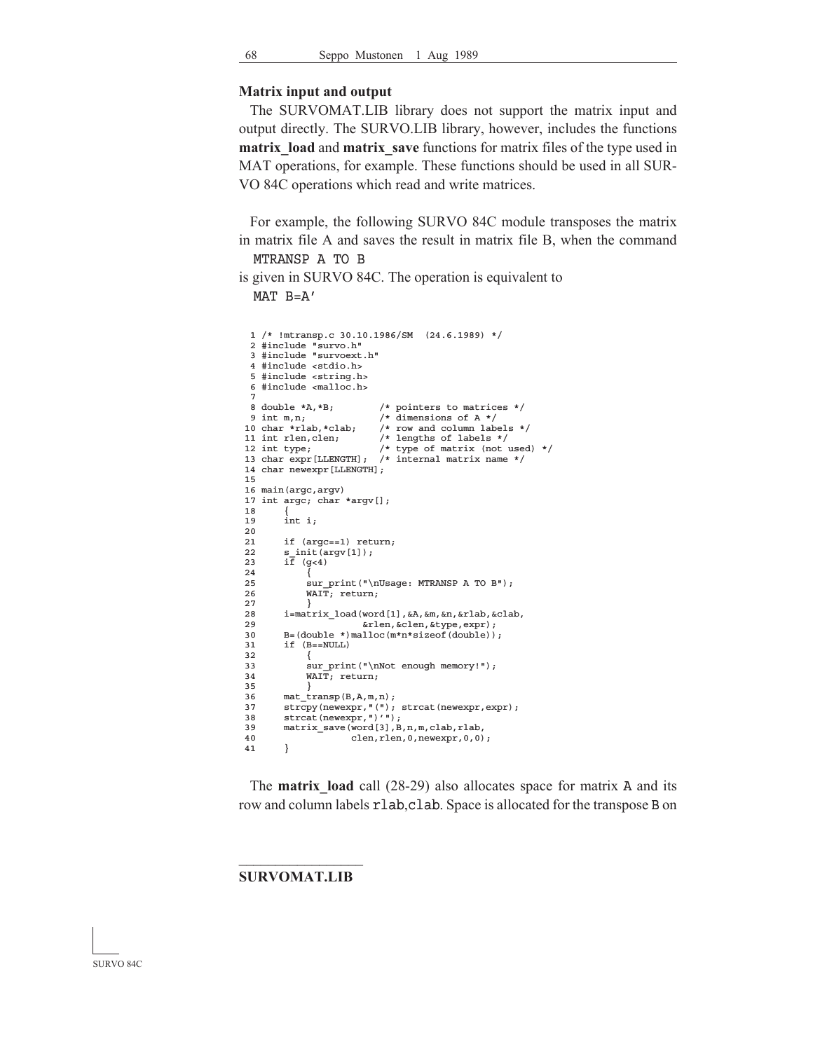### Matrix input and output

The SURVOMAT.LIB library does not support the matrix input and output directly. The SURVO.LIB library, however, includes the functions **matrix_load** and **matrix_save** functions for matrix files of the type used in MAT operations, for example. These functions should be used in all SURVO 84C operations which read and write matrices.

For example, the following SURVO 84C module transposes the matrix in matrix file A and saves the result in matrix file B, when the command

```
MTRANSP A TO B
```

is given in SURVO 84C. The operation is equivalent to

```
MAT B=A'
```

```
 1 /* !mtransp.c 30.10.1986/SM  (24.6.1989) */
 2 #include "survo.h"
 3 #include "survoext.h"
 4 #include <stdio.h>
 5 #include <string.h>
 6 #include <malloc.h>
 7
 8 double *A,*B;        /* pointers to matrices */
 9 int m,n;             /* dimensions of A */
10 char *rlab,*clab;    /* row and column labels */
11 int rlen,clen;       /* lengths of labels */
12 int type;            /* type of matrix (not used) */
13 char expr[LLENGTH];  /* internal matrix name */
14 char newexpr[LLENGTH];
15
16 main(argc,argv)
17 int argc; char *argv[];
18     {
19     int i;
20
21     if (argc==1) return;
22     s_init(argv[1]);
23     if (g<4)
24         {
25         sur_print("\nUsage: MTRANSP A TO B");
26         WAIT; return;
27         }
28     i=matrix_load(word[1],&A,&m,&n,&rlab,&clab,
29                   &rlen,&clen,&type,expr);
30     B=(double *)malloc(m*n*sizeof(double));
31     if (B==NULL)
32         {
33         sur_print("\nNot enough memory!");
34         WAIT; return;
35         }
36     mat_transp(B,A,m,n);
37     strcpy(newexpr,"("); strcat(newexpr,expr);
38     strcat(newexpr,")'");
39     matrix_save(word[3],B,n,m,clab,rlab,
40                 clen,rlen,0,newexpr,0,0);
41     }
```

The **matrix_load** call (28-29) also allocates space for matrix `A` and its row and column labels `rlab`,`clab`. Space is allocated for the transpose `B` on

**SURVOMAT.LIB**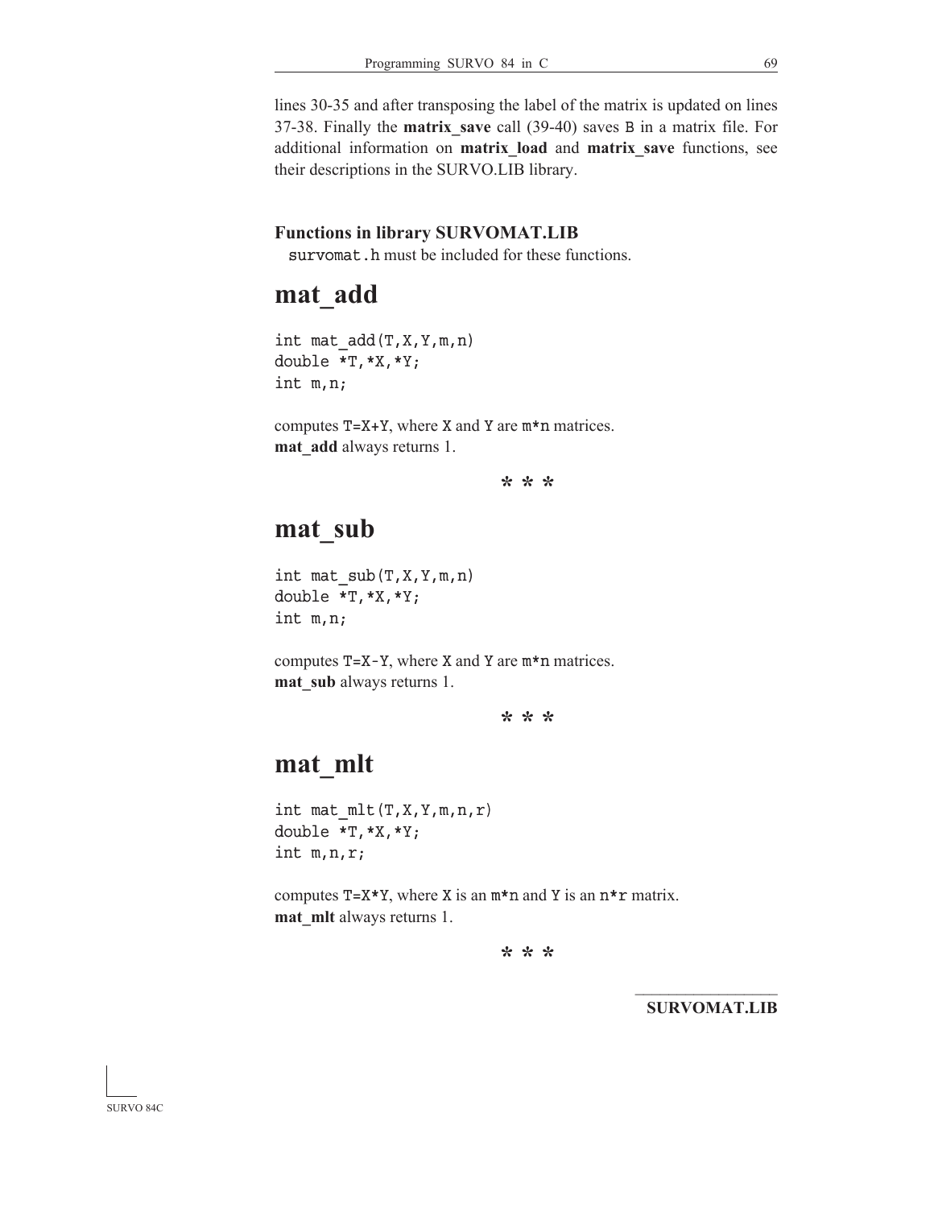lines 30-35 and after transposing the label of the matrix is updated on lines 37-38. Finally the **matrix_save** call (39-40) saves `B` in a matrix file. For additional information on **matrix_load** and **matrix_save** functions, see their descriptions in the SURVO.LIB library.

### Functions in library SURVOMAT.LIB

`survomat.h` must be included for these functions.

# mat_add

```
int mat_add(T,X,Y,m,n)
double *T,*X,*Y;
int m,n;
```

computes `T=X+Y`, where `X` and `Y` are `m*n` matrices.
**mat_add** always returns 1.

\* \* \*

# mat_sub

```
int mat_sub(T,X,Y,m,n)
double *T,*X,*Y;
int m,n;
```

computes `T=X-Y`, where `X` and `Y` are `m*n` matrices.
**mat_sub** always returns 1.

\* \* \*

# mat_mlt

```
int mat_mlt(T,X,Y,m,n,r)
double *T,*X,*Y;
int m,n,r;
```

computes `T=X*Y`, where `X` is an `m*n` and `Y` is an `n*r` matrix.
**mat_mlt** always returns 1.

\* \* \*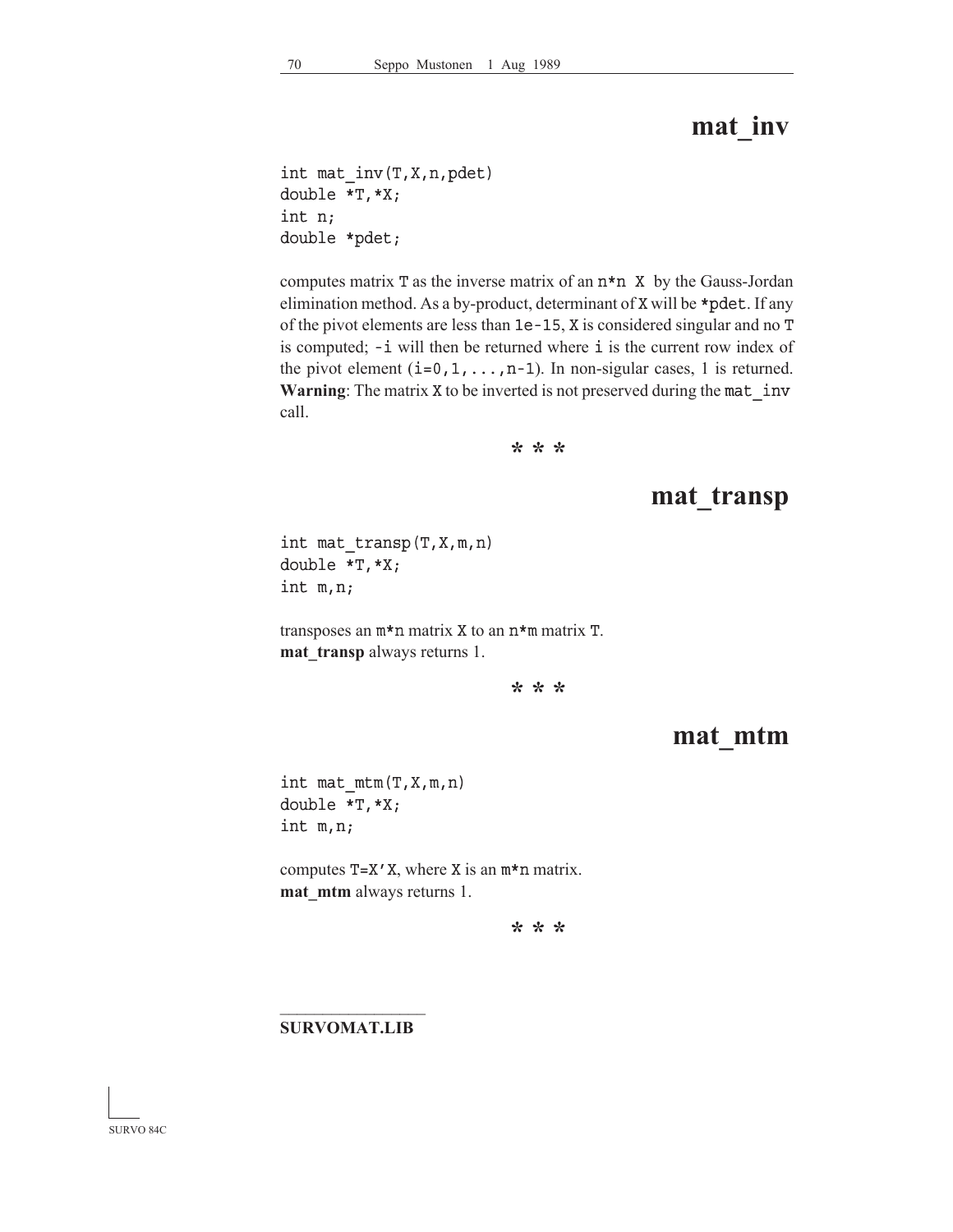# mat_inv

```
int mat_inv(T,X,n,pdet)
double *T,*X;
int n;
double *pdet;
```

computes matrix `T` as the inverse matrix of an `n*n X` by the Gauss-Jordan elimination method. As a by-product, determinant of `X` will be `*pdet`. If any of the pivot elements are less than `1e-15`, `X` is considered singular and no `T` is computed; `-i` will then be returned where `i` is the current row index of the pivot element (`i=0,1,...,n-1`). In non-sigular cases, 1 is returned. **Warning**: The matrix `X` to be inverted is not preserved during the `mat_inv` call.

\* \* \*

# mat_transp

```
int mat_transp(T,X,m,n)
double *T,*X;
int m,n;
```

transposes an `m*n` matrix `X` to an `n*m` matrix `T`.
**mat_transp** always returns 1.

\* \* \*

# mat_mtm

```
int mat_mtm(T,X,m,n)
double *T,*X;
int m,n;
```

computes `T=X'X`, where `X` is an `m*n` matrix.
**mat_mtm** always returns 1.

\* \* \*

**SURVOMAT.LIB**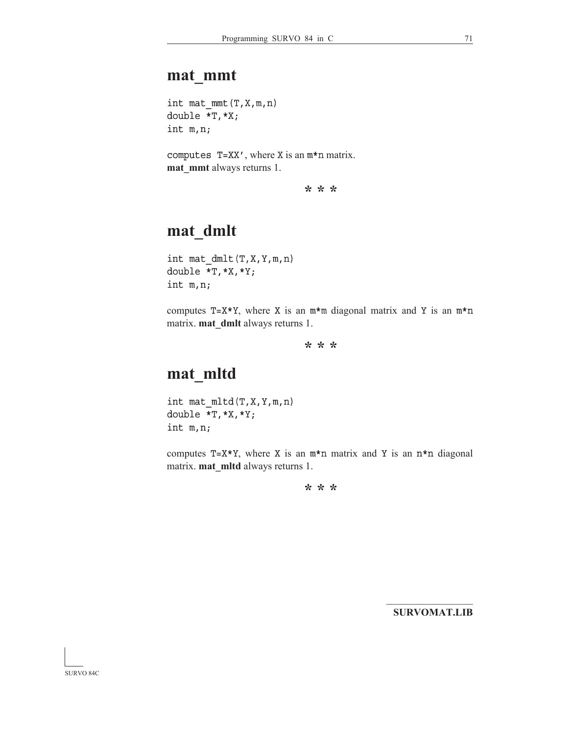## mat_mmt

```
int mat_mmt(T,X,m,n)
double *T,*X;
int m,n;
```

computes `T=XX'`, where `X` is an `m*n` matrix.
**mat_mmt** always returns 1.

\* \* \*

## mat_dmlt

```
int mat_dmlt(T,X,Y,m,n)
double *T,*X,*Y;
int m,n;
```

computes `T=X*Y`, where `X` is an `m*m` diagonal matrix and `Y` is an `m*n` matrix. **mat_dmlt** always returns 1.

\* \* \*

## mat_mltd

```
int mat_mltd(T,X,Y,m,n)
double *T,*X,*Y;
int m,n;
```

computes `T=X*Y`, where `X` is an `m*n` matrix and `Y` is an `n*n` diagonal matrix. **mat_mltd** always returns 1.

\* \* \*

**SURVOMAT.LIB**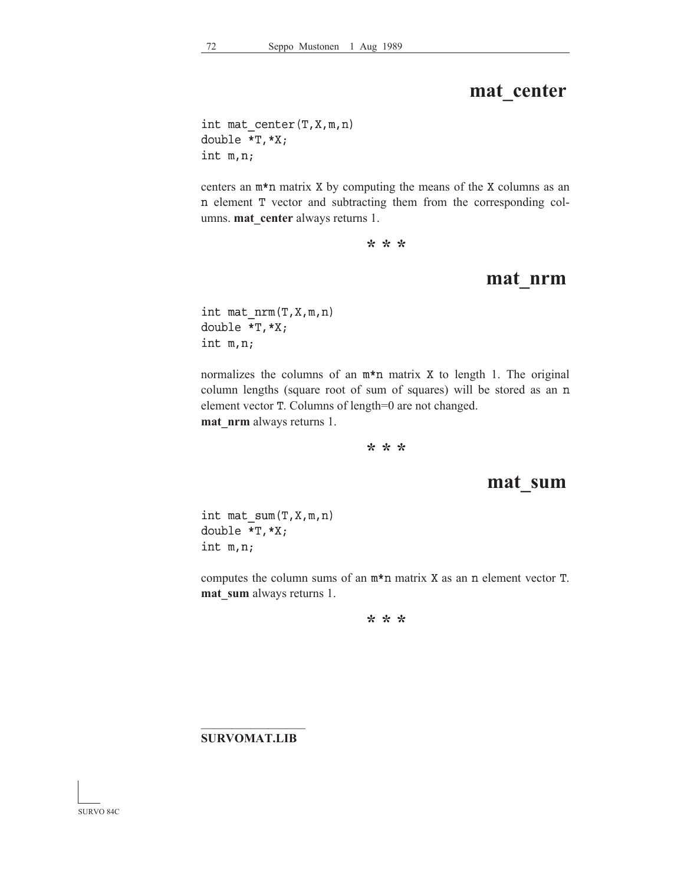## mat_center

```
int mat_center(T,X,m,n)
double *T,*X;
int m,n;
```

centers an `m*n` matrix `X` by computing the means of the `X` columns as an `n` element `T` vector and subtracting them from the corresponding columns. **mat_center** always returns 1.

\* \* \*

## mat_nrm

```
int mat_nrm(T,X,m,n)
double *T,*X;
int m,n;
```

normalizes the columns of an `m*n` matrix `X` to length 1. The original column lengths (square root of sum of squares) will be stored as an `n` element vector `T`. Columns of length=0 are not changed.
**mat_nrm** always returns 1.

\* \* \*

## mat_sum

```
int mat_sum(T,X,m,n)
double *T,*X;
int m,n;
```

computes the column sums of an `m*n` matrix `X` as an `n` element vector `T`.
**mat_sum** always returns 1.

\* \* \*

**SURVOMAT.LIB**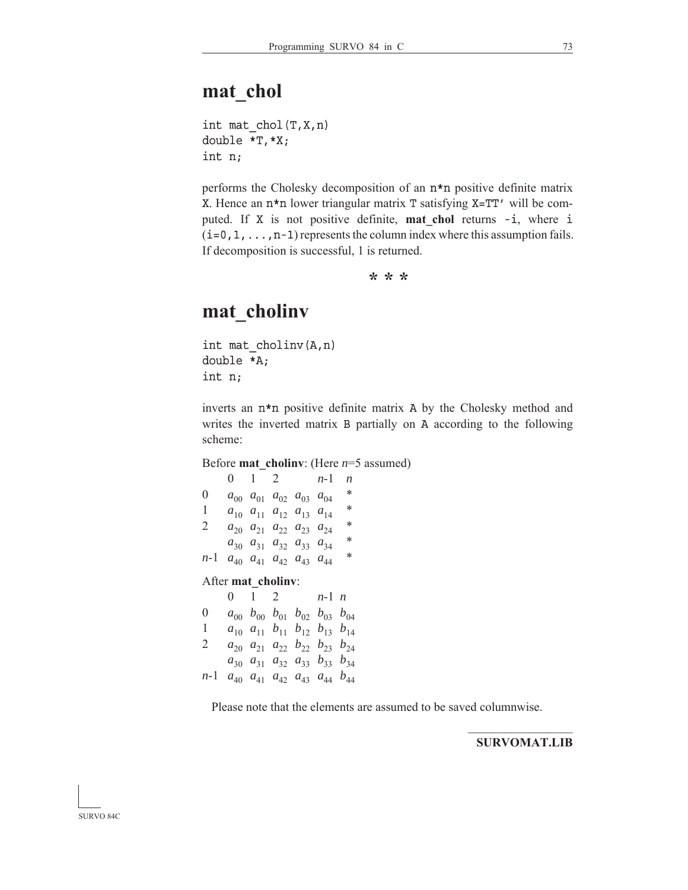# mat_chol

```
int mat_chol(T,X,n)
double *T,*X;
int n;
```

performs the Cholesky decomposition of an `n*n` positive definite matrix `X`. Hence an `n*n` lower triangular matrix `T` satisfying `X=TT'` will be computed. If `X` is not positive definite, **mat_chol** returns `-i`, where `i` (`i=0,1,...,n-1`) represents the column index where this assumption fails. If decomposition is successful, 1 is returned.

\* \* \*

# mat_cholinv

```
int mat_cholinv(A,n)
double *A;
int n;
```

inverts an `n*n` positive definite matrix `A` by the Cholesky method and writes the inverted matrix `B` partially on `A` according to the following scheme:

Before **mat_cholinv**: (Here *n*=5 assumed)

|  | 0 | 1 | 2 |  | *n*-1 | *n* |
|---|---|---|---|---|---|---|
| 0 | $a_{00}$ | $a_{01}$ | $a_{02}$ | $a_{03}$ | $a_{04}$ | * |
| 1 | $a_{10}$ | $a_{11}$ | $a_{12}$ | $a_{13}$ | $a_{14}$ | * |
| 2 | $a_{20}$ | $a_{21}$ | $a_{22}$ | $a_{23}$ | $a_{24}$ | * |
|  | $a_{30}$ | $a_{31}$ | $a_{32}$ | $a_{33}$ | $a_{34}$ | * |
| *n*-1 | $a_{40}$ | $a_{41}$ | $a_{42}$ | $a_{43}$ | $a_{44}$ | * |

After **mat_cholinv**:

|  | 0 | 1 | 2 |  | *n*-1 | *n* |
|---|---|---|---|---|---|---|
| 0 | $a_{00}$ | $b_{00}$ | $b_{01}$ | $b_{02}$ | $b_{03}$ | $b_{04}$ |
| 1 | $a_{10}$ | $a_{11}$ | $b_{11}$ | $b_{12}$ | $b_{13}$ | $b_{14}$ |
| 2 | $a_{20}$ | $a_{21}$ | $a_{22}$ | $b_{22}$ | $b_{23}$ | $b_{24}$ |
|  | $a_{30}$ | $a_{31}$ | $a_{32}$ | $a_{33}$ | $b_{33}$ | $b_{34}$ |
| *n*-1 | $a_{40}$ | $a_{41}$ | $a_{42}$ | $a_{43}$ | $a_{44}$ | $b_{44}$ |

Please note that the elements are assumed to be saved columnwise.

**SURVOMAT.LIB**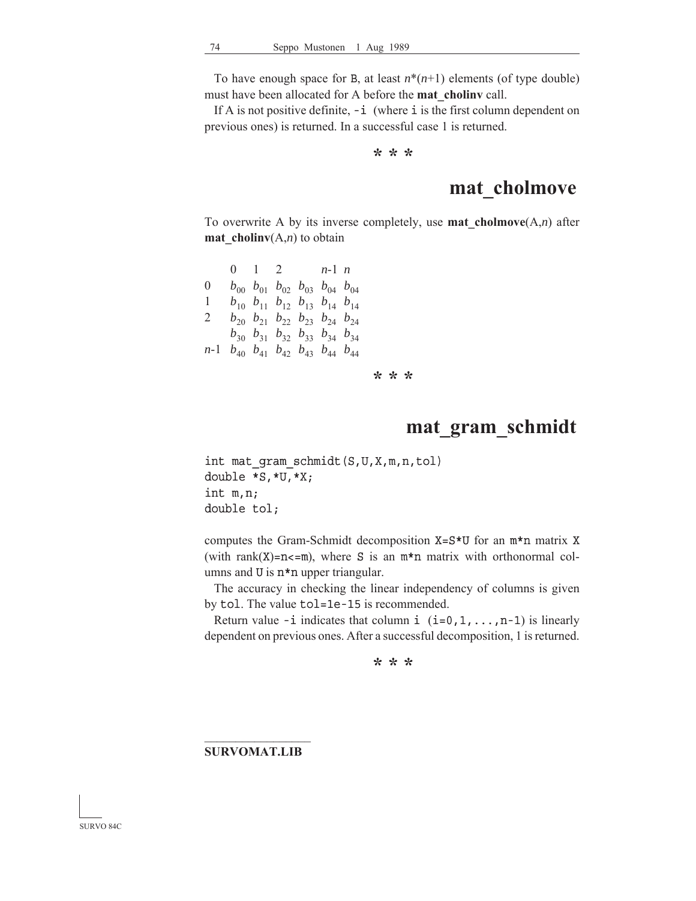To have enough space for B, at least $n*(n+1)$ elements (of type double) must have been allocated for A before the **mat_cholinv** call.

If A is not positive definite, `-i` (where `i` is the first column dependent on previous ones) is returned. In a successful case 1 is returned.

\* \* \*

## mat_cholmove

To overwrite A by its inverse completely, use **mat_cholmove**(A,*n*) after **mat_cholinv**(A,*n*) to obtain

|  | 0 | 1 | 2 |  | $n$-1 | $n$ |
|---|---|---|---|---|---|---|
| 0 | $b_{00}$ | $b_{01}$ | $b_{02}$ | $b_{03}$ | $b_{04}$ | $b_{04}$ |
| 1 | $b_{10}$ | $b_{11}$ | $b_{12}$ | $b_{13}$ | $b_{14}$ | $b_{14}$ |
| 2 | $b_{20}$ | $b_{21}$ | $b_{22}$ | $b_{23}$ | $b_{24}$ | $b_{24}$ |
|  | $b_{30}$ | $b_{31}$ | $b_{32}$ | $b_{33}$ | $b_{34}$ | $b_{34}$ |
| $n$-1 | $b_{40}$ | $b_{41}$ | $b_{42}$ | $b_{43}$ | $b_{44}$ | $b_{44}$ |

\* \* \*

## mat_gram_schmidt

```
int mat_gram_schmidt(S,U,X,m,n,tol)
double *S,*U,*X;
int m,n;
double tol;
```

computes the Gram-Schmidt decomposition `X=S*U` for an `m*n` matrix `X` (with rank(`X`)=`n<=m`), where `S` is an `m*n` matrix with orthonormal columns and `U` is `n*n` upper triangular.

The accuracy in checking the linear independency of columns is given by `tol`. The value `tol=1e-15` is recommended.

Return value `-i` indicates that column `i` (`i=0,1,...,n-1`) is linearly dependent on previous ones. After a successful decomposition, 1 is returned.

\* \* \*

**SURVOMAT.LIB**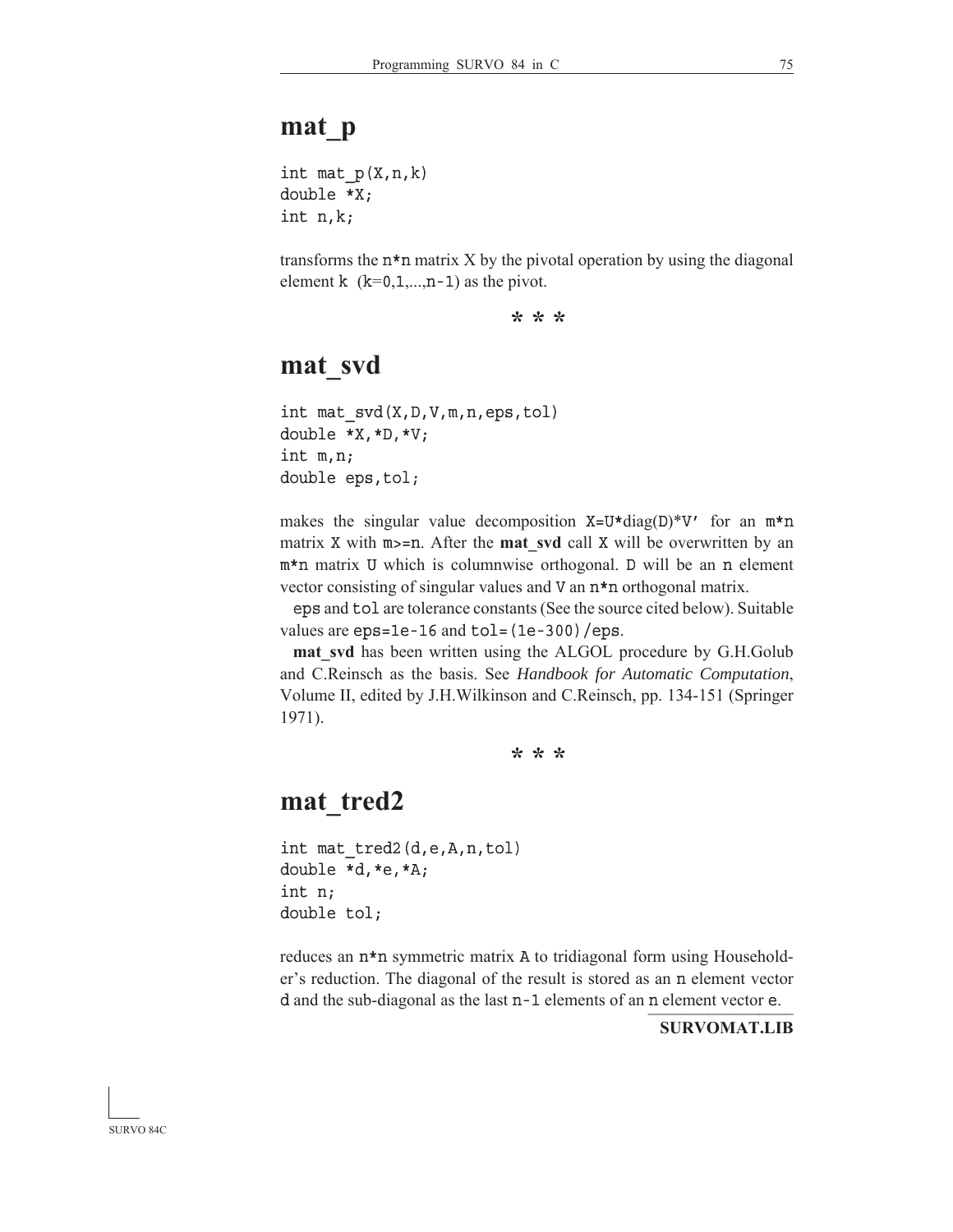# mat_p

```
int mat_p(X,n,k)
double *X;
int n,k;
```

transforms the n*n matrix X by the pivotal operation by using the diagonal element k (k=0,1,...,n-1) as the pivot.

\* \* \*

# mat_svd

```
int mat_svd(X,D,V,m,n,eps,tol)
double *X,*D,*V;
int m,n;
double eps,tol;
```

makes the singular value decomposition X=U*diag(D)*V' for an m*n matrix X with m>=n. After the **mat_svd** call X will be overwritten by an m*n matrix U which is columnwise orthogonal. D will be an n element vector consisting of singular values and V an n*n orthogonal matrix.

eps and tol are tolerance constants (See the source cited below). Suitable values are eps=1e-16 and tol=(1e-300)/eps.

**mat_svd** has been written using the ALGOL procedure by G.H.Golub and C.Reinsch as the basis. See *Handbook for Automatic Computation*, Volume II, edited by J.H.Wilkinson and C.Reinsch, pp. 134-151 (Springer 1971).

\* \* \*

# mat_tred2

```
int mat_tred2(d,e,A,n,tol)
double *d,*e,*A;
int n;
double tol;
```

reduces an n*n symmetric matrix A to tridiagonal form using Householder's reduction. The diagonal of the result is stored as an n element vector d and the sub-diagonal as the last n-1 elements of an n element vector e.

**SURVOMAT.LIB**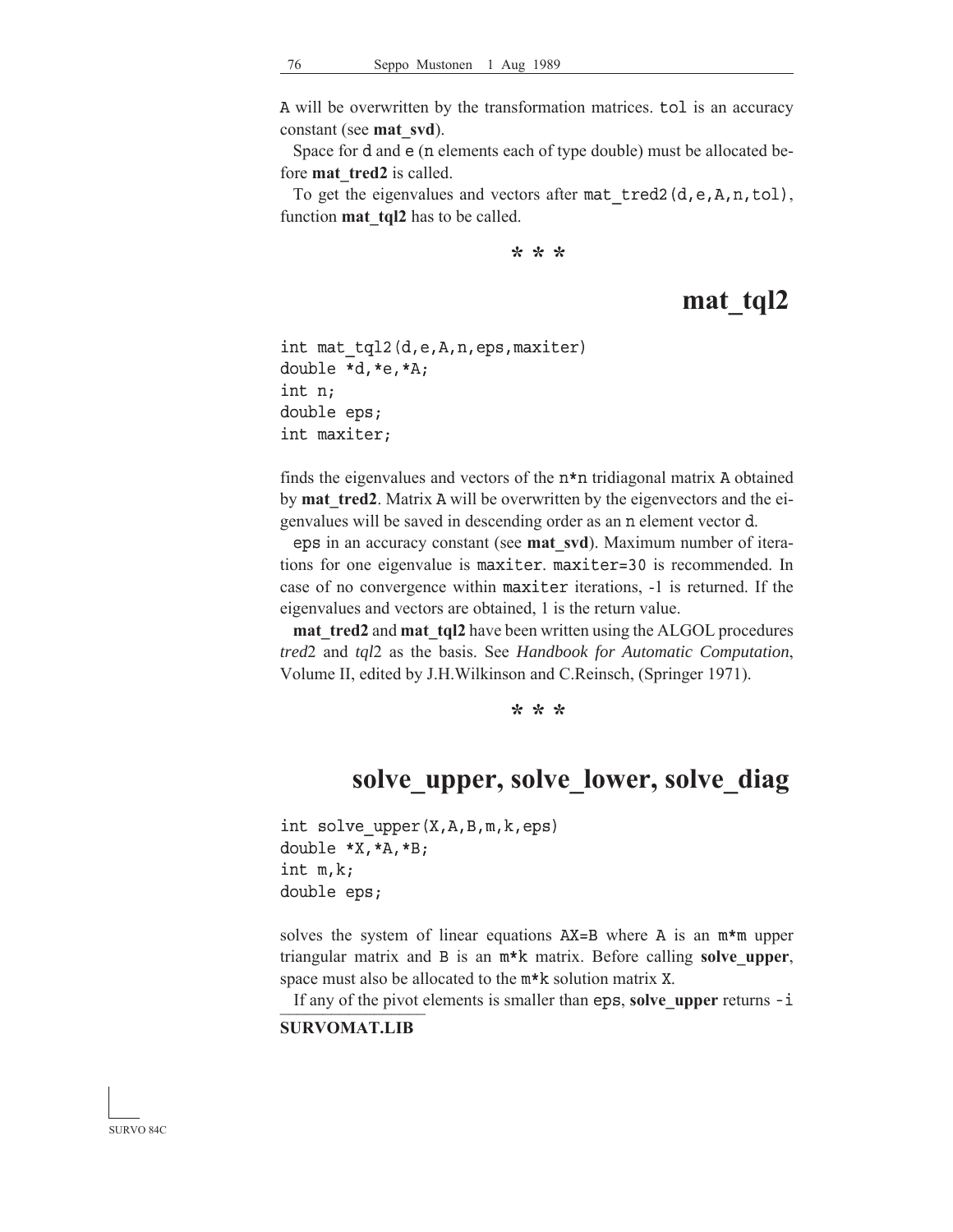A will be overwritten by the transformation matrices. tol is an accuracy constant (see **mat_svd**).

Space for d and e (n elements each of type double) must be allocated before **mat_tred2** is called.

To get the eigenvalues and vectors after mat_tred2(d,e,A,n,tol), function **mat_tql2** has to be called.

\* \* \*

# mat_tql2

```
int mat_tql2(d,e,A,n,eps,maxiter)
double *d,*e,*A;
int n;
double eps;
int maxiter;
```

finds the eigenvalues and vectors of the n*n tridiagonal matrix A obtained by **mat_tred2**. Matrix A will be overwritten by the eigenvectors and the eigenvalues will be saved in descending order as an n element vector d.

eps in an accuracy constant (see **mat_svd**). Maximum number of iterations for one eigenvalue is maxiter. maxiter=30 is recommended. In case of no convergence within maxiter iterations, -1 is returned. If the eigenvalues and vectors are obtained, 1 is the return value.

**mat_tred2** and **mat_tql2** have been written using the ALGOL procedures *tred*2 and *tql*2 as the basis. See *Handbook for Automatic Computation*, Volume II, edited by J.H.Wilkinson and C.Reinsch, (Springer 1971).

\* \* \*

# solve_upper, solve_lower, solve_diag

```
int solve_upper(X,A,B,m,k,eps)
double *X,*A,*B;
int m,k;
double eps;
```

solves the system of linear equations AX=B where A is an m*m upper triangular matrix and B is an m*k matrix. Before calling **solve_upper**, space must also be allocated to the m*k solution matrix X.

If any of the pivot elements is smaller than eps, **solve_upper** returns -i

**SURVOMAT.LIB**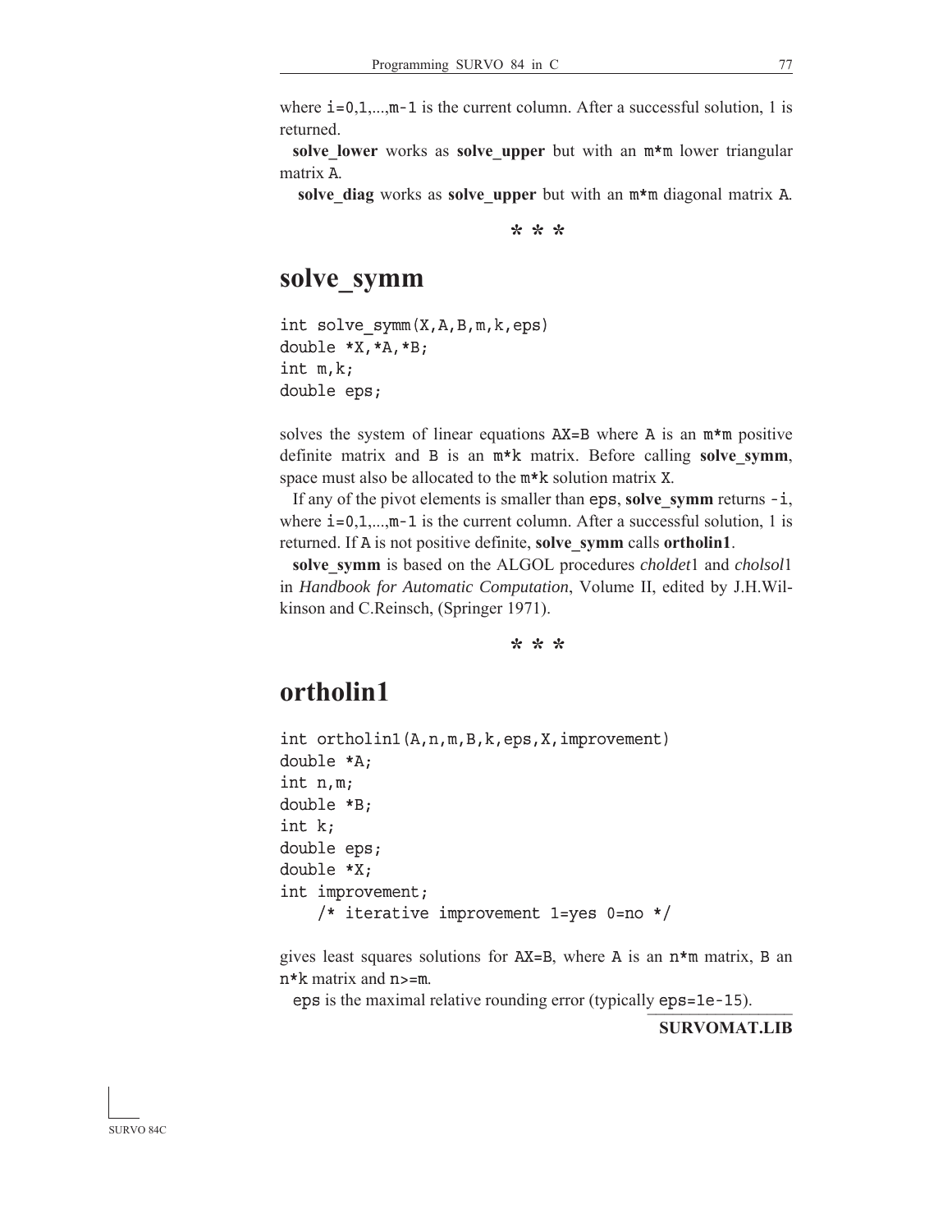where `i=0,1,...,m-1` is the current column. After a successful solution, 1 is returned.

**solve_lower** works as **solve_upper** but with an `m*m` lower triangular matrix `A`.

**solve_diag** works as **solve_upper** but with an `m*m` diagonal matrix `A`.

\* \* \*

# solve_symm

```
int solve_symm(X,A,B,m,k,eps)
double *X,*A,*B;
int m,k;
double eps;
```

solves the system of linear equations `AX=B` where `A` is an `m*m` positive definite matrix and `B` is an `m*k` matrix. Before calling **solve_symm**, space must also be allocated to the `m*k` solution matrix `X`.

If any of the pivot elements is smaller than `eps`, **solve_symm** returns `-i`, where `i=0,1,...,m-1` is the current column. After a successful solution, 1 is returned. If `A` is not positive definite, **solve_symm** calls **ortholin1**.

**solve_symm** is based on the ALGOL procedures *choldet*1 and *cholsol*1 in *Handbook for Automatic Computation*, Volume II, edited by J.H.Wilkinson and C.Reinsch, (Springer 1971).

\* \* \*

# ortholin1

```
int ortholin1(A,n,m,B,k,eps,X,improvement)
double *A;
int n,m;
double *B;
int k;
double eps;
double *X;
int improvement;
    /* iterative improvement 1=yes 0=no */
```

gives least squares solutions for `AX=B`, where `A` is an `n*m` matrix, `B` an `n*k` matrix and `n>=m`.

`eps` is the maximal relative rounding error (typically `eps=1e-15`).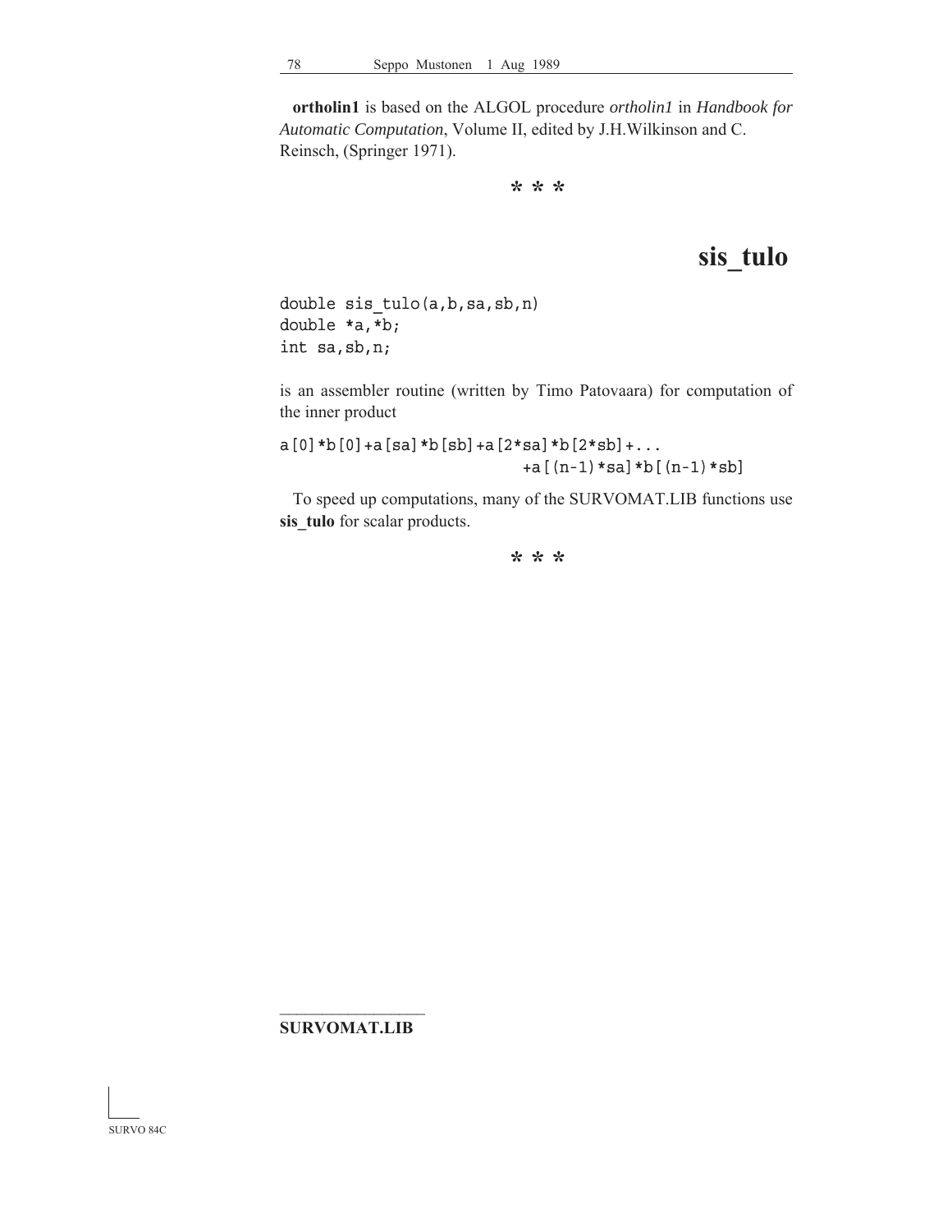**ortholin1** is based on the ALGOL procedure *ortholin1* in *Handbook for Automatic Computation*, Volume II, edited by J.H.Wilkinson and C. Reinsch, (Springer 1971).

\* \* \*

## sis_tulo

```
double sis_tulo(a,b,sa,sb,n)
double *a,*b;
int sa,sb,n;
```

is an assembler routine (written by Timo Patovaara) for computation of the inner product

```
a[0]*b[0]+a[sa]*b[sb]+a[2*sa]*b[2*sb]+...
                          +a[(n-1)*sa]*b[(n-1)*sb]
```

To speed up computations, many of the SURVOMAT.LIB functions use **sis_tulo** for scalar products.

\* \* \*

**SURVOMAT.LIB**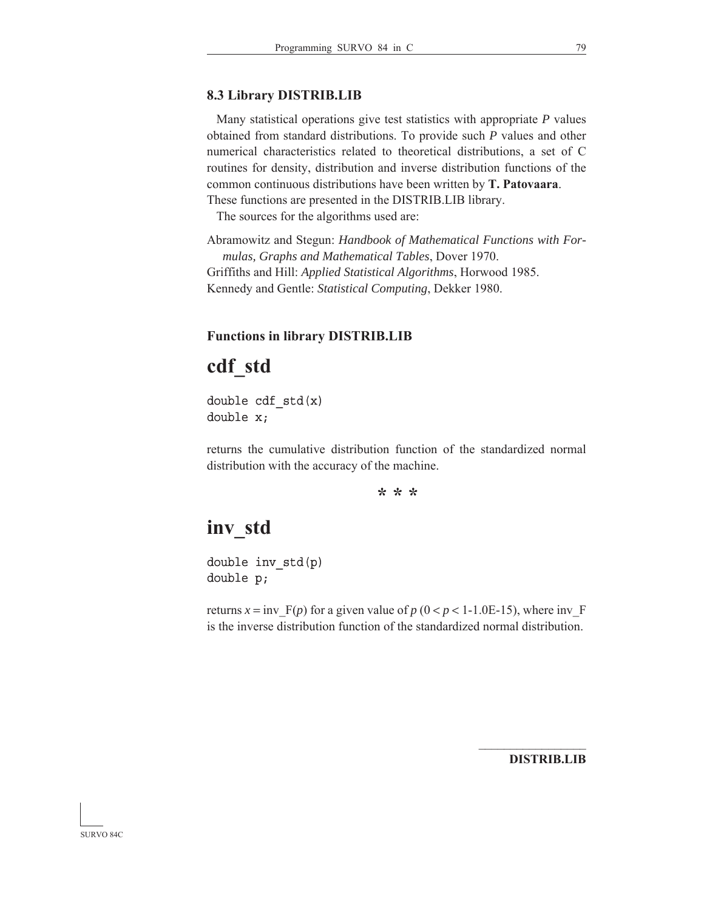### 8.3 Library DISTRIB.LIB

Many statistical operations give test statistics with appropriate *P* values obtained from standard distributions. To provide such *P* values and other numerical characteristics related to theoretical distributions, a set of C routines for density, distribution and inverse distribution functions of the common continuous distributions have been written by **T. Patovaara**. These functions are presented in the DISTRIB.LIB library.

The sources for the algorithms used are:

Abramowitz and Stegun: *Handbook of Mathematical Functions with Formulas, Graphs and Mathematical Tables*, Dover 1970.
Griffiths and Hill: *Applied Statistical Algorithms*, Horwood 1985.
Kennedy and Gentle: *Statistical Computing*, Dekker 1980.

#### Functions in library DISTRIB.LIB

# cdf_std

```
double cdf_std(x)
double x;
```

returns the cumulative distribution function of the standardized normal distribution with the accuracy of the machine.

\* \* \*

# inv_std

```
double inv_std(p)
double p;
```

returns $x = \text{inv\_F}(p)$ for a given value of $p$ ($0 < p < 1\text{-}1.0\text{E-}15$), where inv_F is the inverse distribution function of the standardized normal distribution.

**DISTRIB.LIB**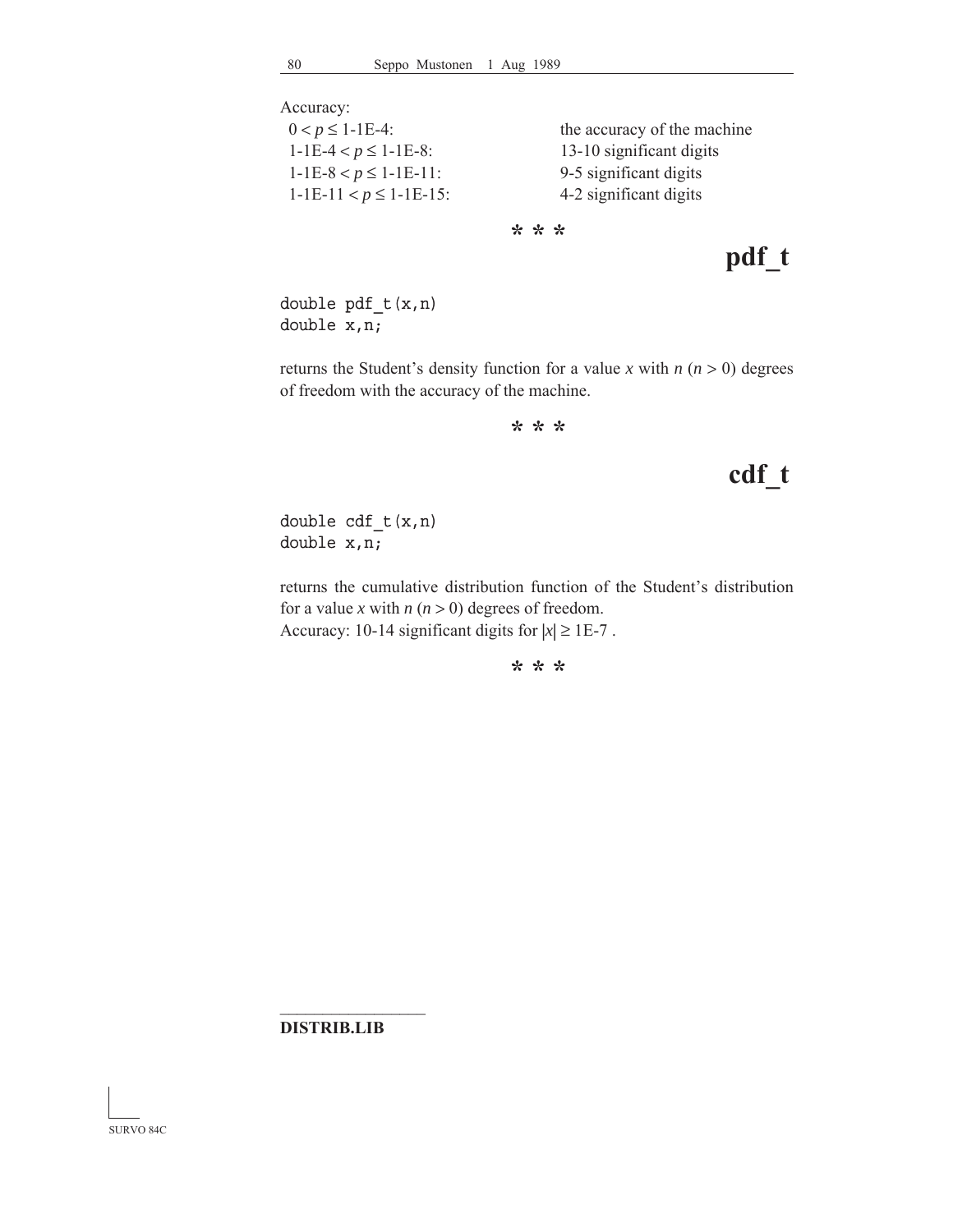Accuracy:

| | |
|---|---|
| $0 < p \le$ 1-1E-4: | the accuracy of the machine |
| 1-1E-4 $< p \le$ 1-1E-8: | 13-10 significant digits |
| 1-1E-8 $< p \le$ 1-1E-11: | 9-5 significant digits |
| 1-1E-11 $< p \le$ 1-1E-15: | 4-2 significant digits |

\* \* \*

# pdf_t

```
double pdf_t(x,n)
double x,n;
```

returns the Student's density function for a value $x$ with $n$ ($n > 0$) degrees of freedom with the accuracy of the machine.

\* \* \*

# cdf_t

```
double cdf_t(x,n)
double x,n;
```

returns the cumulative distribution function of the Student's distribution for a value $x$ with $n$ ($n > 0$) degrees of freedom.
Accuracy: 10-14 significant digits for $|x| \ge$ 1E-7 .

\* \* \*

**DISTRIB.LIB**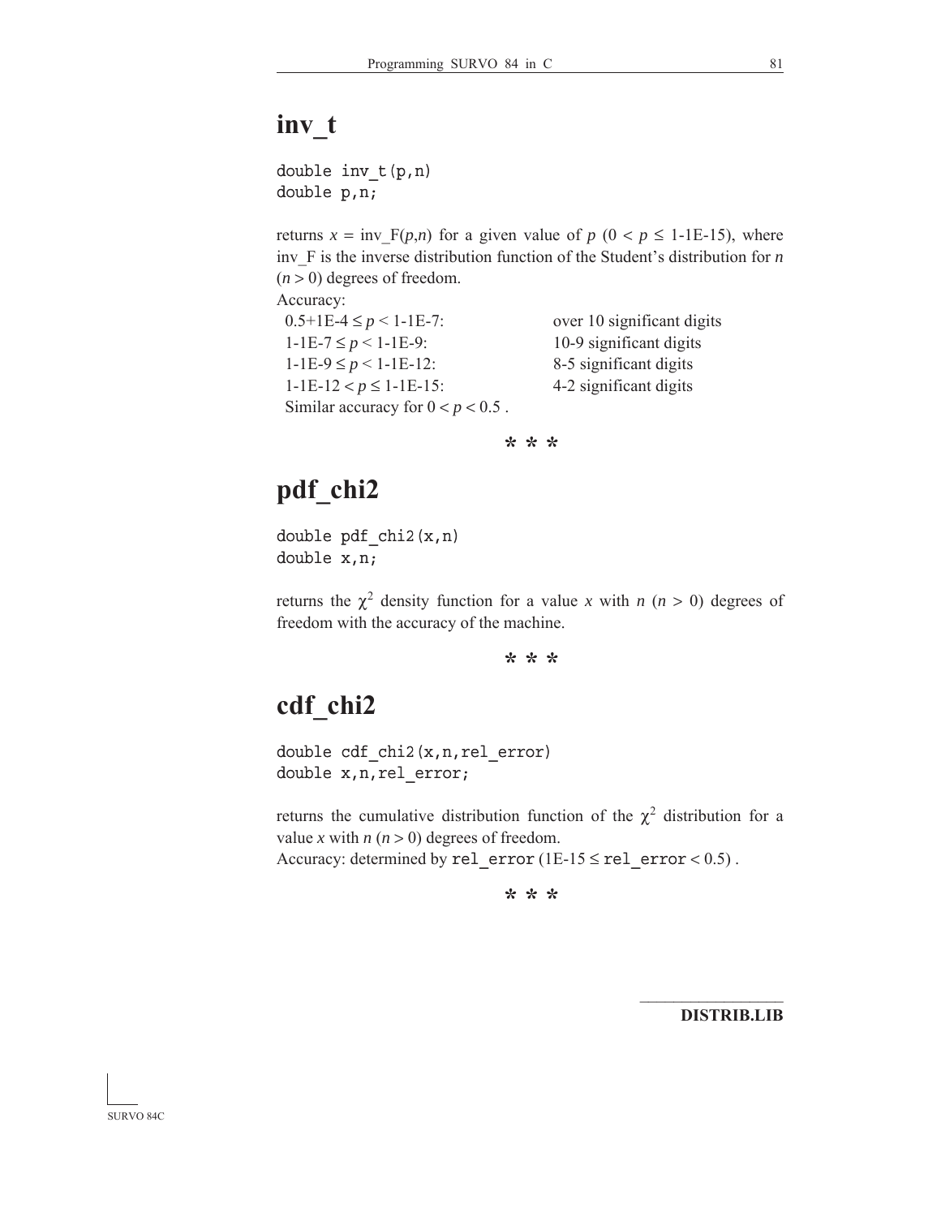# inv_t

```
double inv_t(p,n)
double p,n;
```

returns $x$ = inv_F($p$,$n$) for a given value of $p$ ($0 < p \leq$ 1-1E-15), where inv_F is the inverse distribution function of the Student's distribution for $n$ ($n > 0$) degrees of freedom.

Accuracy:

| | |
|---|---|
| 0.5+1E-4 ≤ $p$ < 1-1E-7: | over 10 significant digits |
| 1-1E-7 ≤ $p$ < 1-1E-9: | 10-9 significant digits |
| 1-1E-9 ≤ $p$ < 1-1E-12: | 8-5 significant digits |
| 1-1E-12 < $p$ ≤ 1-1E-15: | 4-2 significant digits |

Similar accuracy for $0 < p < 0.5$ .

\* \* \*

# pdf_chi2

```
double pdf_chi2(x,n)
double x,n;
```

returns the $\chi^2$ density function for a value $x$ with $n$ ($n > 0$) degrees of freedom with the accuracy of the machine.

\* \* \*

# cdf_chi2

```
double cdf_chi2(x,n,rel_error)
double x,n,rel_error;
```

returns the cumulative distribution function of the $\chi^2$ distribution for a value $x$ with $n$ ($n > 0$) degrees of freedom.

Accuracy: determined by `rel_error` (1E-15 ≤ `rel_error` < 0.5) .

\* \* \*

**DISTRIB.LIB**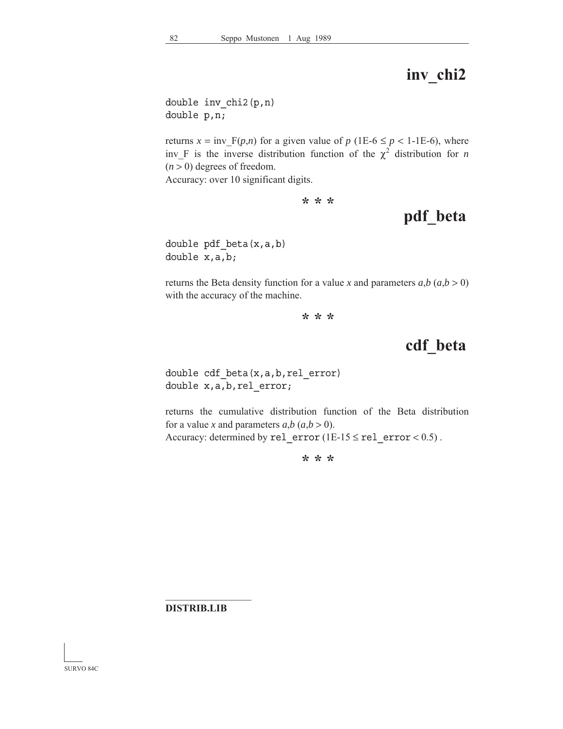## inv_chi2

```
double inv_chi2(p,n)
double p,n;
```

returns $x$ = inv_F($p$,$n$) for a given value of $p$ (1E-6 ≤ $p$ < 1-1E-6), where inv_F is the inverse distribution function of the $\chi^2$ distribution for $n$ ($n > 0$) degrees of freedom.
Accuracy: over 10 significant digits.

\* \* \*

## pdf_beta

```
double pdf_beta(x,a,b)
double x,a,b;
```

returns the Beta density function for a value $x$ and parameters $a$,$b$ ($a$,$b > 0$) with the accuracy of the machine.

\* \* \*

## cdf_beta

```
double cdf_beta(x,a,b,rel_error)
double x,a,b,rel_error;
```

returns the cumulative distribution function of the Beta distribution for a value $x$ and parameters $a$,$b$ ($a$,$b > 0$).
Accuracy: determined by `rel_error` (1E-15 ≤ `rel_error` < 0.5) .

\* \* \*

**DISTRIB.LIB**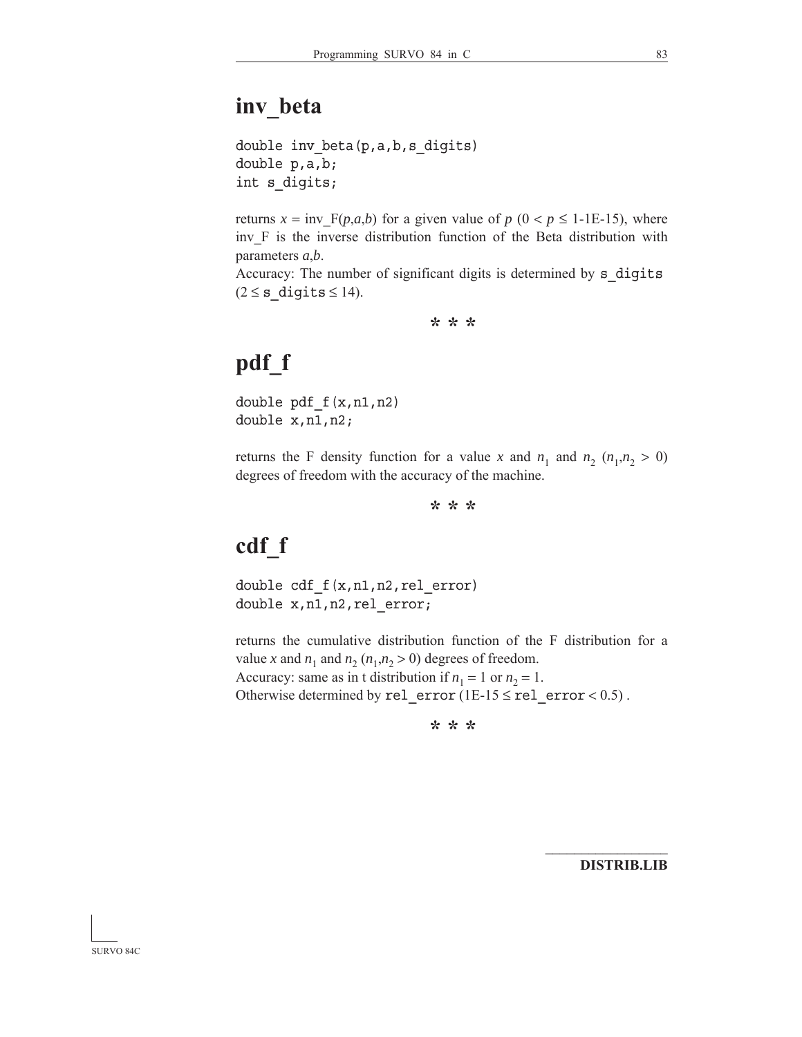# inv_beta

```
double inv_beta(p,a,b,s_digits)
double p,a,b;
int s_digits;
```

returns $x$ = inv_F($p$,$a$,$b$) for a given value of $p$ ($0 < p \leq$ 1-1E-15), where inv_F is the inverse distribution function of the Beta distribution with parameters $a$,$b$.
Accuracy: The number of significant digits is determined by `s_digits` ($2 \leq$ `s_digits` $\leq 14$).

\* \* \*

# pdf_f

```
double pdf_f(x,n1,n2)
double x,n1,n2;
```

returns the F density function for a value $x$ and $n_1$ and $n_2$ ($n_1$,$n_2 > 0$) degrees of freedom with the accuracy of the machine.

\* \* \*

# cdf_f

```
double cdf_f(x,n1,n2,rel_error)
double x,n1,n2,rel_error;
```

returns the cumulative distribution function of the F distribution for a value $x$ and $n_1$ and $n_2$ ($n_1$,$n_2 > 0$) degrees of freedom.
Accuracy: same as in t distribution if $n_1 = 1$ or $n_2 = 1$.
Otherwise determined by `rel_error` (1E-15 $\leq$ `rel_error` $< 0.5$) .

\* \* \*

**DISTRIB.LIB**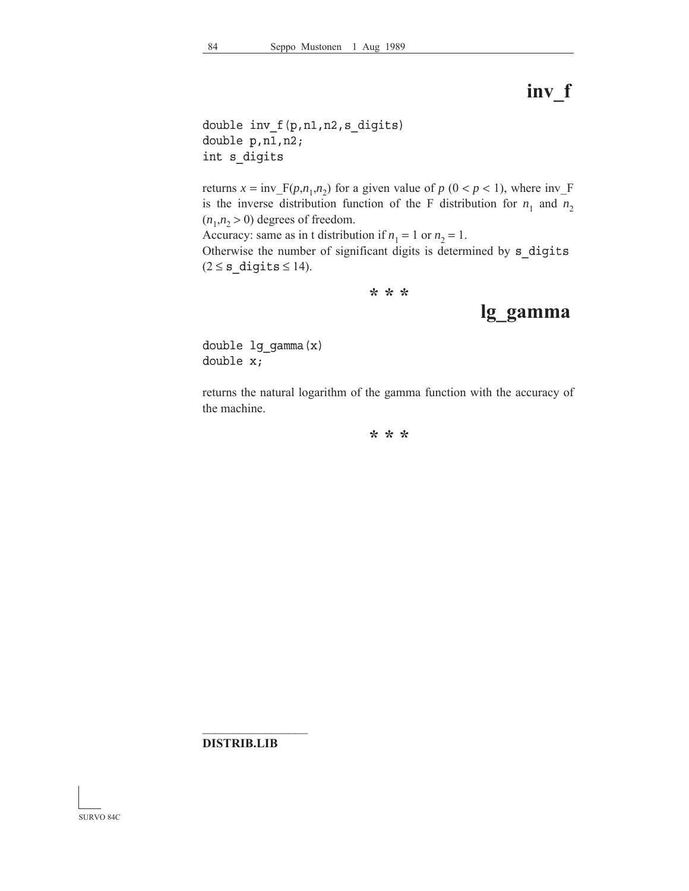# inv_f

```
double inv_f(p,n1,n2,s_digits)
double p,n1,n2;
int s_digits
```

returns $x$ = inv_F($p$,$n_1$,$n_2$) for a given value of $p$ ($0 < p < 1$), where inv_F is the inverse distribution function of the F distribution for $n_1$ and $n_2$ ($n_1$,$n_2 > 0$) degrees of freedom.
Accuracy: same as in t distribution if $n_1 = 1$ or $n_2 = 1$.
Otherwise the number of significant digits is determined by `s_digits` ($2 \leq$ `s_digits` $\leq 14$).

\* \* \*

# lg_gamma

```
double lg_gamma(x)
double x;
```

returns the natural logarithm of the gamma function with the accuracy of the machine.

\* \* \*

**DISTRIB.LIB**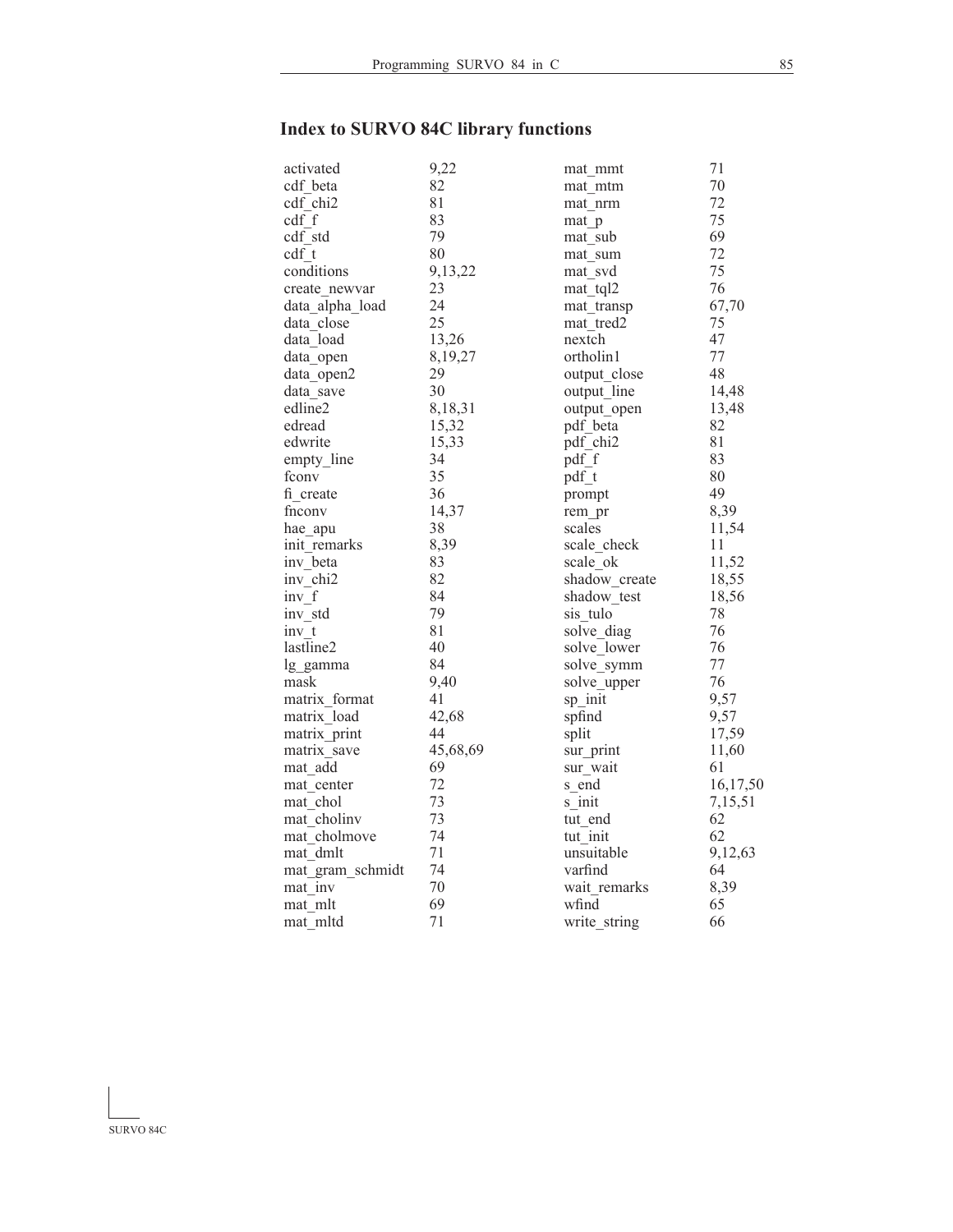## Index to SURVO 84C library functions

| | | | |
|---|---|---|---|
| activated | 9,22 | mat_mmt | 71 |
| cdf_beta | 82 | mat_mtm | 70 |
| cdf_chi2 | 81 | mat_nrm | 72 |
| cdf_f | 83 | mat_p | 75 |
| cdf_std | 79 | mat_sub | 69 |
| cdf_t | 80 | mat_sum | 72 |
| conditions | 9,13,22 | mat_svd | 75 |
| create_newvar | 23 | mat_tql2 | 76 |
| data_alpha_load | 24 | mat_transp | 67,70 |
| data_close | 25 | mat_tred2 | 75 |
| data_load | 13,26 | nextch | 47 |
| data_open | 8,19,27 | ortholin1 | 77 |
| data_open2 | 29 | output_close | 48 |
| data_save | 30 | output_line | 14,48 |
| edline2 | 8,18,31 | output_open | 13,48 |
| edread | 15,32 | pdf_beta | 82 |
| edwrite | 15,33 | pdf_chi2 | 81 |
| empty_line | 34 | pdf_f | 83 |
| fconv | 35 | pdf_t | 80 |
| fi_create | 36 | prompt | 49 |
| fnconv | 14,37 | rem_pr | 8,39 |
| hae_apu | 38 | scales | 11,54 |
| init_remarks | 8,39 | scale_check | 11 |
| inv_beta | 83 | scale_ok | 11,52 |
| inv_chi2 | 82 | shadow_create | 18,55 |
| inv_f | 84 | shadow_test | 18,56 |
| inv_std | 79 | sis_tulo | 78 |
| inv_t | 81 | solve_diag | 76 |
| lastline2 | 40 | solve_lower | 76 |
| lg_gamma | 84 | solve_symm | 77 |
| mask | 9,40 | solve_upper | 76 |
| matrix_format | 41 | sp_init | 9,57 |
| matrix_load | 42,68 | spfind | 9,57 |
| matrix_print | 44 | split | 17,59 |
| matrix_save | 45,68,69 | sur_print | 11,60 |
| mat_add | 69 | sur_wait | 61 |
| mat_center | 72 | s_end | 16,17,50 |
| mat_chol | 73 | s_init | 7,15,51 |
| mat_cholinv | 73 | tut_end | 62 |
| mat_cholmove | 74 | tut_init | 62 |
| mat_dmlt | 71 | unsuitable | 9,12,63 |
| mat_gram_schmidt | 74 | varfind | 64 |
| mat_inv | 70 | wait_remarks | 8,39 |
| mat_mlt | 69 | wfind | 65 |
| mat_mltd | 71 | write_string | 66 |